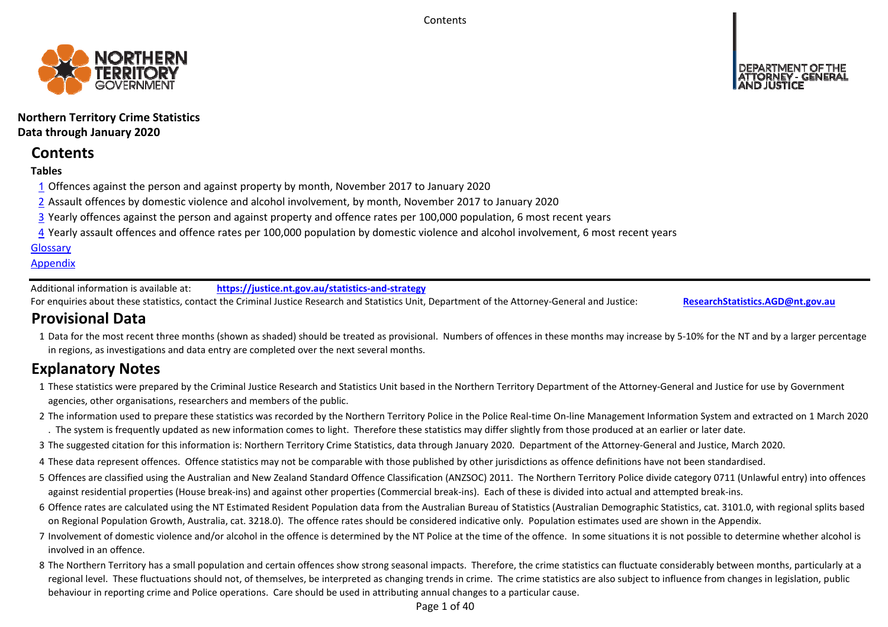**Northern Territory Crime Statistics**
**Data through January 2020**

# Contents

**Tables**

1 Offences against the person and against property by month, November 2017 to January 2020

2 Assault offences by domestic violence and alcohol involvement, by month, November 2017 to January 2020

3 Yearly offences against the person and against property and offence rates per 100,000 population, 6 most recent years

4 Yearly assault offences and offence rates per 100,000 population by domestic violence and alcohol involvement, 6 most recent years

Glossary

Appendix

Additional information is available at: **https://justice.nt.gov.au/statistics-and-strategy**

For enquiries about these statistics, contact the Criminal Justice Research and Statistics Unit, Department of the Attorney-General and Justice: **ResearchStatistics.AGD@nt.gov.au**

# Provisional Data

1 Data for the most recent three months (shown as shaded) should be treated as provisional. Numbers of offences in these months may increase by 5-10% for the NT and by a larger percentage in regions, as investigations and data entry are completed over the next several months.

# Explanatory Notes

1 These statistics were prepared by the Criminal Justice Research and Statistics Unit based in the Northern Territory Department of the Attorney-General and Justice for use by Government agencies, other organisations, researchers and members of the public.

2 The information used to prepare these statistics was recorded by the Northern Territory Police in the Police Real-time On-line Management Information System and extracted on 1 March 2020. The system is frequently updated as new information comes to light. Therefore these statistics may differ slightly from those produced at an earlier or later date.

3 The suggested citation for this information is: Northern Territory Crime Statistics, data through January 2020. Department of the Attorney-General and Justice, March 2020.

4 These data represent offences. Offence statistics may not be comparable with those published by other jurisdictions as offence definitions have not been standardised.

5 Offences are classified using the Australian and New Zealand Standard Offence Classification (ANZSOC) 2011. The Northern Territory Police divide category 0711 (Unlawful entry) into offences against residential properties (House break-ins) and against other properties (Commercial break-ins). Each of these is divided into actual and attempted break-ins.

6 Offence rates are calculated using the NT Estimated Resident Population data from the Australian Bureau of Statistics (Australian Demographic Statistics, cat. 3101.0, with regional splits based on Regional Population Growth, Australia, cat. 3218.0). The offence rates should be considered indicative only. Population estimates used are shown in the Appendix.

7 Involvement of domestic violence and/or alcohol in the offence is determined by the NT Police at the time of the offence. In some situations it is not possible to determine whether alcohol is involved in an offence.

8 The Northern Territory has a small population and certain offences show strong seasonal impacts. Therefore, the crime statistics can fluctuate considerably between months, particularly at a regional level. These fluctuations should not, of themselves, be interpreted as changing trends in crime. The crime statistics are also subject to influence from changes in legislation, public behaviour in reporting crime and Police operations. Care should be used in attributing annual changes to a particular cause.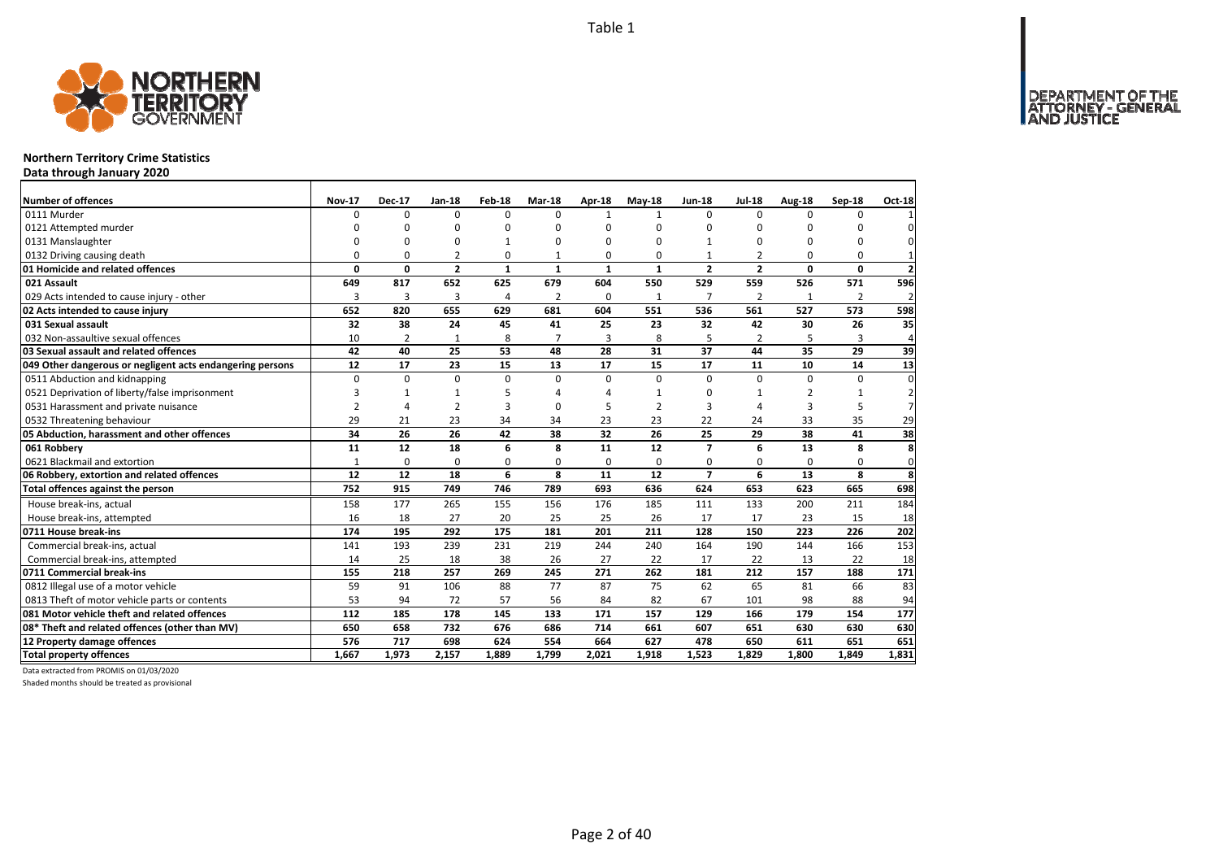Table 1

# Northern Territory Crime Statistics

**Data through January 2020**

| Number of offences | Nov-17 | Dec-17 | Jan-18 | Feb-18 | Mar-18 | Apr-18 | May-18 | Jun-18 | Jul-18 | Aug-18 | Sep-18 | Oct-18 |
|---|---|---|---|---|---|---|---|---|---|---|---|---|
| 0111 Murder | 0 | 0 | 0 | 0 | 0 | 1 | 1 | 0 | 0 | 0 | 0 | 1 |
| 0121 Attempted murder | 0 | 0 | 0 | 0 | 0 | 0 | 0 | 0 | 0 | 0 | 0 | 0 |
| 0131 Manslaughter | 0 | 0 | 0 | 1 | 0 | 0 | 0 | 1 | 0 | 0 | 0 | 0 |
| 0132 Driving causing death | 0 | 0 | 2 | 0 | 1 | 0 | 0 | 1 | 2 | 0 | 0 | 1 |
| **01 Homicide and related offences** | **0** | **0** | **2** | **1** | **1** | **1** | **1** | **2** | **2** | **0** | **0** | **2** |
| **021 Assault** | **649** | **817** | **652** | **625** | **679** | **604** | **550** | **529** | **559** | **526** | **571** | **596** |
| 029 Acts intended to cause injury - other | 3 | 3 | 3 | 4 | 2 | 0 | 1 | 7 | 2 | 1 | 2 | 2 |
| **02 Acts intended to cause injury** | **652** | **820** | **655** | **629** | **681** | **604** | **551** | **536** | **561** | **527** | **573** | **598** |
| **031 Sexual assault** | **32** | **38** | **24** | **45** | **41** | **25** | **23** | **32** | **42** | **30** | **26** | **35** |
| 032 Non-assaultive sexual offences | 10 | 2 | 1 | 8 | 7 | 3 | 8 | 5 | 2 | 5 | 3 | 4 |
| **03 Sexual assault and related offences** | **42** | **40** | **25** | **53** | **48** | **28** | **31** | **37** | **44** | **35** | **29** | **39** |
| **049 Other dangerous or negligent acts endangering persons** | **12** | **17** | **23** | **15** | **13** | **17** | **15** | **17** | **11** | **10** | **14** | **13** |
| 0511 Abduction and kidnapping | 0 | 0 | 0 | 0 | 0 | 0 | 0 | 0 | 0 | 0 | 0 | 0 |
| 0521 Deprivation of liberty/false imprisonment | 3 | 1 | 1 | 5 | 4 | 4 | 1 | 0 | 1 | 2 | 1 | 2 |
| 0531 Harassment and private nuisance | 2 | 4 | 2 | 3 | 0 | 5 | 2 | 3 | 4 | 3 | 5 | 7 |
| 0532 Threatening behaviour | 29 | 21 | 23 | 34 | 34 | 23 | 23 | 22 | 24 | 33 | 35 | 29 |
| **05 Abduction, harassment and other offences** | **34** | **26** | **26** | **42** | **38** | **32** | **26** | **25** | **29** | **38** | **41** | **38** |
| **061 Robbery** | **11** | **12** | **18** | **6** | **8** | **11** | **12** | **7** | **6** | **13** | **8** | **8** |
| 0621 Blackmail and extortion | 1 | 0 | 0 | 0 | 0 | 0 | 0 | 0 | 0 | 0 | 0 | 0 |
| **06 Robbery, extortion and related offences** | **12** | **12** | **18** | **6** | **8** | **11** | **12** | **7** | **6** | **13** | **8** | **8** |
| **Total offences against the person** | **752** | **915** | **749** | **746** | **789** | **693** | **636** | **624** | **653** | **623** | **665** | **698** |
| House break-ins, actual | 158 | 177 | 265 | 155 | 156 | 176 | 185 | 111 | 133 | 200 | 211 | 184 |
| House break-ins, attempted | 16 | 18 | 27 | 20 | 25 | 25 | 26 | 17 | 17 | 23 | 15 | 18 |
| **0711 House break-ins** | **174** | **195** | **292** | **175** | **181** | **201** | **211** | **128** | **150** | **223** | **226** | **202** |
| Commercial break-ins, actual | 141 | 193 | 239 | 231 | 219 | 244 | 240 | 164 | 190 | 144 | 166 | 153 |
| Commercial break-ins, attempted | 14 | 25 | 18 | 38 | 26 | 27 | 22 | 17 | 22 | 13 | 22 | 18 |
| **0711 Commercial break-ins** | **155** | **218** | **257** | **269** | **245** | **271** | **262** | **181** | **212** | **157** | **188** | **171** |
| 0812 Illegal use of a motor vehicle | 59 | 91 | 106 | 88 | 77 | 87 | 75 | 62 | 65 | 81 | 66 | 83 |
| 0813 Theft of motor vehicle parts or contents | 53 | 94 | 72 | 57 | 56 | 84 | 82 | 67 | 101 | 98 | 88 | 94 |
| **081 Motor vehicle theft and related offences** | **112** | **185** | **178** | **145** | **133** | **171** | **157** | **129** | **166** | **179** | **154** | **177** |
| **08* Theft and related offences (other than MV)** | **650** | **658** | **732** | **676** | **686** | **714** | **661** | **607** | **651** | **630** | **630** | **630** |
| **12 Property damage offences** | **576** | **717** | **698** | **624** | **554** | **664** | **627** | **478** | **650** | **611** | **651** | **651** |
| **Total property offences** | **1,667** | **1,973** | **2,157** | **1,889** | **1,799** | **2,021** | **1,918** | **1,523** | **1,829** | **1,800** | **1,849** | **1,831** |

Data extracted from PROMIS on 01/03/2020

Shaded months should be treated as provisional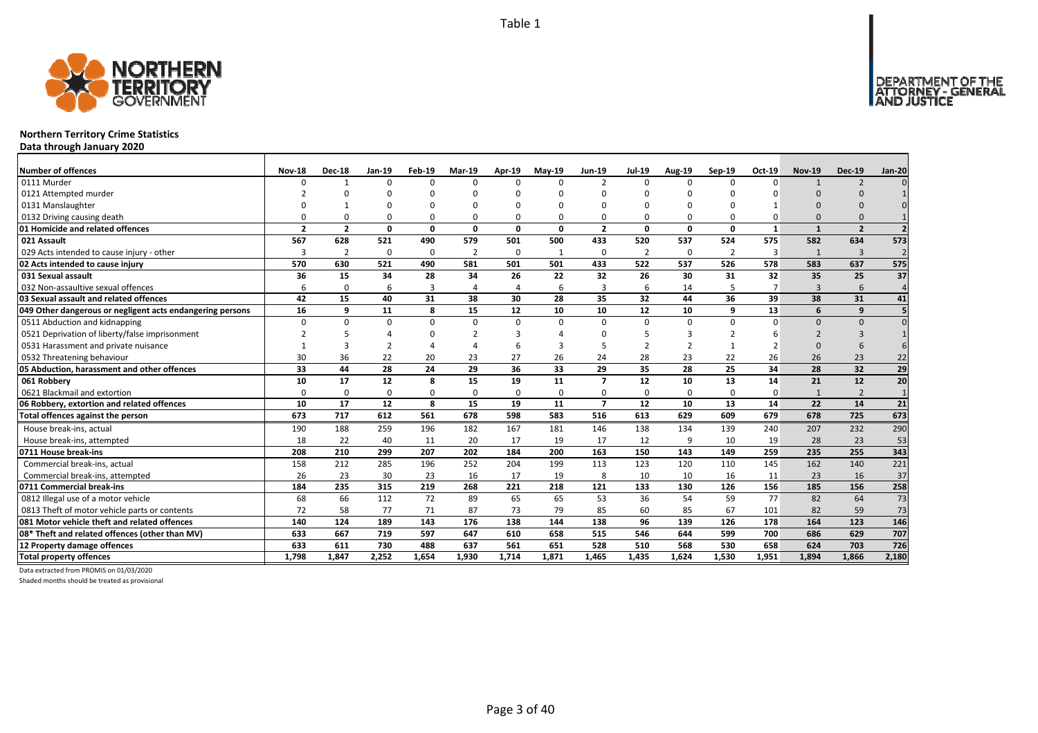Table 1

**NORTHERN TERRITORY GOVERNMENT**

**DEPARTMENT OF THE ATTORNEY - GENERAL AND JUSTICE**

# Northern Territory Crime Statistics

**Data through January 2020**

| Number of offences | Nov-18 | Dec-18 | Jan-19 | Feb-19 | Mar-19 | Apr-19 | May-19 | Jun-19 | Jul-19 | Aug-19 | Sep-19 | Oct-19 | Nov-19 | Dec-19 | Jan-20 |
|---|---|---|---|---|---|---|---|---|---|---|---|---|---|---|---|
| 0111 Murder | 0 | 1 | 0 | 0 | 0 | 0 | 0 | 2 | 0 | 0 | 0 | 0 | 1 | 2 | 0 |
| 0121 Attempted murder | 2 | 0 | 0 | 0 | 0 | 0 | 0 | 0 | 0 | 0 | 0 | 0 | 0 | 0 | 1 |
| 0131 Manslaughter | 0 | 1 | 0 | 0 | 0 | 0 | 0 | 0 | 0 | 0 | 0 | 1 | 0 | 0 | 0 |
| 0132 Driving causing death | 0 | 0 | 0 | 0 | 0 | 0 | 0 | 0 | 0 | 0 | 0 | 0 | 0 | 0 | 1 |
| **01 Homicide and related offences** | **2** | **2** | **0** | **0** | **0** | **0** | **0** | **2** | **0** | **0** | **0** | **1** | **1** | **2** | **2** |
| **021 Assault** | **567** | **628** | **521** | **490** | **579** | **501** | **500** | **433** | **520** | **537** | **524** | **575** | **582** | **634** | **573** |
| 029 Acts intended to cause injury - other | 3 | 2 | 0 | 0 | 2 | 0 | 1 | 0 | 2 | 0 | 2 | 3 | 1 | 3 | 2 |
| **02 Acts intended to cause injury** | **570** | **630** | **521** | **490** | **581** | **501** | **501** | **433** | **522** | **537** | **526** | **578** | **583** | **637** | **575** |
| **031 Sexual assault** | **36** | **15** | **34** | **28** | **34** | **26** | **22** | **32** | **26** | **30** | **31** | **32** | **35** | **25** | **37** |
| 032 Non-assaultive sexual offences | 6 | 0 | 6 | 3 | 4 | 4 | 6 | 3 | 6 | 14 | 5 | 7 | 3 | 6 | 4 |
| **03 Sexual assault and related offences** | **42** | **15** | **40** | **31** | **38** | **30** | **28** | **35** | **32** | **44** | **36** | **39** | **38** | **31** | **41** |
| **049 Other dangerous or negligent acts endangering persons** | **16** | **9** | **11** | **8** | **15** | **12** | **10** | **10** | **12** | **10** | **9** | **13** | **6** | **9** | **5** |
| 0511 Abduction and kidnapping | 0 | 0 | 0 | 0 | 0 | 0 | 0 | 0 | 0 | 0 | 0 | 0 | 0 | 0 | 0 |
| 0521 Deprivation of liberty/false imprisonment | 2 | 5 | 4 | 0 | 2 | 3 | 4 | 0 | 5 | 3 | 2 | 6 | 2 | 3 | 1 |
| 0531 Harassment and private nuisance | 1 | 3 | 2 | 4 | 4 | 6 | 3 | 5 | 2 | 2 | 1 | 2 | 0 | 6 | 6 |
| 0532 Threatening behaviour | 30 | 36 | 22 | 20 | 23 | 27 | 26 | 24 | 28 | 23 | 22 | 26 | 26 | 23 | 22 |
| **05 Abduction, harassment and other offences** | **33** | **44** | **28** | **24** | **29** | **36** | **33** | **29** | **35** | **28** | **25** | **34** | **28** | **32** | **29** |
| **061 Robbery** | **10** | **17** | **12** | **8** | **15** | **19** | **11** | **7** | **12** | **10** | **13** | **14** | **21** | **12** | **20** |
| 0621 Blackmail and extortion | 0 | 0 | 0 | 0 | 0 | 0 | 0 | 0 | 0 | 0 | 0 | 0 | 1 | 2 | 1 |
| **06 Robbery, extortion and related offences** | **10** | **17** | **12** | **8** | **15** | **19** | **11** | **7** | **12** | **10** | **13** | **14** | **22** | **14** | **21** |
| **Total offences against the person** | **673** | **717** | **612** | **561** | **678** | **598** | **583** | **516** | **613** | **629** | **609** | **679** | **678** | **725** | **673** |
| House break-ins, actual | 190 | 188 | 259 | 196 | 182 | 167 | 181 | 146 | 138 | 134 | 139 | 240 | 207 | 232 | 290 |
| House break-ins, attempted | 18 | 22 | 40 | 11 | 20 | 17 | 19 | 17 | 12 | 9 | 10 | 19 | 28 | 23 | 53 |
| **0711 House break-ins** | **208** | **210** | **299** | **207** | **202** | **184** | **200** | **163** | **150** | **143** | **149** | **259** | **235** | **255** | **343** |
| Commercial break-ins, actual | 158 | 212 | 285 | 196 | 252 | 204 | 199 | 113 | 123 | 120 | 110 | 145 | 162 | 140 | 221 |
| Commercial break-ins, attempted | 26 | 23 | 30 | 23 | 16 | 17 | 19 | 8 | 10 | 10 | 16 | 11 | 23 | 16 | 37 |
| **0711 Commercial break-ins** | **184** | **235** | **315** | **219** | **268** | **221** | **218** | **121** | **133** | **130** | **126** | **156** | **185** | **156** | **258** |
| 0812 Illegal use of a motor vehicle | 68 | 66 | 112 | 72 | 89 | 65 | 65 | 53 | 36 | 54 | 59 | 77 | 82 | 64 | 73 |
| 0813 Theft of motor vehicle parts or contents | 72 | 58 | 77 | 71 | 87 | 73 | 79 | 85 | 60 | 85 | 67 | 101 | 82 | 59 | 73 |
| **081 Motor vehicle theft and related offences** | **140** | **124** | **189** | **143** | **176** | **138** | **144** | **138** | **96** | **139** | **126** | **178** | **164** | **123** | **146** |
| **08* Theft and related offences (other than MV)** | **633** | **667** | **719** | **597** | **647** | **610** | **658** | **515** | **546** | **644** | **599** | **700** | **686** | **629** | **707** |
| **12 Property damage offences** | **633** | **611** | **730** | **488** | **637** | **561** | **651** | **528** | **510** | **568** | **530** | **658** | **624** | **703** | **726** |
| **Total property offences** | **1,798** | **1,847** | **2,252** | **1,654** | **1,930** | **1,714** | **1,871** | **1,465** | **1,435** | **1,624** | **1,530** | **1,951** | **1,894** | **1,866** | **2,180** |

Data extracted from PROMIS on 01/03/2020

Shaded months should be treated as provisional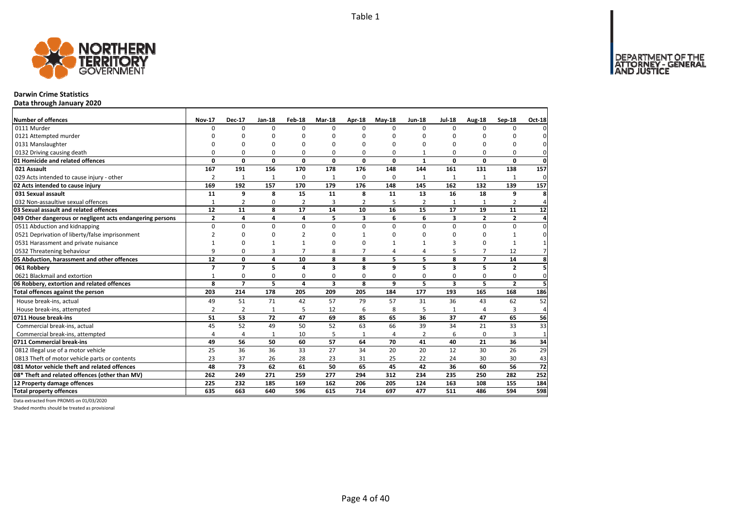Table 1

**Darwin Crime Statistics**
**Data through January 2020**

| Number of offences | Nov-17 | Dec-17 | Jan-18 | Feb-18 | Mar-18 | Apr-18 | May-18 | Jun-18 | Jul-18 | Aug-18 | Sep-18 | Oct-18 |
|---|---|---|---|---|---|---|---|---|---|---|---|---|
| 0111 Murder | 0 | 0 | 0 | 0 | 0 | 0 | 0 | 0 | 0 | 0 | 0 | 0 |
| 0121 Attempted murder | 0 | 0 | 0 | 0 | 0 | 0 | 0 | 0 | 0 | 0 | 0 | 0 |
| 0131 Manslaughter | 0 | 0 | 0 | 0 | 0 | 0 | 0 | 0 | 0 | 0 | 0 | 0 |
| 0132 Driving causing death | 0 | 0 | 0 | 0 | 0 | 0 | 0 | 1 | 0 | 0 | 0 | 0 |
| **01 Homicide and related offences** | **0** | **0** | **0** | **0** | **0** | **0** | **0** | **1** | **0** | **0** | **0** | **0** |
| **021 Assault** | **167** | **191** | **156** | **170** | **178** | **176** | **148** | **144** | **161** | **131** | **138** | **157** |
| 029 Acts intended to cause injury - other | 2 | 1 | 1 | 0 | 1 | 0 | 0 | 1 | 1 | 1 | 1 | 0 |
| **02 Acts intended to cause injury** | **169** | **192** | **157** | **170** | **179** | **176** | **148** | **145** | **162** | **132** | **139** | **157** |
| **031 Sexual assault** | **11** | **9** | **8** | **15** | **11** | **8** | **11** | **13** | **16** | **18** | **9** | **8** |
| 032 Non-assaultive sexual offences | 1 | 2 | 0 | 2 | 3 | 2 | 5 | 2 | 1 | 1 | 2 | 4 |
| **03 Sexual assault and related offences** | **12** | **11** | **8** | **17** | **14** | **10** | **16** | **15** | **17** | **19** | **11** | **12** |
| **049 Other dangerous or negligent acts endangering persons** | **2** | **4** | **4** | **4** | **5** | **3** | **6** | **6** | **3** | **2** | **2** | **4** |
| 0511 Abduction and kidnapping | 0 | 0 | 0 | 0 | 0 | 0 | 0 | 0 | 0 | 0 | 0 | 0 |
| 0521 Deprivation of liberty/false imprisonment | 2 | 0 | 0 | 2 | 0 | 1 | 0 | 0 | 0 | 0 | 1 | 0 |
| 0531 Harassment and private nuisance | 1 | 0 | 1 | 1 | 0 | 0 | 1 | 1 | 3 | 0 | 1 | 1 |
| 0532 Threatening behaviour | 9 | 0 | 3 | 7 | 8 | 7 | 4 | 4 | 5 | 7 | 12 | 7 |
| **05 Abduction, harassment and other offences** | **12** | **0** | **4** | **10** | **8** | **8** | **5** | **5** | **8** | **7** | **14** | **8** |
| **061 Robbery** | **7** | **7** | **5** | **4** | **3** | **8** | **9** | **5** | **3** | **5** | **2** | **5** |
| 0621 Blackmail and extortion | 1 | 0 | 0 | 0 | 0 | 0 | 0 | 0 | 0 | 0 | 0 | 0 |
| **06 Robbery, extortion and related offences** | **8** | **7** | **5** | **4** | **3** | **8** | **9** | **5** | **3** | **5** | **2** | **5** |
| **Total offences against the person** | **203** | **214** | **178** | **205** | **209** | **205** | **184** | **177** | **193** | **165** | **168** | **186** |
| House break-ins, actual | 49 | 51 | 71 | 42 | 57 | 79 | 57 | 31 | 36 | 43 | 62 | 52 |
| House break-ins, attempted | 2 | 2 | 1 | 5 | 12 | 6 | 8 | 5 | 1 | 4 | 3 | 4 |
| **0711 House break-ins** | **51** | **53** | **72** | **47** | **69** | **85** | **65** | **36** | **37** | **47** | **65** | **56** |
| Commercial break-ins, actual | 45 | 52 | 49 | 50 | 52 | 63 | 66 | 39 | 34 | 21 | 33 | 33 |
| Commercial break-ins, attempted | 4 | 4 | 1 | 10 | 5 | 1 | 4 | 2 | 6 | 0 | 3 | 1 |
| **0711 Commercial break-ins** | **49** | **56** | **50** | **60** | **57** | **64** | **70** | **41** | **40** | **21** | **36** | **34** |
| 0812 Illegal use of a motor vehicle | 25 | 36 | 36 | 33 | 27 | 34 | 20 | 20 | 12 | 30 | 26 | 29 |
| 0813 Theft of motor vehicle parts or contents | 23 | 37 | 26 | 28 | 23 | 31 | 25 | 22 | 24 | 30 | 30 | 43 |
| **081 Motor vehicle theft and related offences** | **48** | **73** | **62** | **61** | **50** | **65** | **45** | **42** | **36** | **60** | **56** | **72** |
| **08* Theft and related offences (other than MV)** | **262** | **249** | **271** | **259** | **277** | **294** | **312** | **234** | **235** | **250** | **282** | **252** |
| **12 Property damage offences** | **225** | **232** | **185** | **169** | **162** | **206** | **205** | **124** | **163** | **108** | **155** | **184** |
| **Total property offences** | **635** | **663** | **640** | **596** | **615** | **714** | **697** | **477** | **511** | **486** | **594** | **598** |

Data extracted from PROMIS on 01/03/2020

Shaded months should be treated as provisional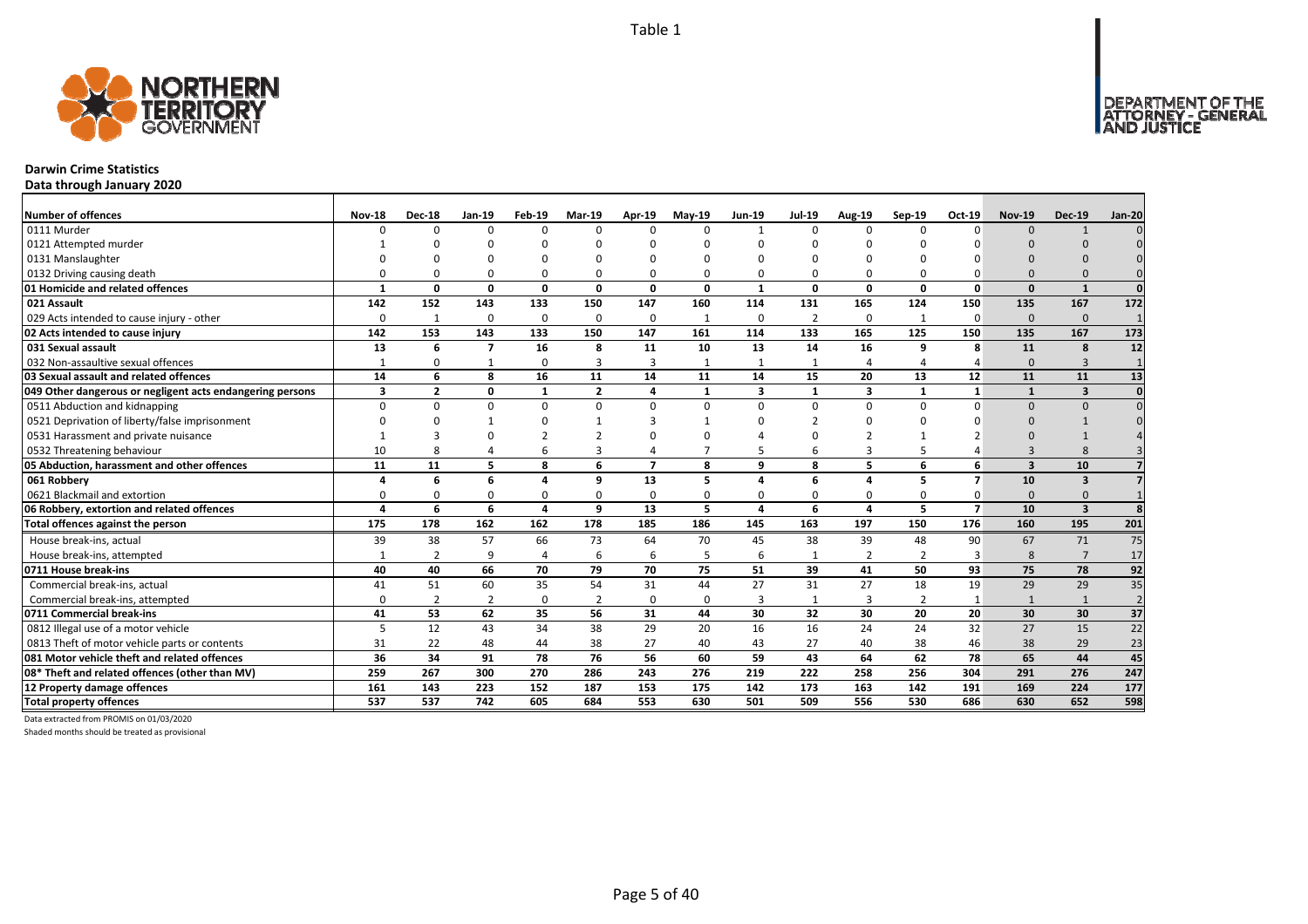Table 1

# Darwin Crime Statistics

**Data through January 2020**

| Number of offences | Nov-18 | Dec-18 | Jan-19 | Feb-19 | Mar-19 | Apr-19 | May-19 | Jun-19 | Jul-19 | Aug-19 | Sep-19 | Oct-19 | Nov-19 | Dec-19 | Jan-20 |
|---|---|---|---|---|---|---|---|---|---|---|---|---|---|---|---|
| 0111 Murder | 0 | 0 | 0 | 0 | 0 | 0 | 0 | 1 | 0 | 0 | 0 | 0 | 0 | 1 | 0 |
| 0121 Attempted murder | 1 | 0 | 0 | 0 | 0 | 0 | 0 | 0 | 0 | 0 | 0 | 0 | 0 | 0 | 0 |
| 0131 Manslaughter | 0 | 0 | 0 | 0 | 0 | 0 | 0 | 0 | 0 | 0 | 0 | 0 | 0 | 0 | 0 |
| 0132 Driving causing death | 0 | 0 | 0 | 0 | 0 | 0 | 0 | 0 | 0 | 0 | 0 | 0 | 0 | 0 | 0 |
| **01 Homicide and related offences** | **1** | **0** | **0** | **0** | **0** | **0** | **0** | **1** | **0** | **0** | **0** | **0** | **0** | **1** | **0** |
| **021 Assault** | **142** | **152** | **143** | **133** | **150** | **147** | **160** | **114** | **131** | **165** | **124** | **150** | **135** | **167** | **172** |
| 029 Acts intended to cause injury - other | 0 | 1 | 0 | 0 | 0 | 0 | 1 | 0 | 2 | 0 | 1 | 0 | 0 | 0 | 1 |
| **02 Acts intended to cause injury** | **142** | **153** | **143** | **133** | **150** | **147** | **161** | **114** | **133** | **165** | **125** | **150** | **135** | **167** | **173** |
| **031 Sexual assault** | **13** | **6** | **7** | **16** | **8** | **11** | **10** | **13** | **14** | **16** | **9** | **8** | **11** | **8** | **12** |
| 032 Non-assaultive sexual offences | 1 | 0 | 1 | 0 | 3 | 3 | 1 | 1 | 1 | 4 | 4 | 4 | 0 | 3 | 1 |
| **03 Sexual assault and related offences** | **14** | **6** | **8** | **16** | **11** | **14** | **11** | **14** | **15** | **20** | **13** | **12** | **11** | **11** | **13** |
| **049 Other dangerous or negligent acts endangering persons** | **3** | **2** | **0** | **1** | **2** | **4** | **1** | **3** | **1** | **3** | **1** | **1** | **1** | **3** | **0** |
| 0511 Abduction and kidnapping | 0 | 0 | 0 | 0 | 0 | 0 | 0 | 0 | 0 | 0 | 0 | 0 | 0 | 0 | 0 |
| 0521 Deprivation of liberty/false imprisonment | 0 | 0 | 1 | 0 | 1 | 3 | 1 | 0 | 2 | 0 | 0 | 0 | 0 | 1 | 0 |
| 0531 Harassment and private nuisance | 1 | 3 | 0 | 2 | 2 | 0 | 0 | 4 | 0 | 2 | 1 | 2 | 0 | 1 | 4 |
| 0532 Threatening behaviour | 10 | 8 | 4 | 6 | 3 | 4 | 7 | 5 | 6 | 3 | 5 | 4 | 3 | 8 | 3 |
| **05 Abduction, harassment and other offences** | **11** | **11** | **5** | **8** | **6** | **7** | **8** | **9** | **8** | **5** | **6** | **6** | **3** | **10** | **7** |
| **061 Robbery** | **4** | **6** | **6** | **4** | **9** | **13** | **5** | **4** | **6** | **4** | **5** | **7** | **10** | **3** | **7** |
| 0621 Blackmail and extortion | 0 | 0 | 0 | 0 | 0 | 0 | 0 | 0 | 0 | 0 | 0 | 0 | 0 | 0 | 1 |
| **06 Robbery, extortion and related offences** | **4** | **6** | **6** | **4** | **9** | **13** | **5** | **4** | **6** | **4** | **5** | **7** | **10** | **3** | **8** |
| **Total offences against the person** | **175** | **178** | **162** | **162** | **178** | **185** | **186** | **145** | **163** | **197** | **150** | **176** | **160** | **195** | **201** |
| House break-ins, actual | 39 | 38 | 57 | 66 | 73 | 64 | 70 | 45 | 38 | 39 | 48 | 90 | 67 | 71 | 75 |
| House break-ins, attempted | 1 | 2 | 9 | 4 | 6 | 6 | 5 | 6 | 1 | 2 | 2 | 3 | 8 | 7 | 17 |
| **0711 House break-ins** | **40** | **40** | **66** | **70** | **79** | **70** | **75** | **51** | **39** | **41** | **50** | **93** | **75** | **78** | **92** |
| Commercial break-ins, actual | 41 | 51 | 60 | 35 | 54 | 31 | 44 | 27 | 31 | 27 | 18 | 19 | 29 | 29 | 35 |
| Commercial break-ins, attempted | 0 | 2 | 2 | 0 | 2 | 0 | 0 | 3 | 1 | 3 | 2 | 1 | 1 | 1 | 2 |
| **0711 Commercial break-ins** | **41** | **53** | **62** | **35** | **56** | **31** | **44** | **30** | **32** | **30** | **20** | **20** | **30** | **30** | **37** |
| 0812 Illegal use of a motor vehicle | 5 | 12 | 43 | 34 | 38 | 29 | 20 | 16 | 16 | 24 | 24 | 32 | 27 | 15 | 22 |
| 0813 Theft of motor vehicle parts or contents | 31 | 22 | 48 | 44 | 38 | 27 | 40 | 43 | 27 | 40 | 38 | 46 | 38 | 29 | 23 |
| **081 Motor vehicle theft and related offences** | **36** | **34** | **91** | **78** | **76** | **56** | **60** | **59** | **43** | **64** | **62** | **78** | **65** | **44** | **45** |
| **08* Theft and related offences (other than MV)** | **259** | **267** | **300** | **270** | **286** | **243** | **276** | **219** | **222** | **258** | **256** | **304** | **291** | **276** | **247** |
| **12 Property damage offences** | **161** | **143** | **223** | **152** | **187** | **153** | **175** | **142** | **173** | **163** | **142** | **191** | **169** | **224** | **177** |
| **Total property offences** | **537** | **537** | **742** | **605** | **684** | **553** | **630** | **501** | **509** | **556** | **530** | **686** | **630** | **652** | **598** |

Data extracted from PROMIS on 01/03/2020

Shaded months should be treated as provisional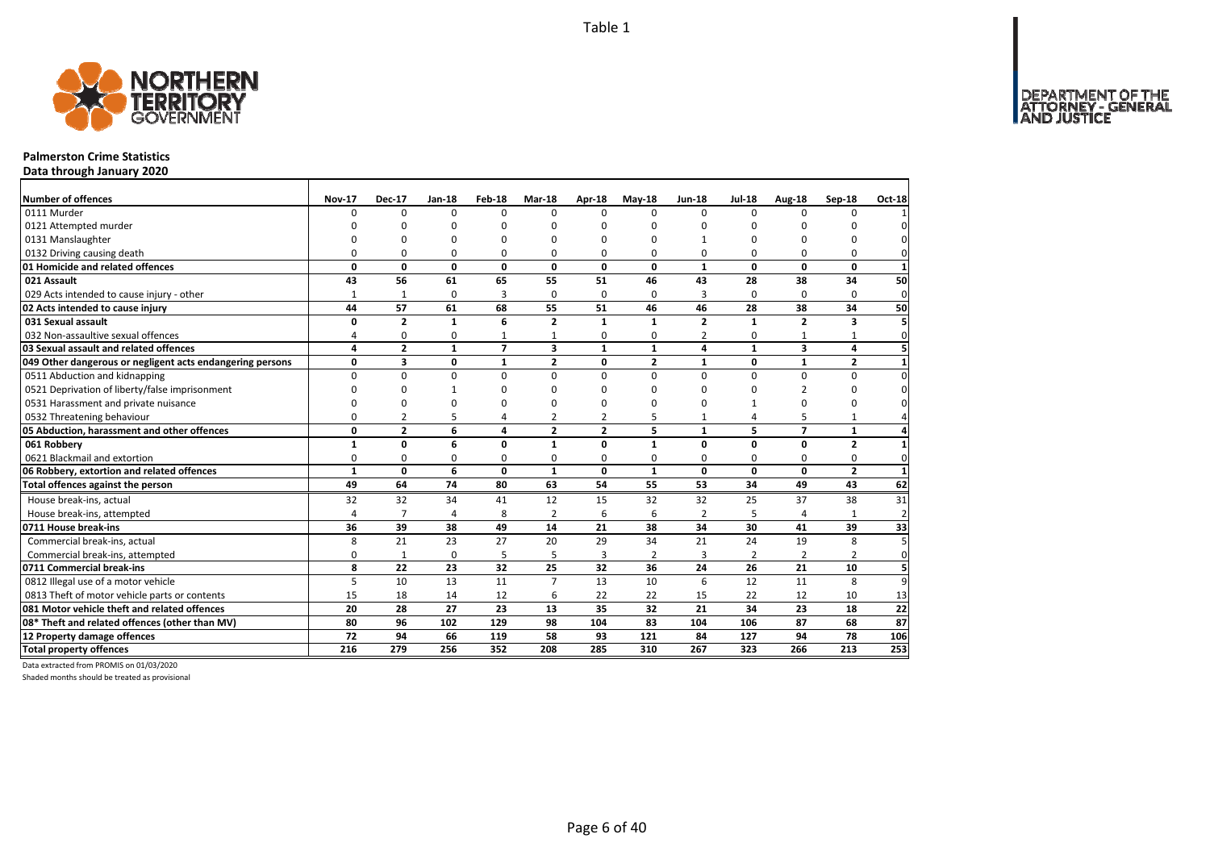Table 1

## Palmerston Crime Statistics

**Data through January 2020**

| Number of offences | Nov-17 | Dec-17 | Jan-18 | Feb-18 | Mar-18 | Apr-18 | May-18 | Jun-18 | Jul-18 | Aug-18 | Sep-18 | Oct-18 |
|---|---|---|---|---|---|---|---|---|---|---|---|---|
| 0111 Murder | 0 | 0 | 0 | 0 | 0 | 0 | 0 | 0 | 0 | 0 | 0 | 1 |
| 0121 Attempted murder | 0 | 0 | 0 | 0 | 0 | 0 | 0 | 0 | 0 | 0 | 0 | 0 |
| 0131 Manslaughter | 0 | 0 | 0 | 0 | 0 | 0 | 0 | 1 | 0 | 0 | 0 | 0 |
| 0132 Driving causing death | 0 | 0 | 0 | 0 | 0 | 0 | 0 | 0 | 0 | 0 | 0 | 0 |
| **01 Homicide and related offences** | **0** | **0** | **0** | **0** | **0** | **0** | **0** | **1** | **0** | **0** | **0** | **1** |
| **021 Assault** | **43** | **56** | **61** | **65** | **55** | **51** | **46** | **43** | **28** | **38** | **34** | **50** |
| 029 Acts intended to cause injury - other | 1 | 1 | 0 | 3 | 0 | 0 | 0 | 3 | 0 | 0 | 0 | 0 |
| **02 Acts intended to cause injury** | **44** | **57** | **61** | **68** | **55** | **51** | **46** | **46** | **28** | **38** | **34** | **50** |
| **031 Sexual assault** | **0** | **2** | **1** | **6** | **2** | **1** | **1** | **2** | **1** | **2** | **3** | **5** |
| 032 Non-assaultive sexual offences | 4 | 0 | 0 | 1 | 1 | 0 | 0 | 2 | 0 | 1 | 1 | 0 |
| **03 Sexual assault and related offences** | **4** | **2** | **1** | **7** | **3** | **1** | **1** | **4** | **1** | **3** | **4** | **5** |
| **049 Other dangerous or negligent acts endangering persons** | **0** | **3** | **0** | **1** | **2** | **0** | **2** | **1** | **0** | **1** | **2** | **1** |
| 0511 Abduction and kidnapping | 0 | 0 | 0 | 0 | 0 | 0 | 0 | 0 | 0 | 0 | 0 | 0 |
| 0521 Deprivation of liberty/false imprisonment | 0 | 0 | 1 | 0 | 0 | 0 | 0 | 0 | 0 | 2 | 0 | 0 |
| 0531 Harassment and private nuisance | 0 | 0 | 0 | 0 | 0 | 0 | 0 | 0 | 1 | 0 | 0 | 0 |
| 0532 Threatening behaviour | 0 | 2 | 5 | 4 | 2 | 2 | 5 | 1 | 4 | 5 | 1 | 4 |
| **05 Abduction, harassment and other offences** | **0** | **2** | **6** | **4** | **2** | **2** | **5** | **1** | **5** | **7** | **1** | **4** |
| **061 Robbery** | **1** | **0** | **6** | **0** | **1** | **0** | **1** | **0** | **0** | **0** | **2** | **1** |
| 0621 Blackmail and extortion | 0 | 0 | 0 | 0 | 0 | 0 | 0 | 0 | 0 | 0 | 0 | 0 |
| **06 Robbery, extortion and related offences** | **1** | **0** | **6** | **0** | **1** | **0** | **1** | **0** | **0** | **0** | **2** | **1** |
| **Total offences against the person** | **49** | **64** | **74** | **80** | **63** | **54** | **55** | **53** | **34** | **49** | **43** | **62** |
| House break-ins, actual | 32 | 32 | 34 | 41 | 12 | 15 | 32 | 32 | 25 | 37 | 38 | 31 |
| House break-ins, attempted | 4 | 7 | 4 | 8 | 2 | 6 | 6 | 2 | 5 | 4 | 1 | 2 |
| **0711 House break-ins** | **36** | **39** | **38** | **49** | **14** | **21** | **38** | **34** | **30** | **41** | **39** | **33** |
| Commercial break-ins, actual | 8 | 21 | 23 | 27 | 20 | 29 | 34 | 21 | 24 | 19 | 8 | 5 |
| Commercial break-ins, attempted | 0 | 1 | 0 | 5 | 5 | 3 | 2 | 3 | 2 | 2 | 2 | 0 |
| **0711 Commercial break-ins** | **8** | **22** | **23** | **32** | **25** | **32** | **36** | **24** | **26** | **21** | **10** | **5** |
| 0812 Illegal use of a motor vehicle | 5 | 10 | 13 | 11 | 7 | 13 | 10 | 6 | 12 | 11 | 8 | 9 |
| 0813 Theft of motor vehicle parts or contents | 15 | 18 | 14 | 12 | 6 | 22 | 22 | 15 | 22 | 12 | 10 | 13 |
| **081 Motor vehicle theft and related offences** | **20** | **28** | **27** | **23** | **13** | **35** | **32** | **21** | **34** | **23** | **18** | **22** |
| **08* Theft and related offences (other than MV)** | **80** | **96** | **102** | **129** | **98** | **104** | **83** | **104** | **106** | **87** | **68** | **87** |
| **12 Property damage offences** | **72** | **94** | **66** | **119** | **58** | **93** | **121** | **84** | **127** | **94** | **78** | **106** |
| **Total property offences** | **216** | **279** | **256** | **352** | **208** | **285** | **310** | **267** | **323** | **266** | **213** | **253** |

Data extracted from PROMIS on 01/03/2020

Shaded months should be treated as provisional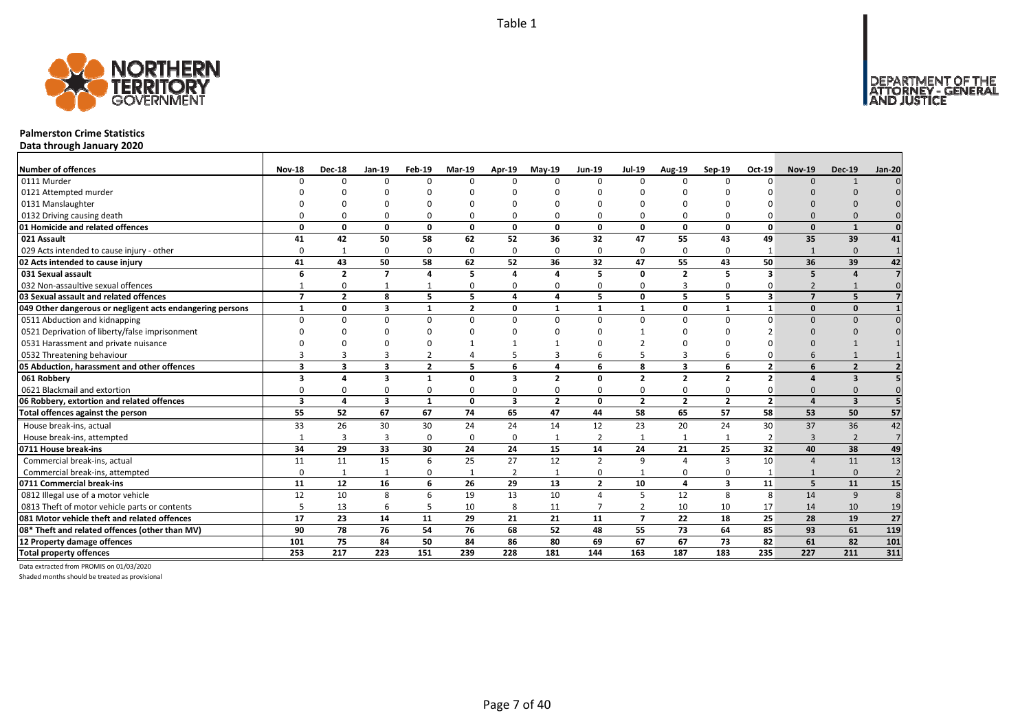Table 1

# Palmerston Crime Statistics

**Data through January 2020**

| Number of offences | Nov-18 | Dec-18 | Jan-19 | Feb-19 | Mar-19 | Apr-19 | May-19 | Jun-19 | Jul-19 | Aug-19 | Sep-19 | Oct-19 | Nov-19 | Dec-19 | Jan-20 |
|---|---|---|---|---|---|---|---|---|---|---|---|---|---|---|---|
| 0111 Murder | 0 | 0 | 0 | 0 | 0 | 0 | 0 | 0 | 0 | 0 | 0 | 0 | 0 | 1 | 0 |
| 0121 Attempted murder | 0 | 0 | 0 | 0 | 0 | 0 | 0 | 0 | 0 | 0 | 0 | 0 | 0 | 0 | 0 |
| 0131 Manslaughter | 0 | 0 | 0 | 0 | 0 | 0 | 0 | 0 | 0 | 0 | 0 | 0 | 0 | 0 | 0 |
| 0132 Driving causing death | 0 | 0 | 0 | 0 | 0 | 0 | 0 | 0 | 0 | 0 | 0 | 0 | 0 | 0 | 0 |
| **01 Homicide and related offences** | **0** | **0** | **0** | **0** | **0** | **0** | **0** | **0** | **0** | **0** | **0** | **0** | **0** | **1** | **0** |
| **021 Assault** | **41** | **42** | **50** | **58** | **62** | **52** | **36** | **32** | **47** | **55** | **43** | **49** | **35** | **39** | **41** |
| 029 Acts intended to cause injury - other | 0 | 1 | 0 | 0 | 0 | 0 | 0 | 0 | 0 | 0 | 0 | 1 | 1 | 0 | 1 |
| **02 Acts intended to cause injury** | **41** | **43** | **50** | **58** | **62** | **52** | **36** | **32** | **47** | **55** | **43** | **50** | **36** | **39** | **42** |
| **031 Sexual assault** | **6** | **2** | **7** | **4** | **5** | **4** | **4** | **5** | **0** | **2** | **5** | **3** | **5** | **4** | **7** |
| 032 Non-assaultive sexual offences | 1 | 0 | 1 | 1 | 0 | 0 | 0 | 0 | 0 | 3 | 0 | 0 | 2 | 1 | 0 |
| **03 Sexual assault and related offences** | **7** | **2** | **8** | **5** | **5** | **4** | **4** | **5** | **0** | **5** | **5** | **3** | **7** | **5** | **7** |
| **049 Other dangerous or negligent acts endangering persons** | **1** | **0** | **3** | **1** | **2** | **0** | **1** | **1** | **1** | **0** | **1** | **1** | **0** | **0** | **1** |
| 0511 Abduction and kidnapping | 0 | 0 | 0 | 0 | 0 | 0 | 0 | 0 | 0 | 0 | 0 | 0 | 0 | 0 | 0 |
| 0521 Deprivation of liberty/false imprisonment | 0 | 0 | 0 | 0 | 0 | 0 | 0 | 0 | 1 | 0 | 0 | 2 | 0 | 0 | 0 |
| 0531 Harassment and private nuisance | 0 | 0 | 0 | 0 | 1 | 1 | 1 | 0 | 2 | 0 | 0 | 0 | 0 | 1 | 1 |
| 0532 Threatening behaviour | 3 | 3 | 3 | 2 | 4 | 5 | 3 | 6 | 5 | 3 | 6 | 0 | 6 | 1 | 1 |
| **05 Abduction, harassment and other offences** | **3** | **3** | **3** | **2** | **5** | **6** | **4** | **6** | **8** | **3** | **6** | **2** | **6** | **2** | **2** |
| **061 Robbery** | **3** | **4** | **3** | **1** | **0** | **3** | **2** | **0** | **2** | **2** | **2** | **2** | **4** | **3** | **5** |
| 0621 Blackmail and extortion | 0 | 0 | 0 | 0 | 0 | 0 | 0 | 0 | 0 | 0 | 0 | 0 | 0 | 0 | 0 |
| **06 Robbery, extortion and related offences** | **3** | **4** | **3** | **1** | **0** | **3** | **2** | **0** | **2** | **2** | **2** | **2** | **4** | **3** | **5** |
| **Total offences against the person** | **55** | **52** | **67** | **67** | **74** | **65** | **47** | **44** | **58** | **65** | **57** | **58** | **53** | **50** | **57** |
| House break-ins, actual | 33 | 26 | 30 | 30 | 24 | 24 | 14 | 12 | 23 | 20 | 24 | 30 | 37 | 36 | 42 |
| House break-ins, attempted | 1 | 3 | 3 | 0 | 0 | 0 | 1 | 2 | 1 | 1 | 1 | 2 | 3 | 2 | 7 |
| **0711 House break-ins** | **34** | **29** | **33** | **30** | **24** | **24** | **15** | **14** | **24** | **21** | **25** | **32** | **40** | **38** | **49** |
| Commercial break-ins, actual | 11 | 11 | 15 | 6 | 25 | 27 | 12 | 2 | 9 | 4 | 3 | 10 | 4 | 11 | 13 |
| Commercial break-ins, attempted | 0 | 1 | 1 | 0 | 1 | 2 | 1 | 0 | 1 | 0 | 0 | 1 | 1 | 0 | 2 |
| **0711 Commercial break-ins** | **11** | **12** | **16** | **6** | **26** | **29** | **13** | **2** | **10** | **4** | **3** | **11** | **5** | **11** | **15** |
| 0812 Illegal use of a motor vehicle | 12 | 10 | 8 | 6 | 19 | 13 | 10 | 4 | 5 | 12 | 8 | 8 | 14 | 9 | 8 |
| 0813 Theft of motor vehicle parts or contents | 5 | 13 | 6 | 5 | 10 | 8 | 11 | 7 | 2 | 10 | 10 | 17 | 14 | 10 | 19 |
| **081 Motor vehicle theft and related offences** | **17** | **23** | **14** | **11** | **29** | **21** | **21** | **11** | **7** | **22** | **18** | **25** | **28** | **19** | **27** |
| **08* Theft and related offences (other than MV)** | **90** | **78** | **76** | **54** | **76** | **68** | **52** | **48** | **55** | **73** | **64** | **85** | **93** | **61** | **119** |
| **12 Property damage offences** | **101** | **75** | **84** | **50** | **84** | **86** | **80** | **69** | **67** | **67** | **73** | **82** | **61** | **82** | **101** |
| **Total property offences** | **253** | **217** | **223** | **151** | **239** | **228** | **181** | **144** | **163** | **187** | **183** | **235** | **227** | **211** | **311** |

Data extracted from PROMIS on 01/03/2020

Shaded months should be treated as provisional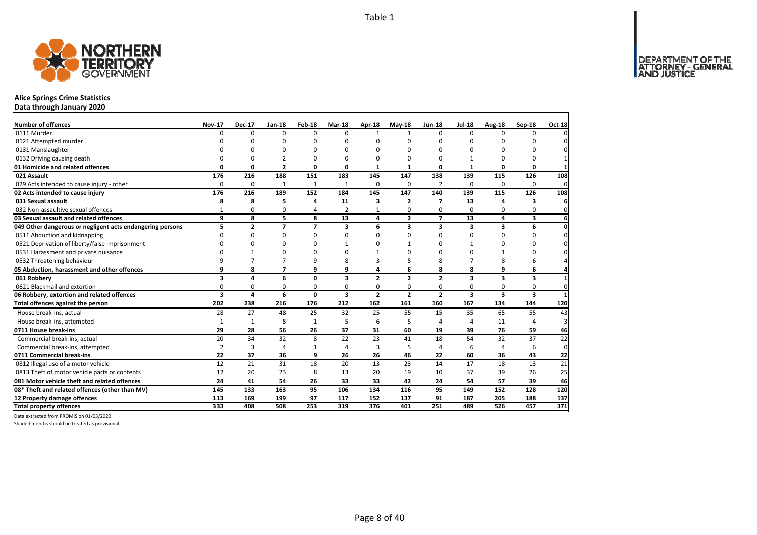Table 1

# Alice Springs Crime Statistics

**Data through January 2020**

| Number of offences | Nov-17 | Dec-17 | Jan-18 | Feb-18 | Mar-18 | Apr-18 | May-18 | Jun-18 | Jul-18 | Aug-18 | Sep-18 | Oct-18 |
|---|---|---|---|---|---|---|---|---|---|---|---|---|
| 0111 Murder | 0 | 0 | 0 | 0 | 0 | 1 | 1 | 0 | 0 | 0 | 0 | 0 |
| 0121 Attempted murder | 0 | 0 | 0 | 0 | 0 | 0 | 0 | 0 | 0 | 0 | 0 | 0 |
| 0131 Manslaughter | 0 | 0 | 0 | 0 | 0 | 0 | 0 | 0 | 0 | 0 | 0 | 0 |
| 0132 Driving causing death | 0 | 0 | 2 | 0 | 0 | 0 | 0 | 0 | 1 | 0 | 0 | 1 |
| **01 Homicide and related offences** | **0** | **0** | **2** | **0** | **0** | **1** | **1** | **0** | **1** | **0** | **0** | **1** |
| **021 Assault** | **176** | **216** | **188** | **151** | **183** | **145** | **147** | **138** | **139** | **115** | **126** | **108** |
| 029 Acts intended to cause injury - other | 0 | 0 | 1 | 1 | 1 | 0 | 0 | 2 | 0 | 0 | 0 | 0 |
| **02 Acts intended to cause injury** | **176** | **216** | **189** | **152** | **184** | **145** | **147** | **140** | **139** | **115** | **126** | **108** |
| **031 Sexual assault** | **8** | **8** | **5** | **4** | **11** | **3** | **2** | **7** | **13** | **4** | **3** | **6** |
| 032 Non-assaultive sexual offences | 1 | 0 | 0 | 4 | 2 | 1 | 0 | 0 | 0 | 0 | 0 | 0 |
| **03 Sexual assault and related offences** | **9** | **8** | **5** | **8** | **13** | **4** | **2** | **7** | **13** | **4** | **3** | **6** |
| **049 Other dangerous or negligent acts endangering persons** | **5** | **2** | **7** | **7** | **3** | **6** | **3** | **3** | **3** | **3** | **6** | **0** |
| 0511 Abduction and kidnapping | 0 | 0 | 0 | 0 | 0 | 0 | 0 | 0 | 0 | 0 | 0 | 0 |
| 0521 Deprivation of liberty/false imprisonment | 0 | 0 | 0 | 0 | 1 | 0 | 1 | 0 | 1 | 0 | 0 | 0 |
| 0531 Harassment and private nuisance | 0 | 1 | 0 | 0 | 0 | 1 | 0 | 0 | 0 | 1 | 0 | 0 |
| 0532 Threatening behaviour | 9 | 7 | 7 | 9 | 8 | 3 | 5 | 8 | 7 | 8 | 6 | 4 |
| **05 Abduction, harassment and other offences** | **9** | **8** | **7** | **9** | **9** | **4** | **6** | **8** | **8** | **9** | **6** | **4** |
| **061 Robbery** | **3** | **4** | **6** | **0** | **3** | **2** | **2** | **2** | **3** | **3** | **3** | **1** |
| 0621 Blackmail and extortion | 0 | 0 | 0 | 0 | 0 | 0 | 0 | 0 | 0 | 0 | 0 | 0 |
| **06 Robbery, extortion and related offences** | **3** | **4** | **6** | **0** | **3** | **2** | **2** | **2** | **3** | **3** | **3** | **1** |
| **Total offences against the person** | **202** | **238** | **216** | **176** | **212** | **162** | **161** | **160** | **167** | **134** | **144** | **120** |
| House break-ins, actual | 28 | 27 | 48 | 25 | 32 | 25 | 55 | 15 | 35 | 65 | 55 | 43 |
| House break-ins, attempted | 1 | 1 | 8 | 1 | 5 | 6 | 5 | 4 | 4 | 11 | 4 | 3 |
| **0711 House break-ins** | **29** | **28** | **56** | **26** | **37** | **31** | **60** | **19** | **39** | **76** | **59** | **46** |
| Commercial break-ins, actual | 20 | 34 | 32 | 8 | 22 | 23 | 41 | 18 | 54 | 32 | 37 | 22 |
| Commercial break-ins, attempted | 2 | 3 | 4 | 1 | 4 | 3 | 5 | 4 | 6 | 4 | 6 | 0 |
| **0711 Commercial break-ins** | **22** | **37** | **36** | **9** | **26** | **26** | **46** | **22** | **60** | **36** | **43** | **22** |
| 0812 Illegal use of a motor vehicle | 12 | 21 | 31 | 18 | 20 | 13 | 23 | 14 | 17 | 18 | 13 | 21 |
| 0813 Theft of motor vehicle parts or contents | 12 | 20 | 23 | 8 | 13 | 20 | 19 | 10 | 37 | 39 | 26 | 25 |
| **081 Motor vehicle theft and related offences** | **24** | **41** | **54** | **26** | **33** | **33** | **42** | **24** | **54** | **57** | **39** | **46** |
| **08* Theft and related offences (other than MV)** | **145** | **133** | **163** | **95** | **106** | **134** | **116** | **95** | **149** | **152** | **128** | **120** |
| **12 Property damage offences** | **113** | **169** | **199** | **97** | **117** | **152** | **137** | **91** | **187** | **205** | **188** | **137** |
| **Total property offences** | **333** | **408** | **508** | **253** | **319** | **376** | **401** | **251** | **489** | **526** | **457** | **371** |

Data extracted from PROMIS on 01/03/2020

Shaded months should be treated as provisional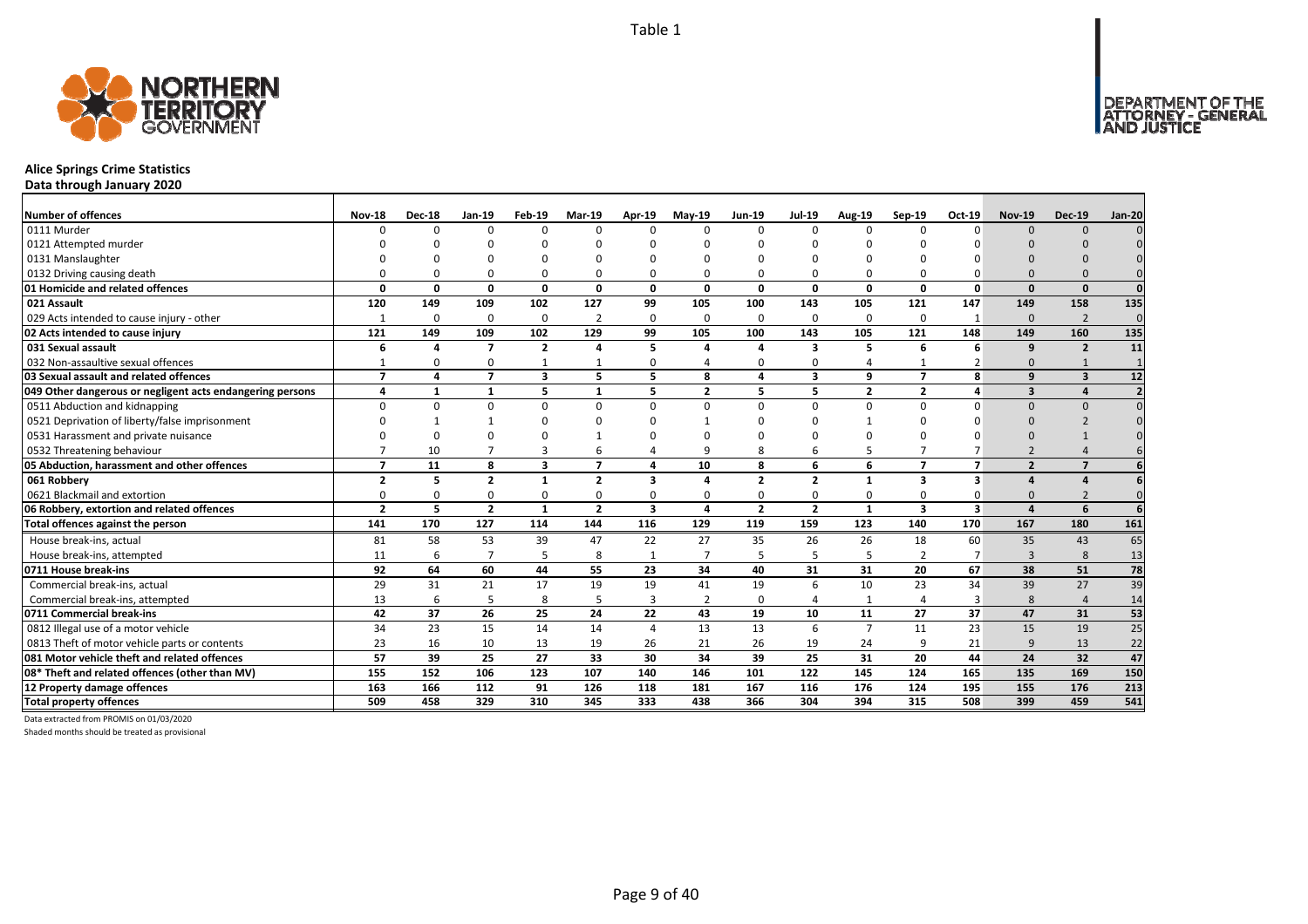Table 1

# Alice Springs Crime Statistics

**Data through January 2020**

| Number of offences | Nov-18 | Dec-18 | Jan-19 | Feb-19 | Mar-19 | Apr-19 | May-19 | Jun-19 | Jul-19 | Aug-19 | Sep-19 | Oct-19 | Nov-19 | Dec-19 | Jan-20 |
|---|---|---|---|---|---|---|---|---|---|---|---|---|---|---|---|
| 0111 Murder | 0 | 0 | 0 | 0 | 0 | 0 | 0 | 0 | 0 | 0 | 0 | 0 | 0 | 0 | 0 |
| 0121 Attempted murder | 0 | 0 | 0 | 0 | 0 | 0 | 0 | 0 | 0 | 0 | 0 | 0 | 0 | 0 | 0 |
| 0131 Manslaughter | 0 | 0 | 0 | 0 | 0 | 0 | 0 | 0 | 0 | 0 | 0 | 0 | 0 | 0 | 0 |
| 0132 Driving causing death | 0 | 0 | 0 | 0 | 0 | 0 | 0 | 0 | 0 | 0 | 0 | 0 | 0 | 0 | 0 |
| **01 Homicide and related offences** | **0** | **0** | **0** | **0** | **0** | **0** | **0** | **0** | **0** | **0** | **0** | **0** | **0** | **0** | **0** |
| **021 Assault** | **120** | **149** | **109** | **102** | **127** | **99** | **105** | **100** | **143** | **105** | **121** | **147** | **149** | **158** | **135** |
| 029 Acts intended to cause injury - other | 1 | 0 | 0 | 0 | 2 | 0 | 0 | 0 | 0 | 0 | 0 | 1 | 0 | 2 | 0 |
| **02 Acts intended to cause injury** | **121** | **149** | **109** | **102** | **129** | **99** | **105** | **100** | **143** | **105** | **121** | **148** | **149** | **160** | **135** |
| **031 Sexual assault** | **6** | **4** | **7** | **2** | **4** | **5** | **4** | **4** | **3** | **5** | **6** | **6** | **9** | **2** | **11** |
| 032 Non-assaultive sexual offences | 1 | 0 | 0 | 1 | 1 | 0 | 4 | 0 | 0 | 4 | 1 | 2 | 0 | 1 | 1 |
| **03 Sexual assault and related offences** | **7** | **4** | **7** | **3** | **5** | **5** | **8** | **4** | **3** | **9** | **7** | **8** | **9** | **3** | **12** |
| **049 Other dangerous or negligent acts endangering persons** | **4** | **1** | **1** | **5** | **1** | **5** | **2** | **5** | **5** | **2** | **2** | **4** | **3** | **4** | **2** |
| 0511 Abduction and kidnapping | 0 | 0 | 0 | 0 | 0 | 0 | 0 | 0 | 0 | 0 | 0 | 0 | 0 | 0 | 0 |
| 0521 Deprivation of liberty/false imprisonment | 0 | 1 | 1 | 0 | 0 | 0 | 1 | 0 | 0 | 1 | 0 | 0 | 0 | 2 | 0 |
| 0531 Harassment and private nuisance | 0 | 0 | 0 | 0 | 1 | 0 | 0 | 0 | 0 | 0 | 0 | 0 | 0 | 1 | 0 |
| 0532 Threatening behaviour | 7 | 10 | 7 | 3 | 6 | 4 | 9 | 8 | 6 | 5 | 7 | 7 | 2 | 4 | 6 |
| **05 Abduction, harassment and other offences** | **7** | **11** | **8** | **3** | **7** | **4** | **10** | **8** | **6** | **6** | **7** | **7** | **2** | **7** | **6** |
| **061 Robbery** | **2** | **5** | **2** | **1** | **2** | **3** | **4** | **2** | **2** | **1** | **3** | **3** | **4** | **4** | **6** |
| 0621 Blackmail and extortion | 0 | 0 | 0 | 0 | 0 | 0 | 0 | 0 | 0 | 0 | 0 | 0 | 0 | 2 | 0 |
| **06 Robbery, extortion and related offences** | **2** | **5** | **2** | **1** | **2** | **3** | **4** | **2** | **2** | **1** | **3** | **3** | **4** | **6** | **6** |
| **Total offences against the person** | **141** | **170** | **127** | **114** | **144** | **116** | **129** | **119** | **159** | **123** | **140** | **170** | **167** | **180** | **161** |
| House break-ins, actual | 81 | 58 | 53 | 39 | 47 | 22 | 27 | 35 | 26 | 26 | 18 | 60 | 35 | 43 | 65 |
| House break-ins, attempted | 11 | 6 | 7 | 5 | 8 | 1 | 7 | 5 | 5 | 5 | 2 | 7 | 3 | 8 | 13 |
| **0711 House break-ins** | **92** | **64** | **60** | **44** | **55** | **23** | **34** | **40** | **31** | **31** | **20** | **67** | **38** | **51** | **78** |
| Commercial break-ins, actual | 29 | 31 | 21 | 17 | 19 | 19 | 41 | 19 | 6 | 10 | 23 | 34 | 39 | 27 | 39 |
| Commercial break-ins, attempted | 13 | 6 | 5 | 8 | 5 | 3 | 2 | 0 | 4 | 1 | 4 | 3 | 8 | 4 | 14 |
| **0711 Commercial break-ins** | **42** | **37** | **26** | **25** | **24** | **22** | **43** | **19** | **10** | **11** | **27** | **37** | **47** | **31** | **53** |
| 0812 Illegal use of a motor vehicle | 34 | 23 | 15 | 14 | 14 | 4 | 13 | 13 | 6 | 7 | 11 | 23 | 15 | 19 | 25 |
| 0813 Theft of motor vehicle parts or contents | 23 | 16 | 10 | 13 | 19 | 26 | 21 | 26 | 19 | 24 | 9 | 21 | 9 | 13 | 22 |
| **081 Motor vehicle theft and related offences** | **57** | **39** | **25** | **27** | **33** | **30** | **34** | **39** | **25** | **31** | **20** | **44** | **24** | **32** | **47** |
| **08* Theft and related offences (other than MV)** | **155** | **152** | **106** | **123** | **107** | **140** | **146** | **101** | **122** | **145** | **124** | **165** | **135** | **169** | **150** |
| **12 Property damage offences** | **163** | **166** | **112** | **91** | **126** | **118** | **181** | **167** | **116** | **176** | **124** | **195** | **155** | **176** | **213** |
| **Total property offences** | **509** | **458** | **329** | **310** | **345** | **333** | **438** | **366** | **304** | **394** | **315** | **508** | **399** | **459** | **541** |

Data extracted from PROMIS on 01/03/2020

Shaded months should be treated as provisional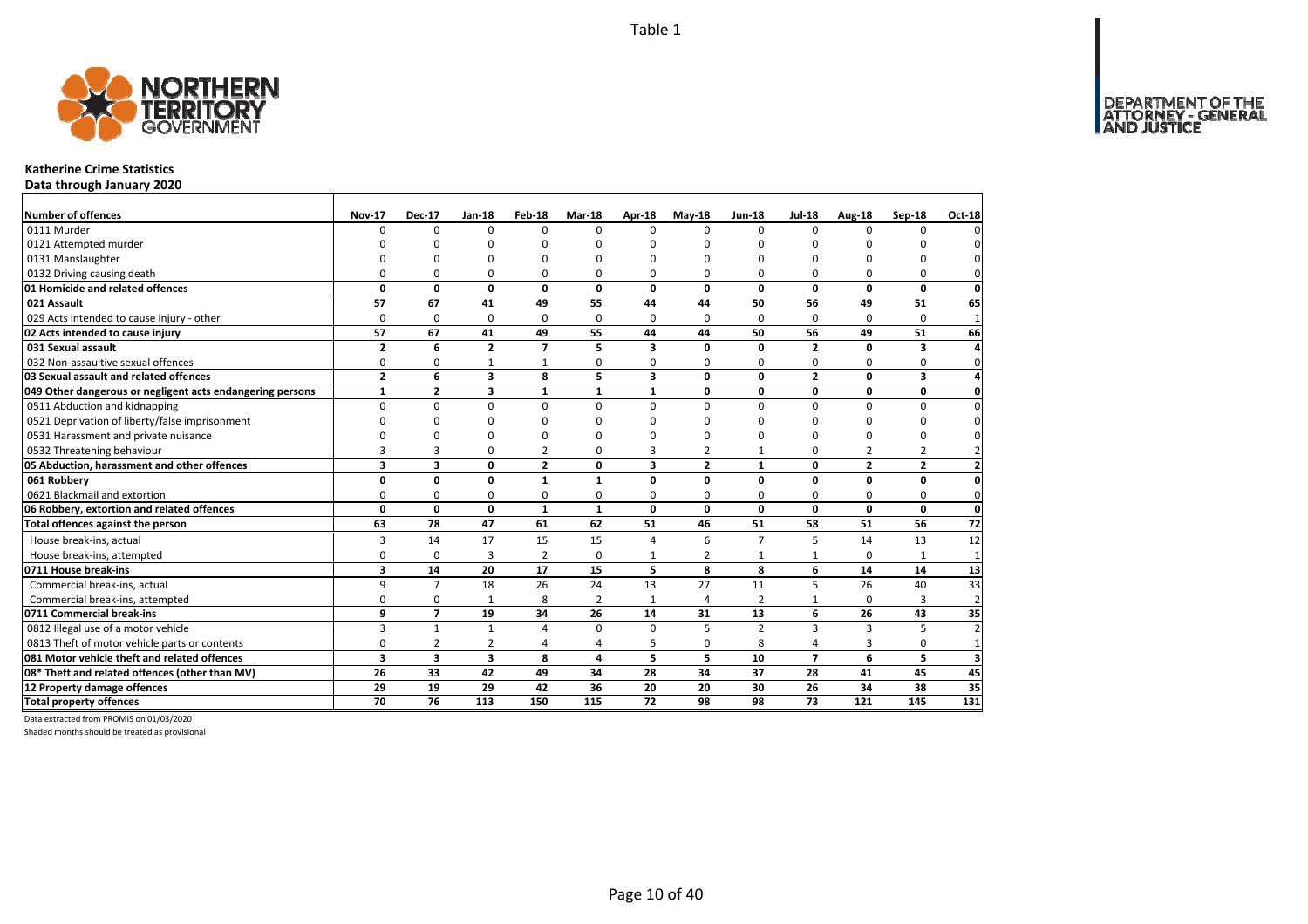Table 1

## Katherine Crime Statistics

**Data through January 2020**

| Number of offences | Nov-17 | Dec-17 | Jan-18 | Feb-18 | Mar-18 | Apr-18 | May-18 | Jun-18 | Jul-18 | Aug-18 | Sep-18 | Oct-18 |
|---|---|---|---|---|---|---|---|---|---|---|---|---|
| 0111 Murder | 0 | 0 | 0 | 0 | 0 | 0 | 0 | 0 | 0 | 0 | 0 | 0 |
| 0121 Attempted murder | 0 | 0 | 0 | 0 | 0 | 0 | 0 | 0 | 0 | 0 | 0 | 0 |
| 0131 Manslaughter | 0 | 0 | 0 | 0 | 0 | 0 | 0 | 0 | 0 | 0 | 0 | 0 |
| 0132 Driving causing death | 0 | 0 | 0 | 0 | 0 | 0 | 0 | 0 | 0 | 0 | 0 | 0 |
| **01 Homicide and related offences** | **0** | **0** | **0** | **0** | **0** | **0** | **0** | **0** | **0** | **0** | **0** | **0** |
| **021 Assault** | **57** | **67** | **41** | **49** | **55** | **44** | **44** | **50** | **56** | **49** | **51** | **65** |
| 029 Acts intended to cause injury - other | 0 | 0 | 0 | 0 | 0 | 0 | 0 | 0 | 0 | 0 | 0 | 1 |
| **02 Acts intended to cause injury** | **57** | **67** | **41** | **49** | **55** | **44** | **44** | **50** | **56** | **49** | **51** | **66** |
| **031 Sexual assault** | **2** | **6** | **2** | **7** | **5** | **3** | **0** | **0** | **2** | **0** | **3** | **4** |
| 032 Non-assaultive sexual offences | 0 | 0 | 1 | 1 | 0 | 0 | 0 | 0 | 0 | 0 | 0 | 0 |
| **03 Sexual assault and related offences** | **2** | **6** | **3** | **8** | **5** | **3** | **0** | **0** | **2** | **0** | **3** | **4** |
| **049 Other dangerous or negligent acts endangering persons** | **1** | **2** | **3** | **1** | **1** | **1** | **0** | **0** | **0** | **0** | **0** | **0** |
| 0511 Abduction and kidnapping | 0 | 0 | 0 | 0 | 0 | 0 | 0 | 0 | 0 | 0 | 0 | 0 |
| 0521 Deprivation of liberty/false imprisonment | 0 | 0 | 0 | 0 | 0 | 0 | 0 | 0 | 0 | 0 | 0 | 0 |
| 0531 Harassment and private nuisance | 0 | 0 | 0 | 0 | 0 | 0 | 0 | 0 | 0 | 0 | 0 | 0 |
| 0532 Threatening behaviour | 3 | 3 | 0 | 2 | 0 | 3 | 2 | 1 | 0 | 2 | 2 | 2 |
| **05 Abduction, harassment and other offences** | **3** | **3** | **0** | **2** | **0** | **3** | **2** | **1** | **0** | **2** | **2** | **2** |
| **061 Robbery** | **0** | **0** | **0** | **1** | **1** | **0** | **0** | **0** | **0** | **0** | **0** | **0** |
| 0621 Blackmail and extortion | 0 | 0 | 0 | 0 | 0 | 0 | 0 | 0 | 0 | 0 | 0 | 0 |
| **06 Robbery, extortion and related offences** | **0** | **0** | **0** | **1** | **1** | **0** | **0** | **0** | **0** | **0** | **0** | **0** |
| **Total offences against the person** | **63** | **78** | **47** | **61** | **62** | **51** | **46** | **51** | **58** | **51** | **56** | **72** |
| House break-ins, actual | 3 | 14 | 17 | 15 | 15 | 4 | 6 | 7 | 5 | 14 | 13 | 12 |
| House break-ins, attempted | 0 | 0 | 3 | 2 | 0 | 1 | 2 | 1 | 1 | 0 | 1 | 1 |
| **0711 House break-ins** | **3** | **14** | **20** | **17** | **15** | **5** | **8** | **8** | **6** | **14** | **14** | **13** |
| Commercial break-ins, actual | 9 | 7 | 18 | 26 | 24 | 13 | 27 | 11 | 5 | 26 | 40 | 33 |
| Commercial break-ins, attempted | 0 | 0 | 1 | 8 | 2 | 1 | 4 | 2 | 1 | 0 | 3 | 2 |
| **0711 Commercial break-ins** | **9** | **7** | **19** | **34** | **26** | **14** | **31** | **13** | **6** | **26** | **43** | **35** |
| 0812 Illegal use of a motor vehicle | 3 | 1 | 1 | 4 | 0 | 0 | 5 | 2 | 3 | 3 | 5 | 2 |
| 0813 Theft of motor vehicle parts or contents | 0 | 2 | 2 | 4 | 4 | 5 | 0 | 8 | 4 | 3 | 0 | 1 |
| **081 Motor vehicle theft and related offences** | **3** | **3** | **3** | **8** | **4** | **5** | **5** | **10** | **7** | **6** | **5** | **3** |
| **08* Theft and related offences (other than MV)** | **26** | **33** | **42** | **49** | **34** | **28** | **34** | **37** | **28** | **41** | **45** | **45** |
| **12 Property damage offences** | **29** | **19** | **29** | **42** | **36** | **20** | **20** | **30** | **26** | **34** | **38** | **35** |
| **Total property offences** | **70** | **76** | **113** | **150** | **115** | **72** | **98** | **98** | **73** | **121** | **145** | **131** |

Data extracted from PROMIS on 01/03/2020

Shaded months should be treated as provisional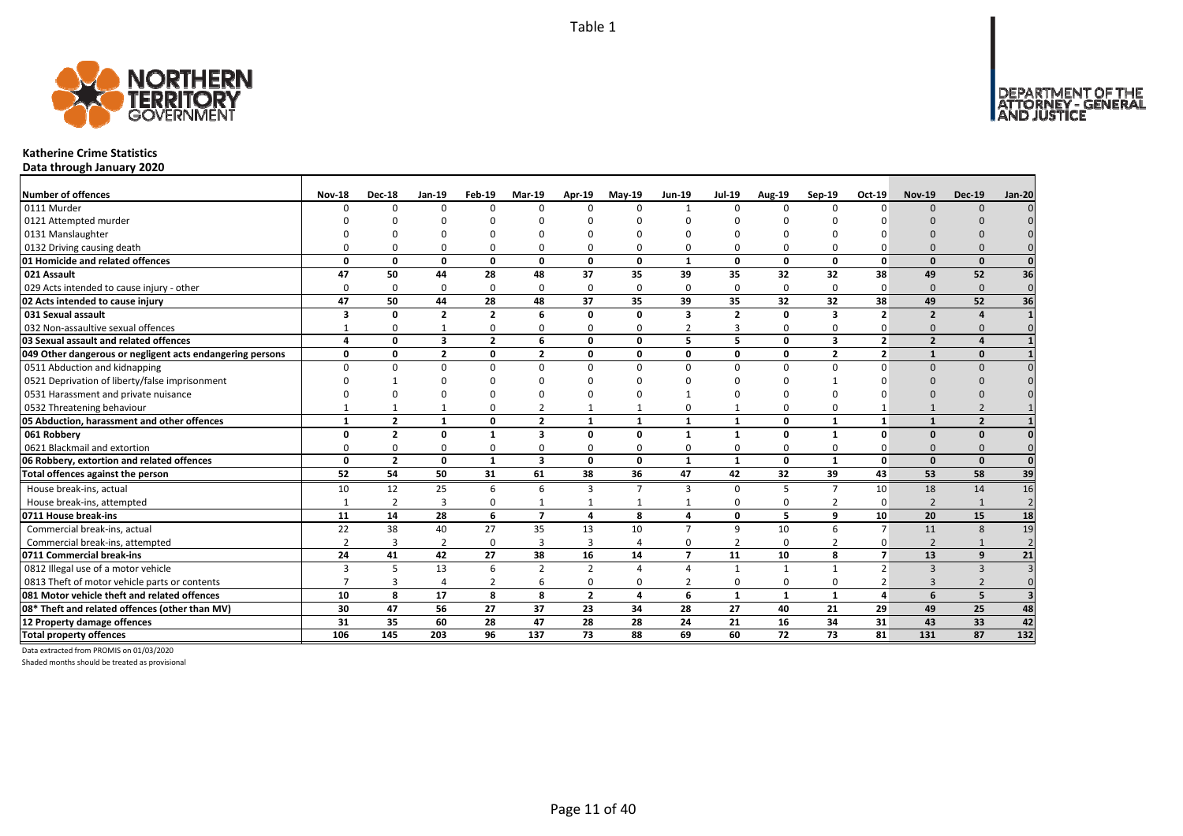# Katherine Crime Statistics

**Data through January 2020**

| Number of offences | Nov-18 | Dec-18 | Jan-19 | Feb-19 | Mar-19 | Apr-19 | May-19 | Jun-19 | Jul-19 | Aug-19 | Sep-19 | Oct-19 | Nov-19 | Dec-19 | Jan-20 |
|---|---|---|---|---|---|---|---|---|---|---|---|---|---|---|---|
| 0111 Murder | 0 | 0 | 0 | 0 | 0 | 0 | 0 | 1 | 0 | 0 | 0 | 0 | 0 | 0 | 0 |
| 0121 Attempted murder | 0 | 0 | 0 | 0 | 0 | 0 | 0 | 0 | 0 | 0 | 0 | 0 | 0 | 0 | 0 |
| 0131 Manslaughter | 0 | 0 | 0 | 0 | 0 | 0 | 0 | 0 | 0 | 0 | 0 | 0 | 0 | 0 | 0 |
| 0132 Driving causing death | 0 | 0 | 0 | 0 | 0 | 0 | 0 | 0 | 0 | 0 | 0 | 0 | 0 | 0 | 0 |
| **01 Homicide and related offences** | **0** | **0** | **0** | **0** | **0** | **0** | **0** | **1** | **0** | **0** | **0** | **0** | **0** | **0** | **0** |
| **021 Assault** | **47** | **50** | **44** | **28** | **48** | **37** | **35** | **39** | **35** | **32** | **32** | **38** | **49** | **52** | **36** |
| 029 Acts intended to cause injury - other | 0 | 0 | 0 | 0 | 0 | 0 | 0 | 0 | 0 | 0 | 0 | 0 | 0 | 0 | 0 |
| **02 Acts intended to cause injury** | **47** | **50** | **44** | **28** | **48** | **37** | **35** | **39** | **35** | **32** | **32** | **38** | **49** | **52** | **36** |
| **031 Sexual assault** | **3** | **0** | **2** | **2** | **6** | **0** | **0** | **3** | **2** | **0** | **3** | **2** | **2** | **4** | **1** |
| 032 Non-assaultive sexual offences | 1 | 0 | 1 | 0 | 0 | 0 | 0 | 2 | 3 | 0 | 0 | 0 | 0 | 0 | 0 |
| **03 Sexual assault and related offences** | **4** | **0** | **3** | **2** | **6** | **0** | **0** | **5** | **5** | **0** | **3** | **2** | **2** | **4** | **1** |
| **049 Other dangerous or negligent acts endangering persons** | **0** | **0** | **2** | **0** | **2** | **0** | **0** | **0** | **0** | **0** | **2** | **2** | **1** | **0** | **1** |
| 0511 Abduction and kidnapping | 0 | 0 | 0 | 0 | 0 | 0 | 0 | 0 | 0 | 0 | 0 | 0 | 0 | 0 | 0 |
| 0521 Deprivation of liberty/false imprisonment | 0 | 1 | 0 | 0 | 0 | 0 | 0 | 0 | 0 | 0 | 1 | 0 | 0 | 0 | 0 |
| 0531 Harassment and private nuisance | 0 | 0 | 0 | 0 | 0 | 0 | 0 | 1 | 0 | 0 | 0 | 0 | 0 | 0 | 0 |
| 0532 Threatening behaviour | 1 | 1 | 1 | 0 | 2 | 1 | 1 | 0 | 1 | 0 | 0 | 1 | 1 | 2 | 1 |
| **05 Abduction, harassment and other offences** | **1** | **2** | **1** | **0** | **2** | **1** | **1** | **1** | **1** | **0** | **1** | **1** | **1** | **2** | **1** |
| **061 Robbery** | **0** | **2** | **0** | **1** | **3** | **0** | **0** | **1** | **1** | **0** | **1** | **0** | **0** | **0** | **0** |
| 0621 Blackmail and extortion | 0 | 0 | 0 | 0 | 0 | 0 | 0 | 0 | 0 | 0 | 0 | 0 | 0 | 0 | 0 |
| **06 Robbery, extortion and related offences** | **0** | **2** | **0** | **1** | **3** | **0** | **0** | **1** | **1** | **0** | **1** | **0** | **0** | **0** | **0** |
| **Total offences against the person** | **52** | **54** | **50** | **31** | **61** | **38** | **36** | **47** | **42** | **32** | **39** | **43** | **53** | **58** | **39** |
| House break-ins, actual | 10 | 12 | 25 | 6 | 6 | 3 | 7 | 3 | 0 | 5 | 7 | 10 | 18 | 14 | 16 |
| House break-ins, attempted | 1 | 2 | 3 | 0 | 1 | 1 | 1 | 1 | 0 | 0 | 2 | 0 | 2 | 1 | 2 |
| **0711 House break-ins** | **11** | **14** | **28** | **6** | **7** | **4** | **8** | **4** | **0** | **5** | **9** | **10** | **20** | **15** | **18** |
| Commercial break-ins, actual | 22 | 38 | 40 | 27 | 35 | 13 | 10 | 7 | 9 | 10 | 6 | 7 | 11 | 8 | 19 |
| Commercial break-ins, attempted | 2 | 3 | 2 | 0 | 3 | 3 | 4 | 0 | 2 | 0 | 2 | 0 | 2 | 1 | 2 |
| **0711 Commercial break-ins** | **24** | **41** | **42** | **27** | **38** | **16** | **14** | **7** | **11** | **10** | **8** | **7** | **13** | **9** | **21** |
| 0812 Illegal use of a motor vehicle | 3 | 5 | 13 | 6 | 2 | 2 | 4 | 4 | 1 | 1 | 1 | 2 | 3 | 3 | 3 |
| 0813 Theft of motor vehicle parts or contents | 7 | 3 | 4 | 2 | 6 | 0 | 0 | 2 | 0 | 0 | 0 | 2 | 3 | 2 | 0 |
| **081 Motor vehicle theft and related offences** | **10** | **8** | **17** | **8** | **8** | **2** | **4** | **6** | **1** | **1** | **1** | **4** | **6** | **5** | **3** |
| **08* Theft and related offences (other than MV)** | **30** | **47** | **56** | **27** | **37** | **23** | **34** | **28** | **27** | **40** | **21** | **29** | **49** | **25** | **48** |
| **12 Property damage offences** | **31** | **35** | **60** | **28** | **47** | **28** | **28** | **24** | **21** | **16** | **34** | **31** | **43** | **33** | **42** |
| **Total property offences** | **106** | **145** | **203** | **96** | **137** | **73** | **88** | **69** | **60** | **72** | **73** | **81** | **131** | **87** | **132** |

Data extracted from PROMIS on 01/03/2020

Shaded months should be treated as provisional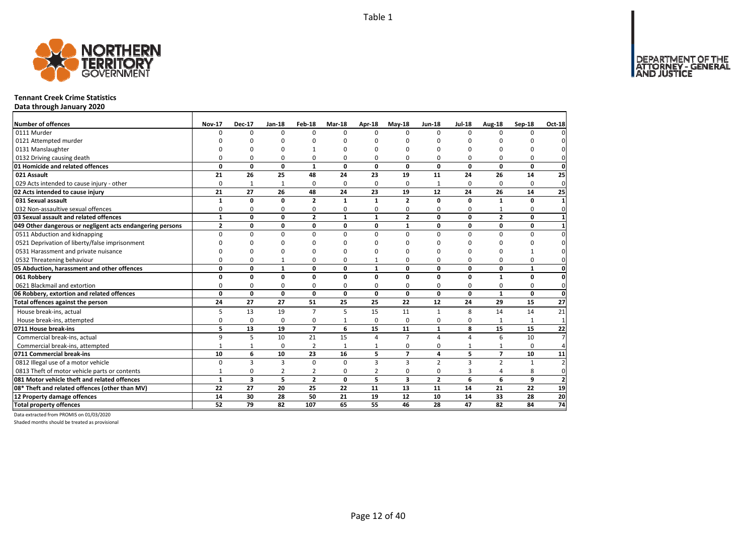Table 1

NORTHERN TERRITORY GOVERNMENT

DEPARTMENT OF THE ATTORNEY - GENERAL AND JUSTICE

## Tennant Creek Crime Statistics

**Data through January 2020**

| Number of offences | Nov-17 | Dec-17 | Jan-18 | Feb-18 | Mar-18 | Apr-18 | May-18 | Jun-18 | Jul-18 | Aug-18 | Sep-18 | Oct-18 |
|---|---|---|---|---|---|---|---|---|---|---|---|---|
| 0111 Murder | 0 | 0 | 0 | 0 | 0 | 0 | 0 | 0 | 0 | 0 | 0 | 0 |
| 0121 Attempted murder | 0 | 0 | 0 | 0 | 0 | 0 | 0 | 0 | 0 | 0 | 0 | 0 |
| 0131 Manslaughter | 0 | 0 | 0 | 1 | 0 | 0 | 0 | 0 | 0 | 0 | 0 | 0 |
| 0132 Driving causing death | 0 | 0 | 0 | 0 | 0 | 0 | 0 | 0 | 0 | 0 | 0 | 0 |
| **01 Homicide and related offences** | **0** | **0** | **0** | **1** | **0** | **0** | **0** | **0** | **0** | **0** | **0** | **0** |
| **021 Assault** | **21** | **26** | **25** | **48** | **24** | **23** | **19** | **11** | **24** | **26** | **14** | **25** |
| 029 Acts intended to cause injury - other | 0 | 1 | 1 | 0 | 0 | 0 | 0 | 1 | 0 | 0 | 0 | 0 |
| **02 Acts intended to cause injury** | **21** | **27** | **26** | **48** | **24** | **23** | **19** | **12** | **24** | **26** | **14** | **25** |
| **031 Sexual assault** | **1** | **0** | **0** | **2** | **1** | **1** | **2** | **0** | **0** | **1** | **0** | **1** |
| 032 Non-assaultive sexual offences | 0 | 0 | 0 | 0 | 0 | 0 | 0 | 0 | 0 | 1 | 0 | 0 |
| **03 Sexual assault and related offences** | **1** | **0** | **0** | **2** | **1** | **1** | **2** | **0** | **0** | **2** | **0** | **1** |
| **049 Other dangerous or negligent acts endangering persons** | **2** | **0** | **0** | **0** | **0** | **0** | **1** | **0** | **0** | **0** | **0** | **1** |
| 0511 Abduction and kidnapping | 0 | 0 | 0 | 0 | 0 | 0 | 0 | 0 | 0 | 0 | 0 | 0 |
| 0521 Deprivation of liberty/false imprisonment | 0 | 0 | 0 | 0 | 0 | 0 | 0 | 0 | 0 | 0 | 0 | 0 |
| 0531 Harassment and private nuisance | 0 | 0 | 0 | 0 | 0 | 0 | 0 | 0 | 0 | 0 | 1 | 0 |
| 0532 Threatening behaviour | 0 | 0 | 1 | 0 | 0 | 1 | 0 | 0 | 0 | 0 | 0 | 0 |
| **05 Abduction, harassment and other offences** | **0** | **0** | **1** | **0** | **0** | **1** | **0** | **0** | **0** | **0** | **1** | **0** |
| **061 Robbery** | **0** | **0** | **0** | **0** | **0** | **0** | **0** | **0** | **0** | **1** | **0** | **0** |
| 0621 Blackmail and extortion | 0 | 0 | 0 | 0 | 0 | 0 | 0 | 0 | 0 | 0 | 0 | 0 |
| **06 Robbery, extortion and related offences** | **0** | **0** | **0** | **0** | **0** | **0** | **0** | **0** | **0** | **1** | **0** | **0** |
| **Total offences against the person** | **24** | **27** | **27** | **51** | **25** | **25** | **22** | **12** | **24** | **29** | **15** | **27** |
| House break-ins, actual | 5 | 13 | 19 | 7 | 5 | 15 | 11 | 1 | 8 | 14 | 14 | 21 |
| House break-ins, attempted | 0 | 0 | 0 | 0 | 1 | 0 | 0 | 0 | 0 | 1 | 1 | 1 |
| **0711 House break-ins** | **5** | **13** | **19** | **7** | **6** | **15** | **11** | **1** | **8** | **15** | **15** | **22** |
| Commercial break-ins, actual | 9 | 5 | 10 | 21 | 15 | 4 | 7 | 4 | 4 | 6 | 10 | 7 |
| Commercial break-ins, attempted | 1 | 1 | 0 | 2 | 1 | 1 | 0 | 0 | 1 | 1 | 0 | 4 |
| **0711 Commercial break-ins** | **10** | **6** | **10** | **23** | **16** | **5** | **7** | **4** | **5** | **7** | **10** | **11** |
| 0812 Illegal use of a motor vehicle | 0 | 3 | 3 | 0 | 0 | 3 | 3 | 2 | 3 | 2 | 1 | 2 |
| 0813 Theft of motor vehicle parts or contents | 1 | 0 | 2 | 2 | 0 | 2 | 0 | 0 | 3 | 4 | 8 | 0 |
| **081 Motor vehicle theft and related offences** | **1** | **3** | **5** | **2** | **0** | **5** | **3** | **2** | **6** | **6** | **9** | **2** |
| **08* Theft and related offences (other than MV)** | **22** | **27** | **20** | **25** | **22** | **11** | **13** | **11** | **14** | **21** | **22** | **19** |
| **12 Property damage offences** | **14** | **30** | **28** | **50** | **21** | **19** | **12** | **10** | **14** | **33** | **28** | **20** |
| **Total property offences** | **52** | **79** | **82** | **107** | **65** | **55** | **46** | **28** | **47** | **82** | **84** | **74** |

Data extracted from PROMIS on 01/03/2020

Shaded months should be treated as provisional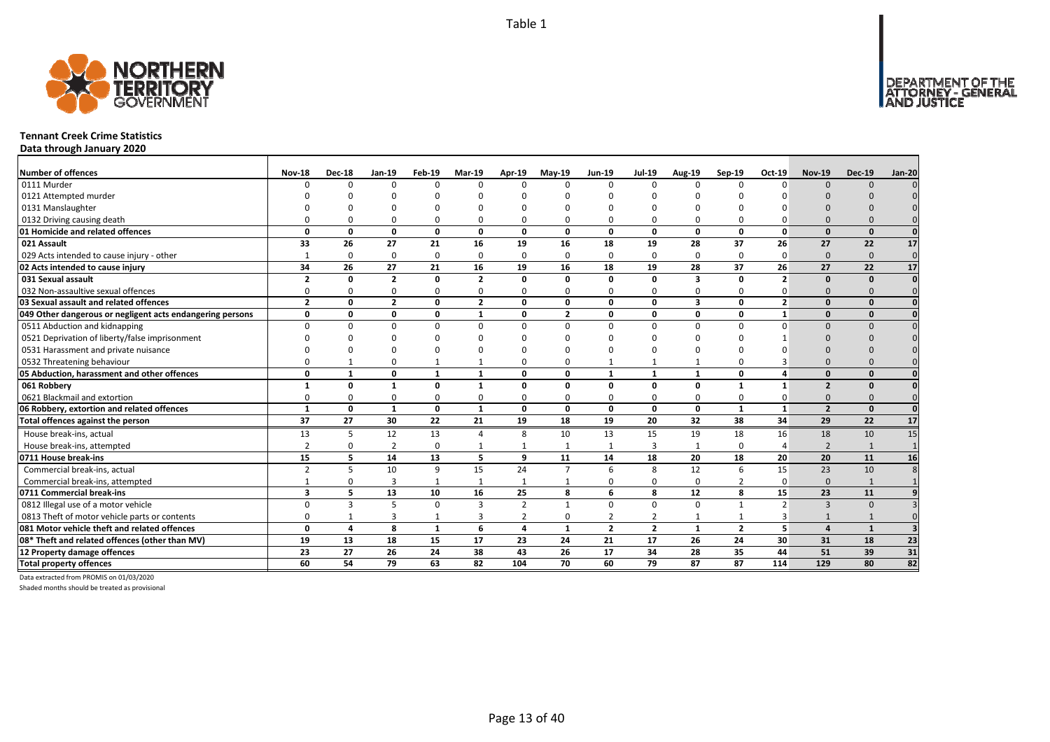# Tennant Creek Crime Statistics

**Data through January 2020**

| Number of offences | Nov-18 | Dec-18 | Jan-19 | Feb-19 | Mar-19 | Apr-19 | May-19 | Jun-19 | Jul-19 | Aug-19 | Sep-19 | Oct-19 | Nov-19 | Dec-19 | Jan-20 |
|---|---|---|---|---|---|---|---|---|---|---|---|---|---|---|---|
| 0111 Murder | 0 | 0 | 0 | 0 | 0 | 0 | 0 | 0 | 0 | 0 | 0 | 0 | 0 | 0 | 0 |
| 0121 Attempted murder | 0 | 0 | 0 | 0 | 0 | 0 | 0 | 0 | 0 | 0 | 0 | 0 | 0 | 0 | 0 |
| 0131 Manslaughter | 0 | 0 | 0 | 0 | 0 | 0 | 0 | 0 | 0 | 0 | 0 | 0 | 0 | 0 | 0 |
| 0132 Driving causing death | 0 | 0 | 0 | 0 | 0 | 0 | 0 | 0 | 0 | 0 | 0 | 0 | 0 | 0 | 0 |
| **01 Homicide and related offences** | **0** | **0** | **0** | **0** | **0** | **0** | **0** | **0** | **0** | **0** | **0** | **0** | **0** | **0** | **0** |
| **021 Assault** | **33** | **26** | **27** | **21** | **16** | **19** | **16** | **18** | **19** | **28** | **37** | **26** | **27** | **22** | **17** |
| 029 Acts intended to cause injury - other | 1 | 0 | 0 | 0 | 0 | 0 | 0 | 0 | 0 | 0 | 0 | 0 | 0 | 0 | 0 |
| **02 Acts intended to cause injury** | **34** | **26** | **27** | **21** | **16** | **19** | **16** | **18** | **19** | **28** | **37** | **26** | **27** | **22** | **17** |
| **031 Sexual assault** | **2** | **0** | **2** | **0** | **2** | **0** | **0** | **0** | **0** | **3** | **0** | **2** | **0** | **0** | **0** |
| 032 Non-assaultive sexual offences | 0 | 0 | 0 | 0 | 0 | 0 | 0 | 0 | 0 | 0 | 0 | 0 | 0 | 0 | 0 |
| **03 Sexual assault and related offences** | **2** | **0** | **2** | **0** | **2** | **0** | **0** | **0** | **0** | **3** | **0** | **2** | **0** | **0** | **0** |
| **049 Other dangerous or negligent acts endangering persons** | **0** | **0** | **0** | **0** | **1** | **0** | **2** | **0** | **0** | **0** | **0** | **1** | **0** | **0** | **0** |
| 0511 Abduction and kidnapping | 0 | 0 | 0 | 0 | 0 | 0 | 0 | 0 | 0 | 0 | 0 | 0 | 0 | 0 | 0 |
| 0521 Deprivation of liberty/false imprisonment | 0 | 0 | 0 | 0 | 0 | 0 | 0 | 0 | 0 | 0 | 0 | 1 | 0 | 0 | 0 |
| 0531 Harassment and private nuisance | 0 | 0 | 0 | 0 | 0 | 0 | 0 | 0 | 0 | 0 | 0 | 0 | 0 | 0 | 0 |
| 0532 Threatening behaviour | 0 | 1 | 0 | 1 | 1 | 0 | 0 | 1 | 1 | 1 | 0 | 3 | 0 | 0 | 0 |
| **05 Abduction, harassment and other offences** | **0** | **1** | **0** | **1** | **1** | **0** | **0** | **1** | **1** | **1** | **0** | **4** | **0** | **0** | **0** |
| **061 Robbery** | **1** | **0** | **1** | **0** | **1** | **0** | **0** | **0** | **0** | **0** | **1** | **1** | **2** | **0** | **0** |
| 0621 Blackmail and extortion | 0 | 0 | 0 | 0 | 0 | 0 | 0 | 0 | 0 | 0 | 0 | 0 | 0 | 0 | 0 |
| **06 Robbery, extortion and related offences** | **1** | **0** | **1** | **0** | **1** | **0** | **0** | **0** | **0** | **0** | **1** | **1** | **2** | **0** | **0** |
| **Total offences against the person** | **37** | **27** | **30** | **22** | **21** | **19** | **18** | **19** | **20** | **32** | **38** | **34** | **29** | **22** | **17** |
| House break-ins, actual | 13 | 5 | 12 | 13 | 4 | 8 | 10 | 13 | 15 | 19 | 18 | 16 | 18 | 10 | 15 |
| House break-ins, attempted | 2 | 0 | 2 | 0 | 1 | 1 | 1 | 1 | 3 | 1 | 0 | 4 | 2 | 1 | 1 |
| **0711 House break-ins** | **15** | **5** | **14** | **13** | **5** | **9** | **11** | **14** | **18** | **20** | **18** | **20** | **20** | **11** | **16** |
| Commercial break-ins, actual | 2 | 5 | 10 | 9 | 15 | 24 | 7 | 6 | 8 | 12 | 6 | 15 | 23 | 10 | 8 |
| Commercial break-ins, attempted | 1 | 0 | 3 | 1 | 1 | 1 | 1 | 0 | 0 | 0 | 2 | 0 | 0 | 1 | 1 |
| **0711 Commercial break-ins** | **3** | **5** | **13** | **10** | **16** | **25** | **8** | **6** | **8** | **12** | **8** | **15** | **23** | **11** | **9** |
| 0812 Illegal use of a motor vehicle | 0 | 3 | 5 | 0 | 3 | 2 | 1 | 0 | 0 | 0 | 1 | 2 | 3 | 0 | 3 |
| 0813 Theft of motor vehicle parts or contents | 0 | 1 | 3 | 1 | 3 | 2 | 0 | 2 | 2 | 1 | 1 | 3 | 1 | 1 | 0 |
| **081 Motor vehicle theft and related offences** | **0** | **4** | **8** | **1** | **6** | **4** | **1** | **2** | **2** | **1** | **2** | **5** | **4** | **1** | **3** |
| **08* Theft and related offences (other than MV)** | **19** | **13** | **18** | **15** | **17** | **23** | **24** | **21** | **17** | **26** | **24** | **30** | **31** | **18** | **23** |
| **12 Property damage offences** | **23** | **27** | **26** | **24** | **38** | **43** | **26** | **17** | **34** | **28** | **35** | **44** | **51** | **39** | **31** |
| **Total property offences** | **60** | **54** | **79** | **63** | **82** | **104** | **70** | **60** | **79** | **87** | **87** | **114** | **129** | **80** | **82** |

Data extracted from PROMIS on 01/03/2020

Shaded months should be treated as provisional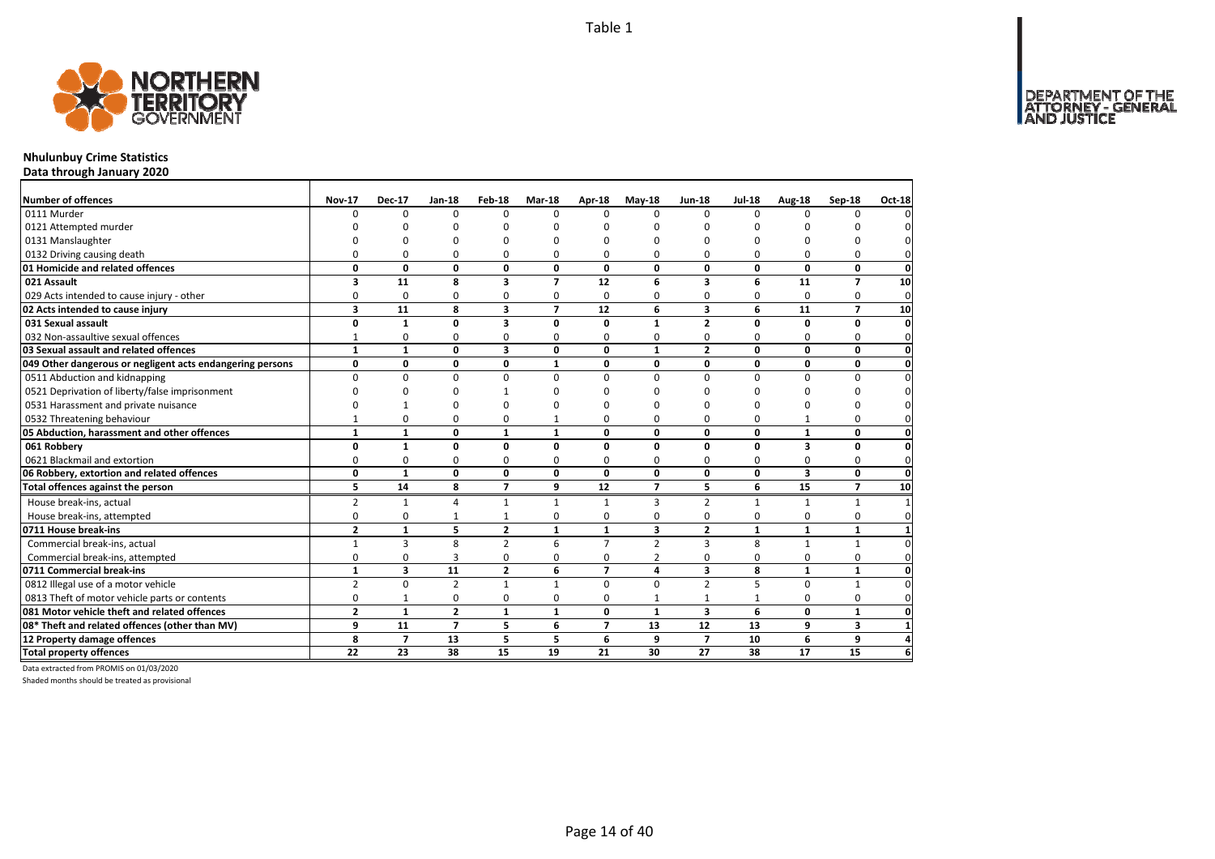Table 1

**Nhulunbuy Crime Statistics**
**Data through January 2020**

| Number of offences | Nov-17 | Dec-17 | Jan-18 | Feb-18 | Mar-18 | Apr-18 | May-18 | Jun-18 | Jul-18 | Aug-18 | Sep-18 | Oct-18 |
|---|---|---|---|---|---|---|---|---|---|---|---|---|
| 0111 Murder | 0 | 0 | 0 | 0 | 0 | 0 | 0 | 0 | 0 | 0 | 0 | 0 |
| 0121 Attempted murder | 0 | 0 | 0 | 0 | 0 | 0 | 0 | 0 | 0 | 0 | 0 | 0 |
| 0131 Manslaughter | 0 | 0 | 0 | 0 | 0 | 0 | 0 | 0 | 0 | 0 | 0 | 0 |
| 0132 Driving causing death | 0 | 0 | 0 | 0 | 0 | 0 | 0 | 0 | 0 | 0 | 0 | 0 |
| **01 Homicide and related offences** | **0** | **0** | **0** | **0** | **0** | **0** | **0** | **0** | **0** | **0** | **0** | **0** |
| **021 Assault** | **3** | **11** | **8** | **3** | **7** | **12** | **6** | **3** | **6** | **11** | **7** | **10** |
| 029 Acts intended to cause injury - other | 0 | 0 | 0 | 0 | 0 | 0 | 0 | 0 | 0 | 0 | 0 | 0 |
| **02 Acts intended to cause injury** | **3** | **11** | **8** | **3** | **7** | **12** | **6** | **3** | **6** | **11** | **7** | **10** |
| **031 Sexual assault** | **0** | **1** | **0** | **3** | **0** | **0** | **1** | **2** | **0** | **0** | **0** | **0** |
| 032 Non-assaultive sexual offences | 1 | 0 | 0 | 0 | 0 | 0 | 0 | 0 | 0 | 0 | 0 | 0 |
| **03 Sexual assault and related offences** | **1** | **1** | **0** | **3** | **0** | **0** | **1** | **2** | **0** | **0** | **0** | **0** |
| **049 Other dangerous or negligent acts endangering persons** | **0** | **0** | **0** | **0** | **1** | **0** | **0** | **0** | **0** | **0** | **0** | **0** |
| 0511 Abduction and kidnapping | 0 | 0 | 0 | 0 | 0 | 0 | 0 | 0 | 0 | 0 | 0 | 0 |
| 0521 Deprivation of liberty/false imprisonment | 0 | 0 | 0 | 1 | 0 | 0 | 0 | 0 | 0 | 0 | 0 | 0 |
| 0531 Harassment and private nuisance | 0 | 1 | 0 | 0 | 0 | 0 | 0 | 0 | 0 | 0 | 0 | 0 |
| 0532 Threatening behaviour | 1 | 0 | 0 | 0 | 1 | 0 | 0 | 0 | 0 | 1 | 0 | 0 |
| **05 Abduction, harassment and other offences** | **1** | **1** | **0** | **1** | **1** | **0** | **0** | **0** | **0** | **1** | **0** | **0** |
| **061 Robbery** | **0** | **1** | **0** | **0** | **0** | **0** | **0** | **0** | **0** | **3** | **0** | **0** |
| 0621 Blackmail and extortion | 0 | 0 | 0 | 0 | 0 | 0 | 0 | 0 | 0 | 0 | 0 | 0 |
| **06 Robbery, extortion and related offences** | **0** | **1** | **0** | **0** | **0** | **0** | **0** | **0** | **0** | **3** | **0** | **0** |
| **Total offences against the person** | **5** | **14** | **8** | **7** | **9** | **12** | **7** | **5** | **6** | **15** | **7** | **10** |
| House break-ins, actual | 2 | 1 | 4 | 1 | 1 | 1 | 3 | 2 | 1 | 1 | 1 | 1 |
| House break-ins, attempted | 0 | 0 | 1 | 1 | 0 | 0 | 0 | 0 | 0 | 0 | 0 | 0 |
| **0711 House break-ins** | **2** | **1** | **5** | **2** | **1** | **1** | **3** | **2** | **1** | **1** | **1** | **1** |
| Commercial break-ins, actual | 1 | 3 | 8 | 2 | 6 | 7 | 2 | 3 | 8 | 1 | 1 | 0 |
| Commercial break-ins, attempted | 0 | 0 | 3 | 0 | 0 | 0 | 2 | 0 | 0 | 0 | 0 | 0 |
| **0711 Commercial break-ins** | **1** | **3** | **11** | **2** | **6** | **7** | **4** | **3** | **8** | **1** | **1** | **0** |
| 0812 Illegal use of a motor vehicle | 2 | 0 | 2 | 1 | 1 | 0 | 0 | 2 | 5 | 0 | 1 | 0 |
| 0813 Theft of motor vehicle parts or contents | 0 | 1 | 0 | 0 | 0 | 0 | 1 | 1 | 1 | 0 | 0 | 0 |
| **081 Motor vehicle theft and related offences** | **2** | **1** | **2** | **1** | **1** | **0** | **1** | **3** | **6** | **0** | **1** | **0** |
| **08* Theft and related offences (other than MV)** | **9** | **11** | **7** | **5** | **6** | **7** | **13** | **12** | **13** | **9** | **3** | **1** |
| **12 Property damage offences** | **8** | **7** | **13** | **5** | **5** | **6** | **9** | **7** | **10** | **6** | **9** | **4** |
| **Total property offences** | **22** | **23** | **38** | **15** | **19** | **21** | **30** | **27** | **38** | **17** | **15** | **6** |

Data extracted from PROMIS on 01/03/2020

Shaded months should be treated as provisional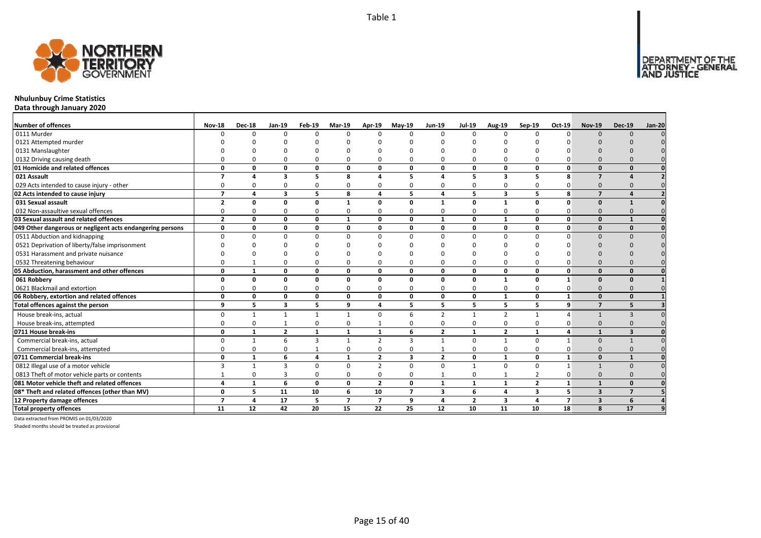Table 1

# Nhulunbuy Crime Statistics

**Data through January 2020**

| Number of offences | Nov-18 | Dec-18 | Jan-19 | Feb-19 | Mar-19 | Apr-19 | May-19 | Jun-19 | Jul-19 | Aug-19 | Sep-19 | Oct-19 | Nov-19 | Dec-19 | Jan-20 |
|---|---|---|---|---|---|---|---|---|---|---|---|---|---|---|---|
| 0111 Murder | 0 | 0 | 0 | 0 | 0 | 0 | 0 | 0 | 0 | 0 | 0 | 0 | 0 | 0 | 0 |
| 0121 Attempted murder | 0 | 0 | 0 | 0 | 0 | 0 | 0 | 0 | 0 | 0 | 0 | 0 | 0 | 0 | 0 |
| 0131 Manslaughter | 0 | 0 | 0 | 0 | 0 | 0 | 0 | 0 | 0 | 0 | 0 | 0 | 0 | 0 | 0 |
| 0132 Driving causing death | 0 | 0 | 0 | 0 | 0 | 0 | 0 | 0 | 0 | 0 | 0 | 0 | 0 | 0 | 0 |
| **01 Homicide and related offences** | **0** | **0** | **0** | **0** | **0** | **0** | **0** | **0** | **0** | **0** | **0** | **0** | **0** | **0** | **0** |
| **021 Assault** | **7** | **4** | **3** | **5** | **8** | **4** | **5** | **4** | **5** | **3** | **5** | **8** | **7** | **4** | **2** |
| 029 Acts intended to cause injury - other | 0 | 0 | 0 | 0 | 0 | 0 | 0 | 0 | 0 | 0 | 0 | 0 | 0 | 0 | 0 |
| **02 Acts intended to cause injury** | **7** | **4** | **3** | **5** | **8** | **4** | **5** | **4** | **5** | **3** | **5** | **8** | **7** | **4** | **2** |
| **031 Sexual assault** | **2** | **0** | **0** | **0** | **1** | **0** | **0** | **1** | **0** | **1** | **0** | **0** | **0** | **1** | **0** |
| 032 Non-assaultive sexual offences | 0 | 0 | 0 | 0 | 0 | 0 | 0 | 0 | 0 | 0 | 0 | 0 | 0 | 0 | 0 |
| **03 Sexual assault and related offences** | **2** | **0** | **0** | **0** | **1** | **0** | **0** | **1** | **0** | **1** | **0** | **0** | **0** | **1** | **0** |
| **049 Other dangerous or negligent acts endangering persons** | **0** | **0** | **0** | **0** | **0** | **0** | **0** | **0** | **0** | **0** | **0** | **0** | **0** | **0** | **0** |
| 0511 Abduction and kidnapping | 0 | 0 | 0 | 0 | 0 | 0 | 0 | 0 | 0 | 0 | 0 | 0 | 0 | 0 | 0 |
| 0521 Deprivation of liberty/false imprisonment | 0 | 0 | 0 | 0 | 0 | 0 | 0 | 0 | 0 | 0 | 0 | 0 | 0 | 0 | 0 |
| 0531 Harassment and private nuisance | 0 | 0 | 0 | 0 | 0 | 0 | 0 | 0 | 0 | 0 | 0 | 0 | 0 | 0 | 0 |
| 0532 Threatening behaviour | 0 | 1 | 0 | 0 | 0 | 0 | 0 | 0 | 0 | 0 | 0 | 0 | 0 | 0 | 0 |
| **05 Abduction, harassment and other offences** | **0** | **1** | **0** | **0** | **0** | **0** | **0** | **0** | **0** | **0** | **0** | **0** | **0** | **0** | **0** |
| **061 Robbery** | **0** | **0** | **0** | **0** | **0** | **0** | **0** | **0** | **0** | **1** | **0** | **1** | **0** | **0** | **1** |
| 0621 Blackmail and extortion | 0 | 0 | 0 | 0 | 0 | 0 | 0 | 0 | 0 | 0 | 0 | 0 | 0 | 0 | 0 |
| **06 Robbery, extortion and related offences** | **0** | **0** | **0** | **0** | **0** | **0** | **0** | **0** | **0** | **1** | **0** | **1** | **0** | **0** | **1** |
| **Total offences against the person** | **9** | **5** | **3** | **5** | **9** | **4** | **5** | **5** | **5** | **5** | **5** | **9** | **7** | **5** | **3** |
| House break-ins, actual | 0 | 1 | 1 | 1 | 1 | 0 | 6 | 2 | 1 | 2 | 1 | 4 | 1 | 3 | 0 |
| House break-ins, attempted | 0 | 0 | 1 | 0 | 0 | 1 | 0 | 0 | 0 | 0 | 0 | 0 | 0 | 0 | 0 |
| **0711 House break-ins** | **0** | **1** | **2** | **1** | **1** | **1** | **6** | **2** | **1** | **2** | **1** | **4** | **1** | **3** | **0** |
| Commercial break-ins, actual | 0 | 1 | 6 | 3 | 1 | 2 | 3 | 1 | 0 | 1 | 0 | 1 | 0 | 1 | 0 |
| Commercial break-ins, attempted | 0 | 0 | 0 | 1 | 0 | 0 | 0 | 1 | 0 | 0 | 0 | 0 | 0 | 0 | 0 |
| **0711 Commercial break-ins** | **0** | **1** | **6** | **4** | **1** | **2** | **3** | **2** | **0** | **1** | **0** | **1** | **0** | **1** | **0** |
| 0812 Illegal use of a motor vehicle | 3 | 1 | 3 | 0 | 0 | 2 | 0 | 0 | 1 | 0 | 0 | 1 | 1 | 0 | 0 |
| 0813 Theft of motor vehicle parts or contents | 1 | 0 | 3 | 0 | 0 | 0 | 0 | 1 | 0 | 1 | 2 | 0 | 0 | 0 | 0 |
| **081 Motor vehicle theft and related offences** | **4** | **1** | **6** | **0** | **0** | **2** | **0** | **1** | **1** | **1** | **2** | **1** | **1** | **0** | **0** |
| **08* Theft and related offences (other than MV)** | **0** | **5** | **11** | **10** | **6** | **10** | **7** | **3** | **6** | **4** | **3** | **5** | **3** | **7** | **5** |
| **12 Property damage offences** | **7** | **4** | **17** | **5** | **7** | **7** | **9** | **4** | **2** | **3** | **4** | **7** | **3** | **6** | **4** |
| **Total property offences** | **11** | **12** | **42** | **20** | **15** | **22** | **25** | **12** | **10** | **11** | **10** | **18** | **8** | **17** | **9** |

Data extracted from PROMIS on 01/03/2020

Shaded months should be treated as provisional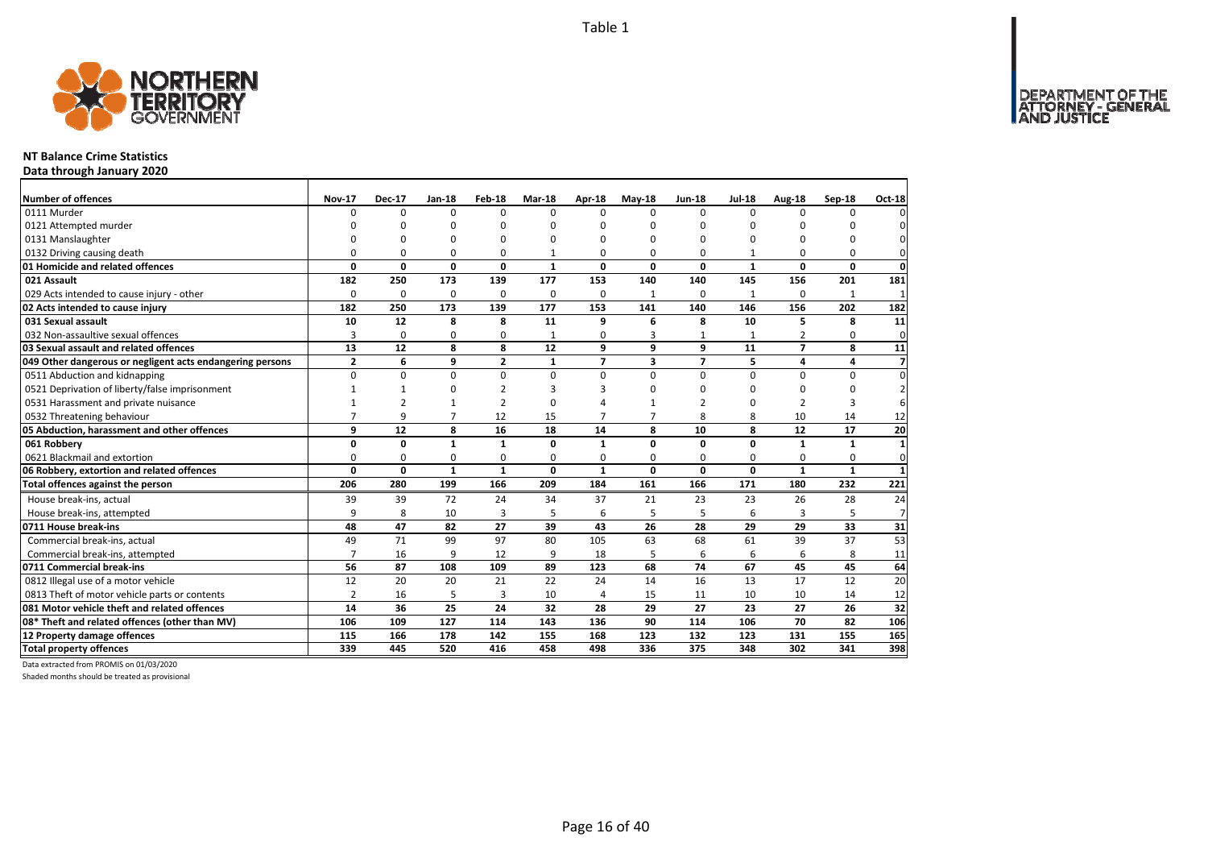Table 1

# NT Balance Crime Statistics

**Data through January 2020**

| Number of offences | Nov-17 | Dec-17 | Jan-18 | Feb-18 | Mar-18 | Apr-18 | May-18 | Jun-18 | Jul-18 | Aug-18 | Sep-18 | Oct-18 |
|---|---|---|---|---|---|---|---|---|---|---|---|---|
| 0111 Murder | 0 | 0 | 0 | 0 | 0 | 0 | 0 | 0 | 0 | 0 | 0 | 0 |
| 0121 Attempted murder | 0 | 0 | 0 | 0 | 0 | 0 | 0 | 0 | 0 | 0 | 0 | 0 |
| 0131 Manslaughter | 0 | 0 | 0 | 0 | 0 | 0 | 0 | 0 | 0 | 0 | 0 | 0 |
| 0132 Driving causing death | 0 | 0 | 0 | 0 | 1 | 0 | 0 | 0 | 1 | 0 | 0 | 0 |
| **01 Homicide and related offences** | **0** | **0** | **0** | **0** | **1** | **0** | **0** | **0** | **1** | **0** | **0** | **0** |
| **021 Assault** | **182** | **250** | **173** | **139** | **177** | **153** | **140** | **140** | **145** | **156** | **201** | **181** |
| 029 Acts intended to cause injury - other | 0 | 0 | 0 | 0 | 0 | 0 | 1 | 0 | 1 | 0 | 1 | 1 |
| **02 Acts intended to cause injury** | **182** | **250** | **173** | **139** | **177** | **153** | **141** | **140** | **146** | **156** | **202** | **182** |
| **031 Sexual assault** | **10** | **12** | **8** | **8** | **11** | **9** | **6** | **8** | **10** | **5** | **8** | **11** |
| 032 Non-assaultive sexual offences | 3 | 0 | 0 | 0 | 1 | 0 | 3 | 1 | 1 | 2 | 0 | 0 |
| **03 Sexual assault and related offences** | **13** | **12** | **8** | **8** | **12** | **9** | **9** | **9** | **11** | **7** | **8** | **11** |
| **049 Other dangerous or negligent acts endangering persons** | **2** | **6** | **9** | **2** | **1** | **7** | **3** | **7** | **5** | **4** | **4** | **7** |
| 0511 Abduction and kidnapping | 0 | 0 | 0 | 0 | 0 | 0 | 0 | 0 | 0 | 0 | 0 | 0 |
| 0521 Deprivation of liberty/false imprisonment | 1 | 1 | 0 | 2 | 3 | 3 | 0 | 0 | 0 | 0 | 0 | 2 |
| 0531 Harassment and private nuisance | 1 | 2 | 1 | 2 | 0 | 4 | 1 | 2 | 0 | 2 | 3 | 6 |
| 0532 Threatening behaviour | 7 | 9 | 7 | 12 | 15 | 7 | 7 | 8 | 8 | 10 | 14 | 12 |
| **05 Abduction, harassment and other offences** | **9** | **12** | **8** | **16** | **18** | **14** | **8** | **10** | **8** | **12** | **17** | **20** |
| **061 Robbery** | **0** | **0** | **1** | **1** | **0** | **1** | **0** | **0** | **0** | **1** | **1** | **1** |
| 0621 Blackmail and extortion | 0 | 0 | 0 | 0 | 0 | 0 | 0 | 0 | 0 | 0 | 0 | 0 |
| **06 Robbery, extortion and related offences** | **0** | **0** | **1** | **1** | **0** | **1** | **0** | **0** | **0** | **1** | **1** | **1** |
| **Total offences against the person** | **206** | **280** | **199** | **166** | **209** | **184** | **161** | **166** | **171** | **180** | **232** | **221** |
| House break-ins, actual | 39 | 39 | 72 | 24 | 34 | 37 | 21 | 23 | 23 | 26 | 28 | 24 |
| House break-ins, attempted | 9 | 8 | 10 | 3 | 5 | 6 | 5 | 5 | 6 | 3 | 5 | 7 |
| **0711 House break-ins** | **48** | **47** | **82** | **27** | **39** | **43** | **26** | **28** | **29** | **29** | **33** | **31** |
| Commercial break-ins, actual | 49 | 71 | 99 | 97 | 80 | 105 | 63 | 68 | 61 | 39 | 37 | 53 |
| Commercial break-ins, attempted | 7 | 16 | 9 | 12 | 9 | 18 | 5 | 6 | 6 | 6 | 8 | 11 |
| **0711 Commercial break-ins** | **56** | **87** | **108** | **109** | **89** | **123** | **68** | **74** | **67** | **45** | **45** | **64** |
| 0812 Illegal use of a motor vehicle | 12 | 20 | 20 | 21 | 22 | 24 | 14 | 16 | 13 | 17 | 12 | 20 |
| 0813 Theft of motor vehicle parts or contents | 2 | 16 | 5 | 3 | 10 | 4 | 15 | 11 | 10 | 10 | 14 | 12 |
| **081 Motor vehicle theft and related offences** | **14** | **36** | **25** | **24** | **32** | **28** | **29** | **27** | **23** | **27** | **26** | **32** |
| **08* Theft and related offences (other than MV)** | **106** | **109** | **127** | **114** | **143** | **136** | **90** | **114** | **106** | **70** | **82** | **106** |
| **12 Property damage offences** | **115** | **166** | **178** | **142** | **155** | **168** | **123** | **132** | **123** | **131** | **155** | **165** |
| **Total property offences** | **339** | **445** | **520** | **416** | **458** | **498** | **336** | **375** | **348** | **302** | **341** | **398** |

Data extracted from PROMIS on 01/03/2020

Shaded months should be treated as provisional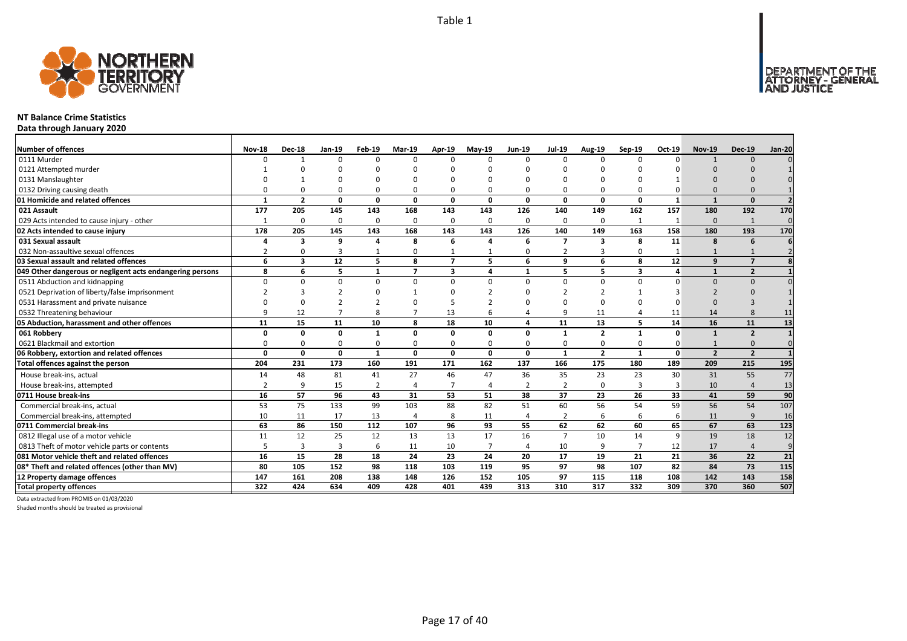Table 1

# NT Balance Crime Statistics

**Data through January 2020**

| Number of offences | Nov-18 | Dec-18 | Jan-19 | Feb-19 | Mar-19 | Apr-19 | May-19 | Jun-19 | Jul-19 | Aug-19 | Sep-19 | Oct-19 | Nov-19 | Dec-19 | Jan-20 |
|---|---|---|---|---|---|---|---|---|---|---|---|---|---|---|---|
| 0111 Murder | 0 | 1 | 0 | 0 | 0 | 0 | 0 | 0 | 0 | 0 | 0 | 0 | 1 | 0 | 0 |
| 0121 Attempted murder | 1 | 0 | 0 | 0 | 0 | 0 | 0 | 0 | 0 | 0 | 0 | 0 | 0 | 0 | 1 |
| 0131 Manslaughter | 0 | 1 | 0 | 0 | 0 | 0 | 0 | 0 | 0 | 0 | 0 | 1 | 0 | 0 | 0 |
| 0132 Driving causing death | 0 | 0 | 0 | 0 | 0 | 0 | 0 | 0 | 0 | 0 | 0 | 0 | 0 | 0 | 1 |
| **01 Homicide and related offences** | **1** | **2** | **0** | **0** | **0** | **0** | **0** | **0** | **0** | **0** | **0** | **1** | **1** | **0** | **2** |
| **021 Assault** | **177** | **205** | **145** | **143** | **168** | **143** | **143** | **126** | **140** | **149** | **162** | **157** | **180** | **192** | **170** |
| 029 Acts intended to cause injury - other | 1 | 0 | 0 | 0 | 0 | 0 | 0 | 0 | 0 | 0 | 1 | 1 | 0 | 1 | 0 |
| **02 Acts intended to cause injury** | **178** | **205** | **145** | **143** | **168** | **143** | **143** | **126** | **140** | **149** | **163** | **158** | **180** | **193** | **170** |
| **031 Sexual assault** | **4** | **3** | **9** | **4** | **8** | **6** | **4** | **6** | **7** | **3** | **8** | **11** | **8** | **6** | **6** |
| 032 Non-assaultive sexual offences | 2 | 0 | 3 | 1 | 0 | 1 | 1 | 0 | 2 | 3 | 0 | 1 | 1 | 1 | 2 |
| **03 Sexual assault and related offences** | **6** | **3** | **12** | **5** | **8** | **7** | **5** | **6** | **9** | **6** | **8** | **12** | **9** | **7** | **8** |
| **049 Other dangerous or negligent acts endangering persons** | **8** | **6** | **5** | **1** | **7** | **3** | **4** | **1** | **5** | **5** | **3** | **4** | **1** | **2** | **1** |
| 0511 Abduction and kidnapping | 0 | 0 | 0 | 0 | 0 | 0 | 0 | 0 | 0 | 0 | 0 | 0 | 0 | 0 | 0 |
| 0521 Deprivation of liberty/false imprisonment | 2 | 3 | 2 | 0 | 1 | 0 | 2 | 0 | 2 | 2 | 1 | 3 | 2 | 0 | 1 |
| 0531 Harassment and private nuisance | 0 | 0 | 2 | 2 | 0 | 5 | 2 | 0 | 0 | 0 | 0 | 0 | 0 | 3 | 1 |
| 0532 Threatening behaviour | 9 | 12 | 7 | 8 | 7 | 13 | 6 | 4 | 9 | 11 | 4 | 11 | 14 | 8 | 11 |
| **05 Abduction, harassment and other offences** | **11** | **15** | **11** | **10** | **8** | **18** | **10** | **4** | **11** | **13** | **5** | **14** | **16** | **11** | **13** |
| **061 Robbery** | **0** | **0** | **0** | **1** | **0** | **0** | **0** | **0** | **1** | **2** | **1** | **0** | **1** | **2** | **1** |
| 0621 Blackmail and extortion | 0 | 0 | 0 | 0 | 0 | 0 | 0 | 0 | 0 | 0 | 0 | 0 | 1 | 0 | 0 |
| **06 Robbery, extortion and related offences** | **0** | **0** | **0** | **1** | **0** | **0** | **0** | **0** | **1** | **2** | **1** | **0** | **2** | **2** | **1** |
| **Total offences against the person** | **204** | **231** | **173** | **160** | **191** | **171** | **162** | **137** | **166** | **175** | **180** | **189** | **209** | **215** | **195** |
| House break-ins, actual | 14 | 48 | 81 | 41 | 27 | 46 | 47 | 36 | 35 | 23 | 23 | 30 | 31 | 55 | 77 |
| House break-ins, attempted | 2 | 9 | 15 | 2 | 4 | 7 | 4 | 2 | 2 | 0 | 3 | 3 | 10 | 4 | 13 |
| **0711 House break-ins** | **16** | **57** | **96** | **43** | **31** | **53** | **51** | **38** | **37** | **23** | **26** | **33** | **41** | **59** | **90** |
| Commercial break-ins, actual | 53 | 75 | 133 | 99 | 103 | 88 | 82 | 51 | 60 | 56 | 54 | 59 | 56 | 54 | 107 |
| Commercial break-ins, attempted | 10 | 11 | 17 | 13 | 4 | 8 | 11 | 4 | 2 | 6 | 6 | 6 | 11 | 9 | 16 |
| **0711 Commercial break-ins** | **63** | **86** | **150** | **112** | **107** | **96** | **93** | **55** | **62** | **62** | **60** | **65** | **67** | **63** | **123** |
| 0812 Illegal use of a motor vehicle | 11 | 12 | 25 | 12 | 13 | 13 | 17 | 16 | 7 | 10 | 14 | 9 | 19 | 18 | 12 |
| 0813 Theft of motor vehicle parts or contents | 5 | 3 | 3 | 6 | 11 | 10 | 7 | 4 | 10 | 9 | 7 | 12 | 17 | 4 | 9 |
| **081 Motor vehicle theft and related offences** | **16** | **15** | **28** | **18** | **24** | **23** | **24** | **20** | **17** | **19** | **21** | **21** | **36** | **22** | **21** |
| **08* Theft and related offences (other than MV)** | **80** | **105** | **152** | **98** | **118** | **103** | **119** | **95** | **97** | **98** | **107** | **82** | **84** | **73** | **115** |
| **12 Property damage offences** | **147** | **161** | **208** | **138** | **148** | **126** | **152** | **105** | **97** | **115** | **118** | **108** | **142** | **143** | **158** |
| **Total property offences** | **322** | **424** | **634** | **409** | **428** | **401** | **439** | **313** | **310** | **317** | **332** | **309** | **370** | **360** | **507** |

Data extracted from PROMIS on 01/03/2020

Shaded months should be treated as provisional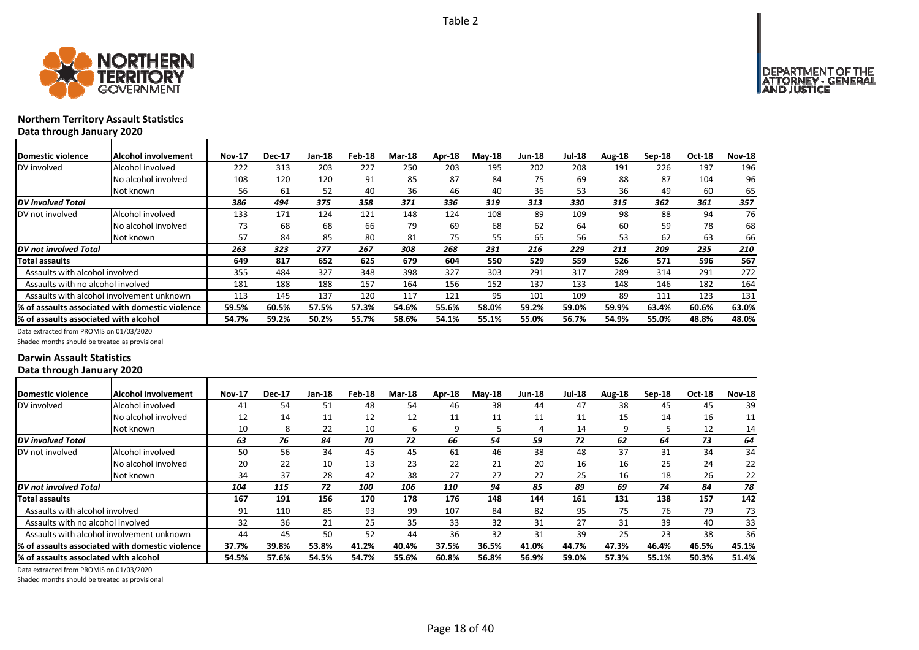Table 2

## Northern Territory Assault Statistics

### Data through January 2020

| Domestic violence | Alcohol involvement | Nov-17 | Dec-17 | Jan-18 | Feb-18 | Mar-18 | Apr-18 | May-18 | Jun-18 | Jul-18 | Aug-18 | Sep-18 | Oct-18 | Nov-18 |
|---|---|---|---|---|---|---|---|---|---|---|---|---|---|---|
| DV involved | Alcohol involved | 222 | 313 | 203 | 227 | 250 | 203 | 195 | 202 | 208 | 191 | 226 | 197 | 196 |
| | No alcohol involved | 108 | 120 | 120 | 91 | 85 | 87 | 84 | 75 | 69 | 88 | 87 | 104 | 96 |
| | Not known | 56 | 61 | 52 | 40 | 36 | 46 | 40 | 36 | 53 | 36 | 49 | 60 | 65 |
| ***DV involved Total*** | | *386* | *494* | *375* | *358* | *371* | *336* | *319* | *313* | *330* | *315* | *362* | *361* | *357* |
| DV not involved | Alcohol involved | 133 | 171 | 124 | 121 | 148 | 124 | 108 | 89 | 109 | 98 | 88 | 94 | 76 |
| | No alcohol involved | 73 | 68 | 68 | 66 | 79 | 69 | 68 | 62 | 64 | 60 | 59 | 78 | 68 |
| | Not known | 57 | 84 | 85 | 80 | 81 | 75 | 55 | 65 | 56 | 53 | 62 | 63 | 66 |
| ***DV not involved Total*** | | *263* | *323* | *277* | *267* | *308* | *268* | *231* | *216* | *229* | *211* | *209* | *235* | *210* |
| **Total assaults** | | **649** | **817** | **652** | **625** | **679** | **604** | **550** | **529** | **559** | **526** | **571** | **596** | **567** |
| Assaults with alcohol involved | | 355 | 484 | 327 | 348 | 398 | 327 | 303 | 291 | 317 | 289 | 314 | 291 | 272 |
| Assaults with no alcohol involved | | 181 | 188 | 188 | 157 | 164 | 156 | 152 | 137 | 133 | 148 | 146 | 182 | 164 |
| Assaults with alcohol involvement unknown | | 113 | 145 | 137 | 120 | 117 | 121 | 95 | 101 | 109 | 89 | 111 | 123 | 131 |
| **% of assaults associated with domestic violence** | | **59.5%** | **60.5%** | **57.5%** | **57.3%** | **54.6%** | **55.6%** | **58.0%** | **59.2%** | **59.0%** | **59.9%** | **63.4%** | **60.6%** | **63.0%** |
| **% of assaults associated with alcohol** | | **54.7%** | **59.2%** | **50.2%** | **55.7%** | **58.6%** | **54.1%** | **55.1%** | **55.0%** | **56.7%** | **54.9%** | **55.0%** | **48.8%** | **48.0%** |

Data extracted from PROMIS on 01/03/2020

Shaded months should be treated as provisional

## Darwin Assault Statistics

### Data through January 2020

| Domestic violence | Alcohol involvement | Nov-17 | Dec-17 | Jan-18 | Feb-18 | Mar-18 | Apr-18 | May-18 | Jun-18 | Jul-18 | Aug-18 | Sep-18 | Oct-18 | Nov-18 |
|---|---|---|---|---|---|---|---|---|---|---|---|---|---|---|
| DV involved | Alcohol involved | 41 | 54 | 51 | 48 | 54 | 46 | 38 | 44 | 47 | 38 | 45 | 45 | 39 |
| | No alcohol involved | 12 | 14 | 11 | 12 | 12 | 11 | 11 | 11 | 11 | 15 | 14 | 16 | 11 |
| | Not known | 10 | 8 | 22 | 10 | 6 | 9 | 5 | 4 | 14 | 9 | 5 | 12 | 14 |
| ***DV involved Total*** | | *63* | *76* | *84* | *70* | *72* | *66* | *54* | *59* | *72* | *62* | *64* | *73* | *64* |
| DV not involved | Alcohol involved | 50 | 56 | 34 | 45 | 45 | 61 | 46 | 38 | 48 | 37 | 31 | 34 | 34 |
| | No alcohol involved | 20 | 22 | 10 | 13 | 23 | 22 | 21 | 20 | 16 | 16 | 25 | 24 | 22 |
| | Not known | 34 | 37 | 28 | 42 | 38 | 27 | 27 | 27 | 25 | 16 | 18 | 26 | 22 |
| ***DV not involved Total*** | | *104* | *115* | *72* | *100* | *106* | *110* | *94* | *85* | *89* | *69* | *74* | *84* | *78* |
| **Total assaults** | | **167** | **191** | **156** | **170** | **178** | **176** | **148** | **144** | **161** | **131** | **138** | **157** | **142** |
| Assaults with alcohol involved | | 91 | 110 | 85 | 93 | 99 | 107 | 84 | 82 | 95 | 75 | 76 | 79 | 73 |
| Assaults with no alcohol involved | | 32 | 36 | 21 | 25 | 35 | 33 | 32 | 31 | 27 | 31 | 39 | 40 | 33 |
| Assaults with alcohol involvement unknown | | 44 | 45 | 50 | 52 | 44 | 36 | 32 | 31 | 39 | 25 | 23 | 38 | 36 |
| **% of assaults associated with domestic violence** | | **37.7%** | **39.8%** | **53.8%** | **41.2%** | **40.4%** | **37.5%** | **36.5%** | **41.0%** | **44.7%** | **47.3%** | **46.4%** | **46.5%** | **45.1%** |
| **% of assaults associated with alcohol** | | **54.5%** | **57.6%** | **54.5%** | **54.7%** | **55.6%** | **60.8%** | **56.8%** | **56.9%** | **59.0%** | **57.3%** | **55.1%** | **50.3%** | **51.4%** |

Data extracted from PROMIS on 01/03/2020

Shaded months should be treated as provisional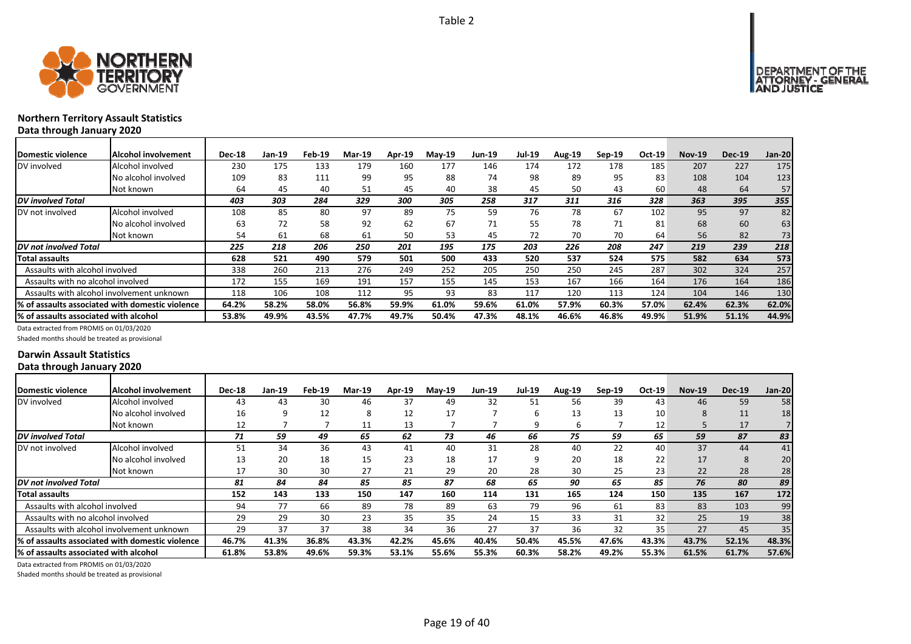Table 2

### Northern Territory Assault Statistics
**Data through January 2020**

| Domestic violence | Alcohol involvement | Dec-18 | Jan-19 | Feb-19 | Mar-19 | Apr-19 | May-19 | Jun-19 | Jul-19 | Aug-19 | Sep-19 | Oct-19 | Nov-19 | Dec-19 | Jan-20 |
|---|---|---|---|---|---|---|---|---|---|---|---|---|---|---|---|
| DV involved | Alcohol involved | 230 | 175 | 133 | 179 | 160 | 177 | 146 | 174 | 172 | 178 | 185 | 207 | 227 | 175 |
| | No alcohol involved | 109 | 83 | 111 | 99 | 95 | 88 | 74 | 98 | 89 | 95 | 83 | 108 | 104 | 123 |
| | Not known | 64 | 45 | 40 | 51 | 45 | 40 | 38 | 45 | 50 | 43 | 60 | 48 | 64 | 57 |
| ***DV involved Total*** | | ***403*** | ***303*** | ***284*** | ***329*** | ***300*** | ***305*** | ***258*** | ***317*** | ***311*** | ***316*** | ***328*** | ***363*** | ***395*** | ***355*** |
| DV not involved | Alcohol involved | 108 | 85 | 80 | 97 | 89 | 75 | 59 | 76 | 78 | 67 | 102 | 95 | 97 | 82 |
| | No alcohol involved | 63 | 72 | 58 | 92 | 62 | 67 | 71 | 55 | 78 | 71 | 81 | 68 | 60 | 63 |
| | Not known | 54 | 61 | 68 | 61 | 50 | 53 | 45 | 72 | 70 | 70 | 64 | 56 | 82 | 73 |
| ***DV not involved Total*** | | ***225*** | ***218*** | ***206*** | ***250*** | ***201*** | ***195*** | ***175*** | ***203*** | ***226*** | ***208*** | ***247*** | ***219*** | ***239*** | ***218*** |
| **Total assaults** | | **628** | **521** | **490** | **579** | **501** | **500** | **433** | **520** | **537** | **524** | **575** | **582** | **634** | **573** |
| Assaults with alcohol involved | | 338 | 260 | 213 | 276 | 249 | 252 | 205 | 250 | 250 | 245 | 287 | 302 | 324 | 257 |
| Assaults with no alcohol involved | | 172 | 155 | 169 | 191 | 157 | 155 | 145 | 153 | 167 | 166 | 164 | 176 | 164 | 186 |
| Assaults with alcohol involvement unknown | | 118 | 106 | 108 | 112 | 95 | 93 | 83 | 117 | 120 | 113 | 124 | 104 | 146 | 130 |
| **% of assaults associated with domestic violence** | | **64.2%** | **58.2%** | **58.0%** | **56.8%** | **59.9%** | **61.0%** | **59.6%** | **61.0%** | **57.9%** | **60.3%** | **57.0%** | **62.4%** | **62.3%** | **62.0%** |
| **% of assaults associated with alcohol** | | **53.8%** | **49.9%** | **43.5%** | **47.7%** | **49.7%** | **50.4%** | **47.3%** | **48.1%** | **46.6%** | **46.8%** | **49.9%** | **51.9%** | **51.1%** | **44.9%** |

Data extracted from PROMIS on 01/03/2020

Shaded months should be treated as provisional

### Darwin Assault Statistics
**Data through January 2020**

| Domestic violence | Alcohol involvement | Dec-18 | Jan-19 | Feb-19 | Mar-19 | Apr-19 | May-19 | Jun-19 | Jul-19 | Aug-19 | Sep-19 | Oct-19 | Nov-19 | Dec-19 | Jan-20 |
|---|---|---|---|---|---|---|---|---|---|---|---|---|---|---|---|
| DV involved | Alcohol involved | 43 | 43 | 30 | 46 | 37 | 49 | 32 | 51 | 56 | 39 | 43 | 46 | 59 | 58 |
| | No alcohol involved | 16 | 9 | 12 | 8 | 12 | 17 | 7 | 6 | 13 | 13 | 10 | 8 | 11 | 18 |
| | Not known | 12 | 7 | 7 | 11 | 13 | 7 | 7 | 9 | 6 | 7 | 12 | 5 | 17 | 7 |
| ***DV involved Total*** | | ***71*** | ***59*** | ***49*** | ***65*** | ***62*** | ***73*** | ***46*** | ***66*** | ***75*** | ***59*** | ***65*** | ***59*** | ***87*** | ***83*** |
| DV not involved | Alcohol involved | 51 | 34 | 36 | 43 | 41 | 40 | 31 | 28 | 40 | 22 | 40 | 37 | 44 | 41 |
| | No alcohol involved | 13 | 20 | 18 | 15 | 23 | 18 | 17 | 9 | 20 | 18 | 22 | 17 | 8 | 20 |
| | Not known | 17 | 30 | 30 | 27 | 21 | 29 | 20 | 28 | 30 | 25 | 23 | 22 | 28 | 28 |
| ***DV not involved Total*** | | ***81*** | ***84*** | ***84*** | ***85*** | ***85*** | ***87*** | ***68*** | ***65*** | ***90*** | ***65*** | ***85*** | ***76*** | ***80*** | ***89*** |
| **Total assaults** | | **152** | **143** | **133** | **150** | **147** | **160** | **114** | **131** | **165** | **124** | **150** | **135** | **167** | **172** |
| Assaults with alcohol involved | | 94 | 77 | 66 | 89 | 78 | 89 | 63 | 79 | 96 | 61 | 83 | 83 | 103 | 99 |
| Assaults with no alcohol involved | | 29 | 29 | 30 | 23 | 35 | 35 | 24 | 15 | 33 | 31 | 32 | 25 | 19 | 38 |
| Assaults with alcohol involvement unknown | | 29 | 37 | 37 | 38 | 34 | 36 | 27 | 37 | 36 | 32 | 35 | 27 | 45 | 35 |
| **% of assaults associated with domestic violence** | | **46.7%** | **41.3%** | **36.8%** | **43.3%** | **42.2%** | **45.6%** | **40.4%** | **50.4%** | **45.5%** | **47.6%** | **43.3%** | **43.7%** | **52.1%** | **48.3%** |
| **% of assaults associated with alcohol** | | **61.8%** | **53.8%** | **49.6%** | **59.3%** | **53.1%** | **55.6%** | **55.3%** | **60.3%** | **58.2%** | **49.2%** | **55.3%** | **61.5%** | **61.7%** | **57.6%** |

Data extracted from PROMIS on 01/03/2020

Shaded months should be treated as provisional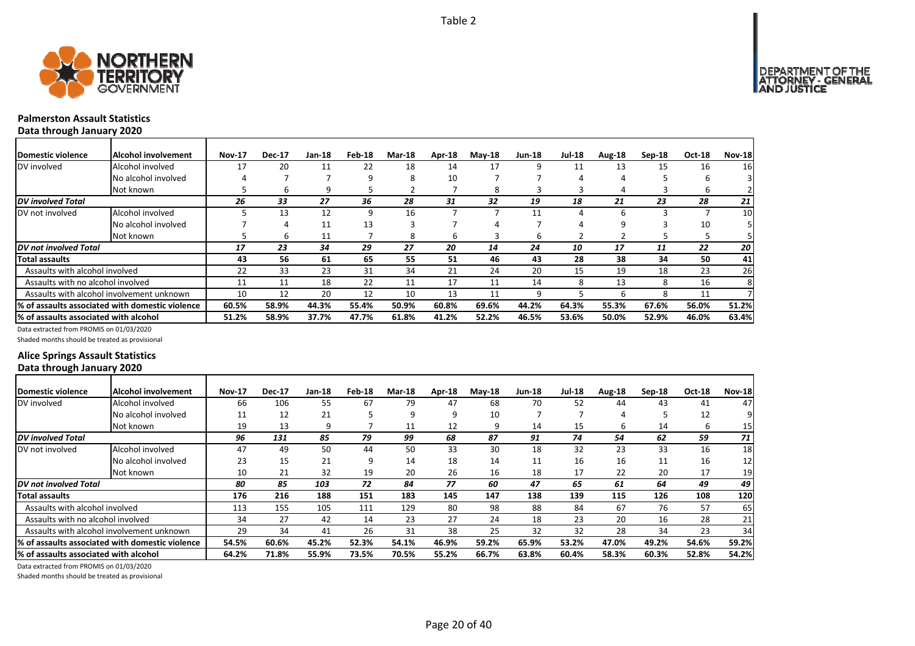Table 2

## Palmerston Assault Statistics

**Data through January 2020**

| Domestic violence | Alcohol involvement | Nov-17 | Dec-17 | Jan-18 | Feb-18 | Mar-18 | Apr-18 | May-18 | Jun-18 | Jul-18 | Aug-18 | Sep-18 | Oct-18 | Nov-18 |
|---|---|---|---|---|---|---|---|---|---|---|---|---|---|---|
| DV involved | Alcohol involved | 17 | 20 | 11 | 22 | 18 | 14 | 17 | 9 | 11 | 13 | 15 | 16 | 16 |
| | No alcohol involved | 4 | 7 | 7 | 9 | 8 | 10 | 7 | 7 | 4 | 4 | 5 | 6 | 3 |
| | Not known | 5 | 6 | 9 | 5 | 2 | 7 | 8 | 3 | 3 | 4 | 3 | 6 | 2 |
| *DV involved Total* | | *26* | *33* | *27* | *36* | *28* | *31* | *32* | *19* | *18* | *21* | *23* | *28* | *21* |
| DV not involved | Alcohol involved | 5 | 13 | 12 | 9 | 16 | 7 | 7 | 11 | 4 | 6 | 3 | 7 | 10 |
| | No alcohol involved | 7 | 4 | 11 | 13 | 3 | 7 | 4 | 7 | 4 | 9 | 3 | 10 | 5 |
| | Not known | 5 | 6 | 11 | 7 | 8 | 6 | 3 | 6 | 2 | 2 | 5 | 5 | 5 |
| *DV not involved Total* | | *17* | *23* | *34* | *29* | *27* | *20* | *14* | *24* | *10* | *17* | *11* | *22* | *20* |
| **Total assaults** | | **43** | **56** | **61** | **65** | **55** | **51** | **46** | **43** | **28** | **38** | **34** | **50** | **41** |
| Assaults with alcohol involved | | 22 | 33 | 23 | 31 | 34 | 21 | 24 | 20 | 15 | 19 | 18 | 23 | 26 |
| Assaults with no alcohol involved | | 11 | 11 | 18 | 22 | 11 | 17 | 11 | 14 | 8 | 13 | 8 | 16 | 8 |
| Assaults with alcohol involvement unknown | | 10 | 12 | 20 | 12 | 10 | 13 | 11 | 9 | 5 | 6 | 8 | 11 | 7 |
| **% of assaults associated with domestic violence** | | **60.5%** | **58.9%** | **44.3%** | **55.4%** | **50.9%** | **60.8%** | **69.6%** | **44.2%** | **64.3%** | **55.3%** | **67.6%** | **56.0%** | **51.2%** |
| **% of assaults associated with alcohol** | | **51.2%** | **58.9%** | **37.7%** | **47.7%** | **61.8%** | **41.2%** | **52.2%** | **46.5%** | **53.6%** | **50.0%** | **52.9%** | **46.0%** | **63.4%** |

Data extracted from PROMIS on 01/03/2020

Shaded months should be treated as provisional

## Alice Springs Assault Statistics

**Data through January 2020**

| Domestic violence | Alcohol involvement | Nov-17 | Dec-17 | Jan-18 | Feb-18 | Mar-18 | Apr-18 | May-18 | Jun-18 | Jul-18 | Aug-18 | Sep-18 | Oct-18 | Nov-18 |
|---|---|---|---|---|---|---|---|---|---|---|---|---|---|---|
| DV involved | Alcohol involved | 66 | 106 | 55 | 67 | 79 | 47 | 68 | 70 | 52 | 44 | 43 | 41 | 47 |
| | No alcohol involved | 11 | 12 | 21 | 5 | 9 | 9 | 10 | 7 | 7 | 4 | 5 | 12 | 9 |
| | Not known | 19 | 13 | 9 | 7 | 11 | 12 | 9 | 14 | 15 | 6 | 14 | 6 | 15 |
| *DV involved Total* | | *96* | *131* | *85* | *79* | *99* | *68* | *87* | *91* | *74* | *54* | *62* | *59* | *71* |
| DV not involved | Alcohol involved | 47 | 49 | 50 | 44 | 50 | 33 | 30 | 18 | 32 | 23 | 33 | 16 | 18 |
| | No alcohol involved | 23 | 15 | 21 | 9 | 14 | 18 | 14 | 11 | 16 | 16 | 11 | 16 | 12 |
| | Not known | 10 | 21 | 32 | 19 | 20 | 26 | 16 | 18 | 17 | 22 | 20 | 17 | 19 |
| *DV not involved Total* | | *80* | *85* | *103* | *72* | *84* | *77* | *60* | *47* | *65* | *61* | *64* | *49* | *49* |
| **Total assaults** | | **176** | **216** | **188** | **151** | **183** | **145** | **147** | **138** | **139** | **115** | **126** | **108** | **120** |
| Assaults with alcohol involved | | 113 | 155 | 105 | 111 | 129 | 80 | 98 | 88 | 84 | 67 | 76 | 57 | 65 |
| Assaults with no alcohol involved | | 34 | 27 | 42 | 14 | 23 | 27 | 24 | 18 | 23 | 20 | 16 | 28 | 21 |
| Assaults with alcohol involvement unknown | | 29 | 34 | 41 | 26 | 31 | 38 | 25 | 32 | 32 | 28 | 34 | 23 | 34 |
| **% of assaults associated with domestic violence** | | **54.5%** | **60.6%** | **45.2%** | **52.3%** | **54.1%** | **46.9%** | **59.2%** | **65.9%** | **53.2%** | **47.0%** | **49.2%** | **54.6%** | **59.2%** |
| **% of assaults associated with alcohol** | | **64.2%** | **71.8%** | **55.9%** | **73.5%** | **70.5%** | **55.2%** | **66.7%** | **63.8%** | **60.4%** | **58.3%** | **60.3%** | **52.8%** | **54.2%** |

Data extracted from PROMIS on 01/03/2020

Shaded months should be treated as provisional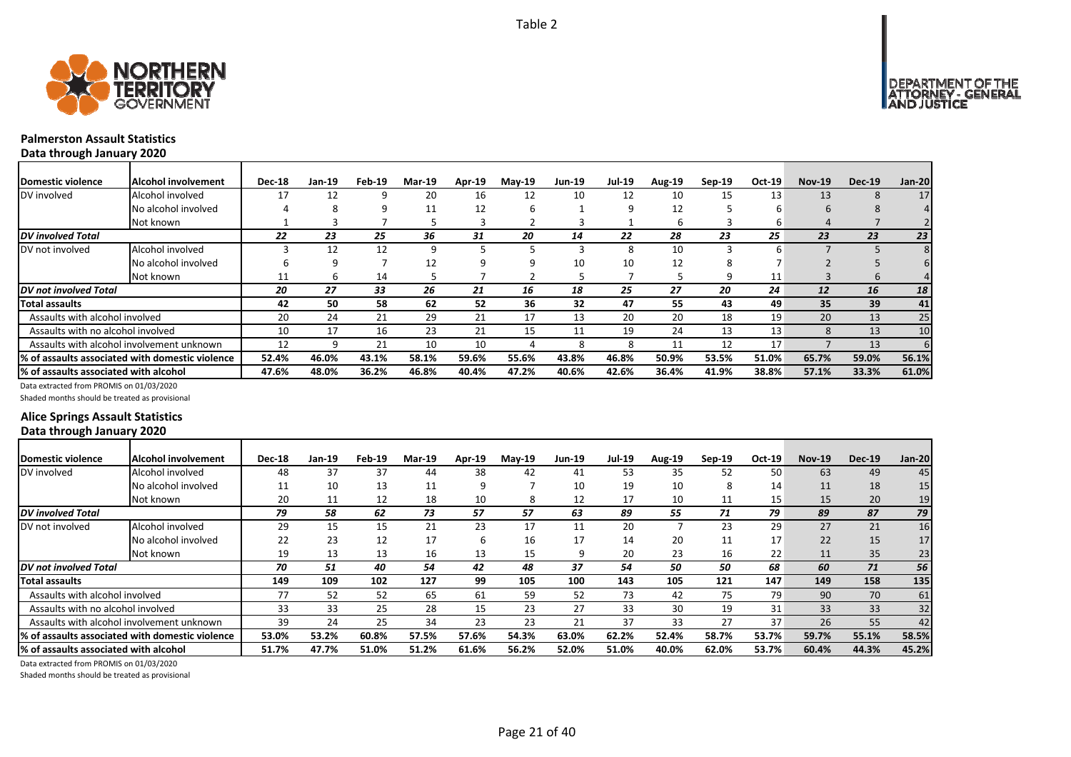Table 2

## Palmerston Assault Statistics

### Data through January 2020

| Domestic violence | Alcohol involvement | Dec-18 | Jan-19 | Feb-19 | Mar-19 | Apr-19 | May-19 | Jun-19 | Jul-19 | Aug-19 | Sep-19 | Oct-19 | Nov-19 | Dec-19 | Jan-20 |
|---|---|---|---|---|---|---|---|---|---|---|---|---|---|---|---|
| DV involved | Alcohol involved | 17 | 12 | 9 | 20 | 16 | 12 | 10 | 12 | 10 | 15 | 13 | 13 | 8 | 17 |
| | No alcohol involved | 4 | 8 | 9 | 11 | 12 | 6 | 1 | 9 | 12 | 5 | 6 | 6 | 8 | 4 |
| | Not known | 1 | 3 | 7 | 5 | 3 | 2 | 3 | 1 | 6 | 3 | 6 | 4 | 7 | 2 |
| ***DV involved Total*** | | *22* | *23* | *25* | *36* | *31* | *20* | *14* | *22* | *28* | *23* | *25* | *23* | *23* | *23* |
| DV not involved | Alcohol involved | 3 | 12 | 12 | 9 | 5 | 5 | 3 | 8 | 10 | 3 | 6 | 7 | 5 | 8 |
| | No alcohol involved | 6 | 9 | 7 | 12 | 9 | 9 | 10 | 10 | 12 | 8 | 7 | 2 | 5 | 6 |
| | Not known | 11 | 6 | 14 | 5 | 7 | 2 | 5 | 7 | 5 | 9 | 11 | 3 | 6 | 4 |
| ***DV not involved Total*** | | *20* | *27* | *33* | *26* | *21* | *16* | *18* | *25* | *27* | *20* | *24* | *12* | *16* | *18* |
| **Total assaults** | | **42** | **50** | **58** | **62** | **52** | **36** | **32** | **47** | **55** | **43** | **49** | **35** | **39** | **41** |
| Assaults with alcohol involved | | 20 | 24 | 21 | 29 | 21 | 17 | 13 | 20 | 20 | 18 | 19 | 20 | 13 | 25 |
| Assaults with no alcohol involved | | 10 | 17 | 16 | 23 | 21 | 15 | 11 | 19 | 24 | 13 | 13 | 8 | 13 | 10 |
| Assaults with alcohol involvement unknown | | 12 | 9 | 21 | 10 | 10 | 4 | 8 | 8 | 11 | 12 | 17 | 7 | 13 | 6 |
| **% of assaults associated with domestic violence** | | **52.4%** | **46.0%** | **43.1%** | **58.1%** | **59.6%** | **55.6%** | **43.8%** | **46.8%** | **50.9%** | **53.5%** | **51.0%** | **65.7%** | **59.0%** | **56.1%** |
| **% of assaults associated with alcohol** | | **47.6%** | **48.0%** | **36.2%** | **46.8%** | **40.4%** | **47.2%** | **40.6%** | **42.6%** | **36.4%** | **41.9%** | **38.8%** | **57.1%** | **33.3%** | **61.0%** |

Data extracted from PROMIS on 01/03/2020

Shaded months should be treated as provisional

## Alice Springs Assault Statistics

### Data through January 2020

| Domestic violence | Alcohol involvement | Dec-18 | Jan-19 | Feb-19 | Mar-19 | Apr-19 | May-19 | Jun-19 | Jul-19 | Aug-19 | Sep-19 | Oct-19 | Nov-19 | Dec-19 | Jan-20 |
|---|---|---|---|---|---|---|---|---|---|---|---|---|---|---|---|
| DV involved | Alcohol involved | 48 | 37 | 37 | 44 | 38 | 42 | 41 | 53 | 35 | 52 | 50 | 63 | 49 | 45 |
| | No alcohol involved | 11 | 10 | 13 | 11 | 9 | 7 | 10 | 19 | 10 | 8 | 14 | 11 | 18 | 15 |
| | Not known | 20 | 11 | 12 | 18 | 10 | 8 | 12 | 17 | 10 | 11 | 15 | 15 | 20 | 19 |
| ***DV involved Total*** | | *79* | *58* | *62* | *73* | *57* | *57* | *63* | *89* | *55* | *71* | *79* | *89* | *87* | *79* |
| DV not involved | Alcohol involved | 29 | 15 | 15 | 21 | 23 | 17 | 11 | 20 | 7 | 23 | 29 | 27 | 21 | 16 |
| | No alcohol involved | 22 | 23 | 12 | 17 | 6 | 16 | 17 | 14 | 20 | 11 | 17 | 22 | 15 | 17 |
| | Not known | 19 | 13 | 13 | 16 | 13 | 15 | 9 | 20 | 23 | 16 | 22 | 11 | 35 | 23 |
| ***DV not involved Total*** | | *70* | *51* | *40* | *54* | *42* | *48* | *37* | *54* | *50* | *50* | *68* | *60* | *71* | *56* |
| **Total assaults** | | **149** | **109** | **102** | **127** | **99** | **105** | **100** | **143** | **105** | **121** | **147** | **149** | **158** | **135** |
| Assaults with alcohol involved | | 77 | 52 | 52 | 65 | 61 | 59 | 52 | 73 | 42 | 75 | 79 | 90 | 70 | 61 |
| Assaults with no alcohol involved | | 33 | 33 | 25 | 28 | 15 | 23 | 27 | 33 | 30 | 19 | 31 | 33 | 33 | 32 |
| Assaults with alcohol involvement unknown | | 39 | 24 | 25 | 34 | 23 | 23 | 21 | 37 | 33 | 27 | 37 | 26 | 55 | 42 |
| **% of assaults associated with domestic violence** | | **53.0%** | **53.2%** | **60.8%** | **57.5%** | **57.6%** | **54.3%** | **63.0%** | **62.2%** | **52.4%** | **58.7%** | **53.7%** | **59.7%** | **55.1%** | **58.5%** |
| **% of assaults associated with alcohol** | | **51.7%** | **47.7%** | **51.0%** | **51.2%** | **61.6%** | **56.2%** | **52.0%** | **51.0%** | **40.0%** | **62.0%** | **53.7%** | **60.4%** | **44.3%** | **45.2%** |

Data extracted from PROMIS on 01/03/2020

Shaded months should be treated as provisional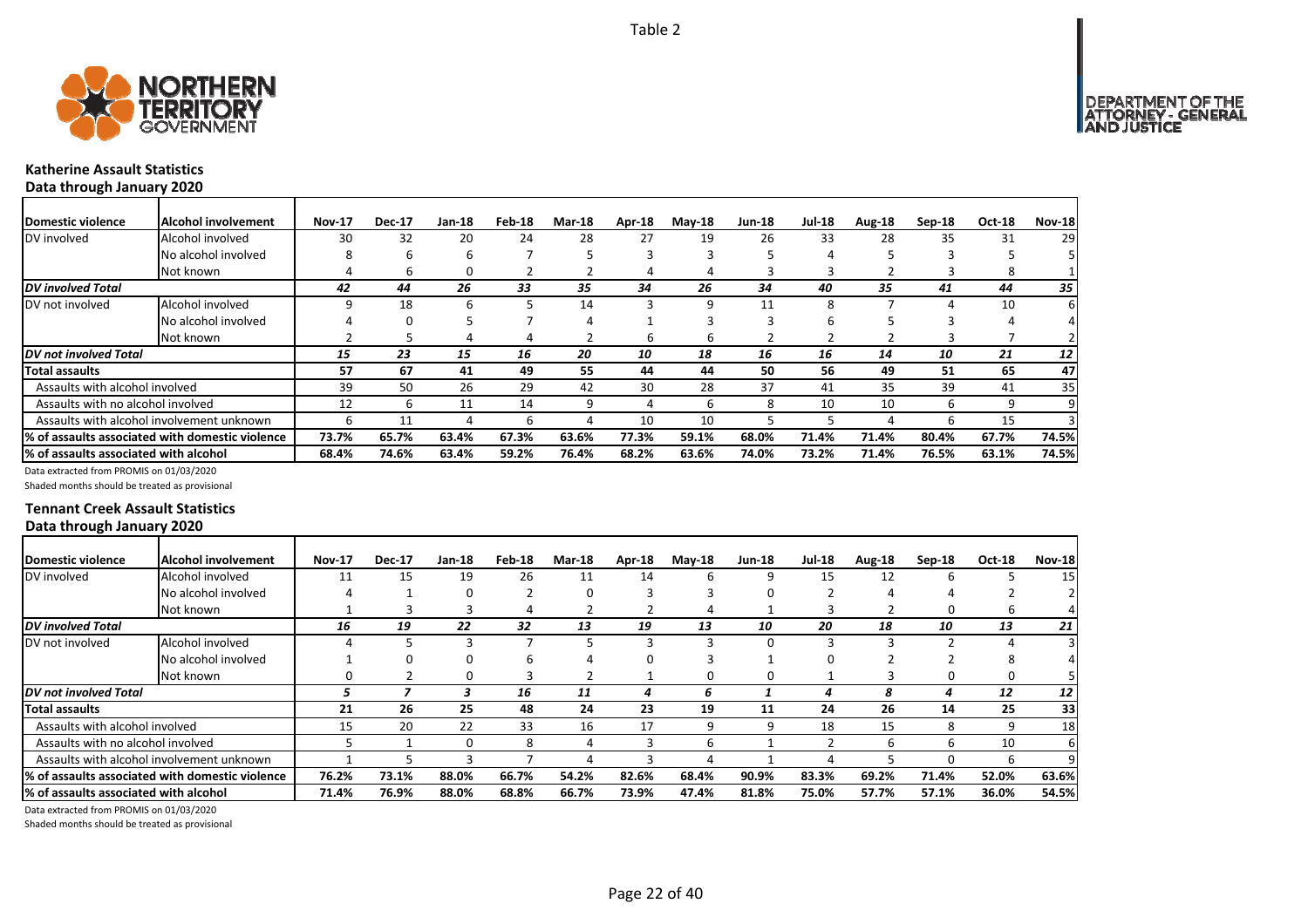Table 2

## Katherine Assault Statistics

**Data through January 2020**

| Domestic violence | Alcohol involvement | Nov-17 | Dec-17 | Jan-18 | Feb-18 | Mar-18 | Apr-18 | May-18 | Jun-18 | Jul-18 | Aug-18 | Sep-18 | Oct-18 | Nov-18 |
|---|---|---|---|---|---|---|---|---|---|---|---|---|---|---|
| DV involved | Alcohol involved | 30 | 32 | 20 | 24 | 28 | 27 | 19 | 26 | 33 | 28 | 35 | 31 | 29 |
| | No alcohol involved | 8 | 6 | 6 | 7 | 5 | 3 | 3 | 5 | 4 | 5 | 3 | 5 | 5 |
| | Not known | 4 | 6 | 0 | 2 | 2 | 4 | 4 | 3 | 3 | 2 | 3 | 8 | 1 |
| ***DV involved Total*** | | ***42*** | ***44*** | ***26*** | ***33*** | ***35*** | ***34*** | ***26*** | ***34*** | ***40*** | ***35*** | ***41*** | ***44*** | ***35*** |
| DV not involved | Alcohol involved | 9 | 18 | 6 | 5 | 14 | 3 | 9 | 11 | 8 | 7 | 4 | 10 | 6 |
| | No alcohol involved | 4 | 0 | 5 | 7 | 4 | 1 | 3 | 3 | 6 | 5 | 3 | 4 | 4 |
| | Not known | 2 | 5 | 4 | 4 | 2 | 6 | 6 | 2 | 2 | 2 | 3 | 7 | 2 |
| ***DV not involved Total*** | | ***15*** | ***23*** | ***15*** | ***16*** | ***20*** | ***10*** | ***18*** | ***16*** | ***16*** | ***14*** | ***10*** | ***21*** | ***12*** |
| **Total assaults** | | **57** | **67** | **41** | **49** | **55** | **44** | **44** | **50** | **56** | **49** | **51** | **65** | **47** |
| Assaults with alcohol involved | | 39 | 50 | 26 | 29 | 42 | 30 | 28 | 37 | 41 | 35 | 39 | 41 | 35 |
| Assaults with no alcohol involved | | 12 | 6 | 11 | 14 | 9 | 4 | 6 | 8 | 10 | 10 | 6 | 9 | 9 |
| Assaults with alcohol involvement unknown | | 6 | 11 | 4 | 6 | 4 | 10 | 10 | 5 | 5 | 4 | 6 | 15 | 3 |
| **% of assaults associated with domestic violence** | | **73.7%** | **65.7%** | **63.4%** | **67.3%** | **63.6%** | **77.3%** | **59.1%** | **68.0%** | **71.4%** | **71.4%** | **80.4%** | **67.7%** | **74.5%** |
| **% of assaults associated with alcohol** | | **68.4%** | **74.6%** | **63.4%** | **59.2%** | **76.4%** | **68.2%** | **63.6%** | **74.0%** | **73.2%** | **71.4%** | **76.5%** | **63.1%** | **74.5%** |

Data extracted from PROMIS on 01/03/2020

Shaded months should be treated as provisional

## Tennant Creek Assault Statistics

**Data through January 2020**

| Domestic violence | Alcohol involvement | Nov-17 | Dec-17 | Jan-18 | Feb-18 | Mar-18 | Apr-18 | May-18 | Jun-18 | Jul-18 | Aug-18 | Sep-18 | Oct-18 | Nov-18 |
|---|---|---|---|---|---|---|---|---|---|---|---|---|---|---|
| DV involved | Alcohol involved | 11 | 15 | 19 | 26 | 11 | 14 | 6 | 9 | 15 | 12 | 6 | 5 | 15 |
| | No alcohol involved | 4 | 1 | 0 | 2 | 0 | 3 | 3 | 0 | 2 | 4 | 4 | 2 | 2 |
| | Not known | 1 | 3 | 3 | 4 | 2 | 2 | 4 | 1 | 3 | 2 | 0 | 6 | 4 |
| ***DV involved Total*** | | ***16*** | ***19*** | ***22*** | ***32*** | ***13*** | ***19*** | ***13*** | ***10*** | ***20*** | ***18*** | ***10*** | ***13*** | ***21*** |
| DV not involved | Alcohol involved | 4 | 5 | 3 | 7 | 5 | 3 | 3 | 0 | 3 | 3 | 2 | 4 | 3 |
| | No alcohol involved | 1 | 0 | 0 | 6 | 4 | 0 | 3 | 1 | 0 | 2 | 2 | 8 | 4 |
| | Not known | 0 | 2 | 0 | 3 | 2 | 1 | 0 | 0 | 1 | 3 | 0 | 0 | 5 |
| ***DV not involved Total*** | | ***5*** | ***7*** | ***3*** | ***16*** | ***11*** | ***4*** | ***6*** | ***1*** | ***4*** | ***8*** | ***4*** | ***12*** | ***12*** |
| **Total assaults** | | **21** | **26** | **25** | **48** | **24** | **23** | **19** | **11** | **24** | **26** | **14** | **25** | **33** |
| Assaults with alcohol involved | | 15 | 20 | 22 | 33 | 16 | 17 | 9 | 9 | 18 | 15 | 8 | 9 | 18 |
| Assaults with no alcohol involved | | 5 | 1 | 0 | 8 | 4 | 3 | 6 | 1 | 2 | 6 | 6 | 10 | 6 |
| Assaults with alcohol involvement unknown | | 1 | 5 | 3 | 7 | 4 | 3 | 4 | 1 | 4 | 5 | 0 | 6 | 9 |
| **% of assaults associated with domestic violence** | | **76.2%** | **73.1%** | **88.0%** | **66.7%** | **54.2%** | **82.6%** | **68.4%** | **90.9%** | **83.3%** | **69.2%** | **71.4%** | **52.0%** | **63.6%** |
| **% of assaults associated with alcohol** | | **71.4%** | **76.9%** | **88.0%** | **68.8%** | **66.7%** | **73.9%** | **47.4%** | **81.8%** | **75.0%** | **57.7%** | **57.1%** | **36.0%** | **54.5%** |

Data extracted from PROMIS on 01/03/2020

Shaded months should be treated as provisional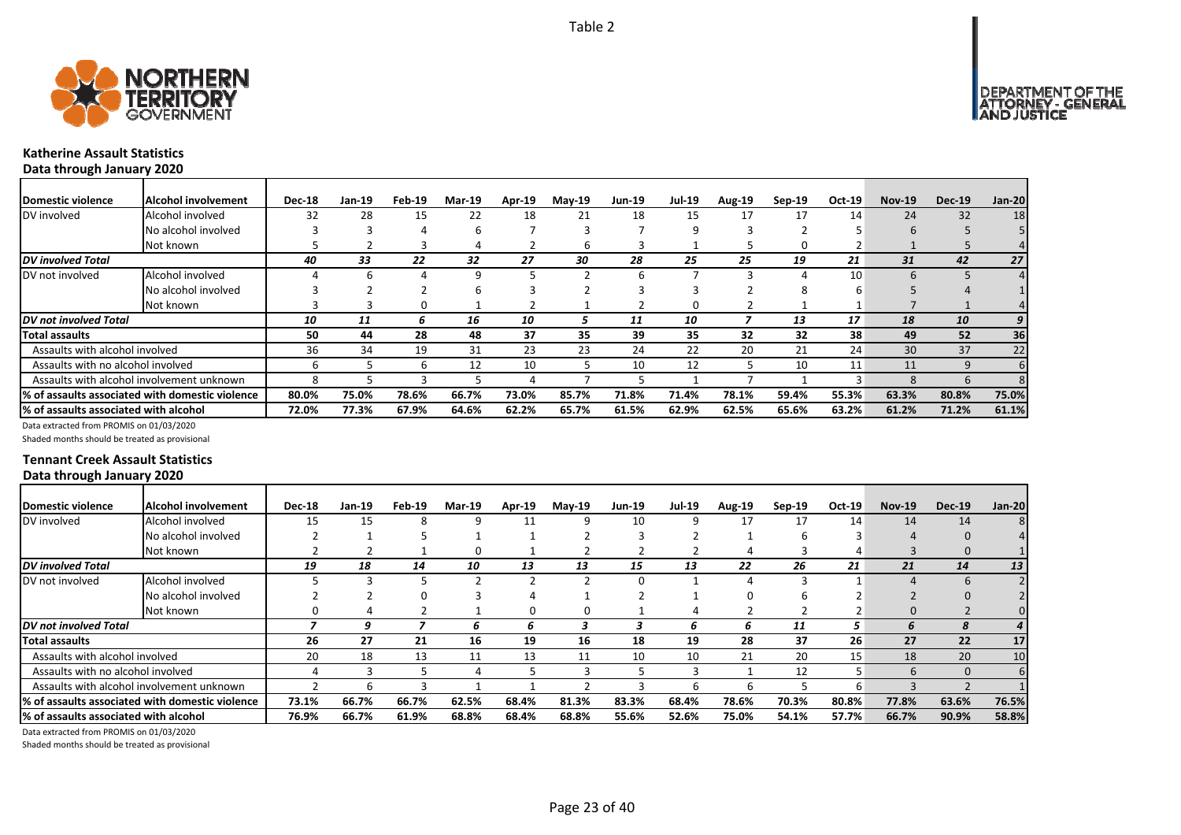Table 2

## Katherine Assault Statistics

**Data through January 2020**

| Domestic violence | Alcohol involvement | Dec-18 | Jan-19 | Feb-19 | Mar-19 | Apr-19 | May-19 | Jun-19 | Jul-19 | Aug-19 | Sep-19 | Oct-19 | Nov-19 | Dec-19 | Jan-20 |
|---|---|---|---|---|---|---|---|---|---|---|---|---|---|---|---|
| DV involved | Alcohol involved | 32 | 28 | 15 | 22 | 18 | 21 | 18 | 15 | 17 | 17 | 14 | 24 | 32 | 18 |
| | No alcohol involved | 3 | 3 | 4 | 6 | 7 | 3 | 7 | 9 | 3 | 2 | 5 | 6 | 5 | 5 |
| | Not known | 5 | 2 | 3 | 4 | 2 | 6 | 3 | 1 | 5 | 0 | 2 | 1 | 5 | 4 |
| *DV involved Total* | | *40* | *33* | *22* | *32* | *27* | *30* | *28* | *25* | *25* | *19* | *21* | *31* | *42* | *27* |
| DV not involved | Alcohol involved | 4 | 6 | 4 | 9 | 5 | 2 | 6 | 7 | 3 | 4 | 10 | 6 | 5 | 4 |
| | No alcohol involved | 3 | 2 | 2 | 6 | 3 | 2 | 3 | 3 | 2 | 8 | 6 | 5 | 4 | 1 |
| | Not known | 3 | 3 | 0 | 1 | 2 | 1 | 2 | 0 | 2 | 1 | 1 | 7 | 1 | 4 |
| *DV not involved Total* | | *10* | *11* | *6* | *16* | *10* | *5* | *11* | *10* | *7* | *13* | *17* | *18* | *10* | *9* |
| **Total assaults** | | **50** | **44** | **28** | **48** | **37** | **35** | **39** | **35** | **32** | **32** | **38** | **49** | **52** | **36** |
| Assaults with alcohol involved | | 36 | 34 | 19 | 31 | 23 | 23 | 24 | 22 | 20 | 21 | 24 | 30 | 37 | 22 |
| Assaults with no alcohol involved | | 6 | 5 | 6 | 12 | 10 | 5 | 10 | 12 | 5 | 10 | 11 | 11 | 9 | 6 |
| Assaults with alcohol involvement unknown | | 8 | 5 | 3 | 5 | 4 | 7 | 5 | 1 | 7 | 1 | 3 | 8 | 6 | 8 |
| **% of assaults associated with domestic violence** | | **80.0%** | **75.0%** | **78.6%** | **66.7%** | **73.0%** | **85.7%** | **71.8%** | **71.4%** | **78.1%** | **59.4%** | **55.3%** | **63.3%** | **80.8%** | **75.0%** |
| **% of assaults associated with alcohol** | | **72.0%** | **77.3%** | **67.9%** | **64.6%** | **62.2%** | **65.7%** | **61.5%** | **62.9%** | **62.5%** | **65.6%** | **63.2%** | **61.2%** | **71.2%** | **61.1%** |

Data extracted from PROMIS on 01/03/2020

Shaded months should be treated as provisional

## Tennant Creek Assault Statistics

**Data through January 2020**

| Domestic violence | Alcohol involvement | Dec-18 | Jan-19 | Feb-19 | Mar-19 | Apr-19 | May-19 | Jun-19 | Jul-19 | Aug-19 | Sep-19 | Oct-19 | Nov-19 | Dec-19 | Jan-20 |
|---|---|---|---|---|---|---|---|---|---|---|---|---|---|---|---|
| DV involved | Alcohol involved | 15 | 15 | 8 | 9 | 11 | 9 | 10 | 9 | 17 | 17 | 14 | 14 | 14 | 8 |
| | No alcohol involved | 2 | 1 | 5 | 1 | 1 | 2 | 3 | 2 | 1 | 6 | 3 | 4 | 0 | 4 |
| | Not known | 2 | 2 | 1 | 0 | 1 | 2 | 2 | 2 | 4 | 3 | 4 | 3 | 0 | 1 |
| *DV involved Total* | | *19* | *18* | *14* | *10* | *13* | *13* | *15* | *13* | *22* | *26* | *21* | *21* | *14* | *13* |
| DV not involved | Alcohol involved | 5 | 3 | 5 | 2 | 2 | 2 | 0 | 1 | 4 | 3 | 1 | 4 | 6 | 2 |
| | No alcohol involved | 2 | 2 | 0 | 3 | 4 | 1 | 2 | 1 | 0 | 6 | 2 | 2 | 0 | 2 |
| | Not known | 0 | 4 | 2 | 1 | 0 | 0 | 1 | 4 | 2 | 2 | 2 | 0 | 2 | 0 |
| *DV not involved Total* | | *7* | *9* | *7* | *6* | *6* | *3* | *3* | *6* | *6* | *11* | *5* | *6* | *8* | *4* |
| **Total assaults** | | **26** | **27** | **21** | **16** | **19** | **16** | **18** | **19** | **28** | **37** | **26** | **27** | **22** | **17** |
| Assaults with alcohol involved | | 20 | 18 | 13 | 11 | 13 | 11 | 10 | 10 | 21 | 20 | 15 | 18 | 20 | 10 |
| Assaults with no alcohol involved | | 4 | 3 | 5 | 4 | 5 | 3 | 5 | 3 | 1 | 12 | 5 | 6 | 0 | 6 |
| Assaults with alcohol involvement unknown | | 2 | 6 | 3 | 1 | 1 | 2 | 3 | 6 | 6 | 5 | 6 | 3 | 2 | 1 |
| **% of assaults associated with domestic violence** | | **73.1%** | **66.7%** | **66.7%** | **62.5%** | **68.4%** | **81.3%** | **83.3%** | **68.4%** | **78.6%** | **70.3%** | **80.8%** | **77.8%** | **63.6%** | **76.5%** |
| **% of assaults associated with alcohol** | | **76.9%** | **66.7%** | **61.9%** | **68.8%** | **68.4%** | **68.8%** | **55.6%** | **52.6%** | **75.0%** | **54.1%** | **57.7%** | **66.7%** | **90.9%** | **58.8%** |

Data extracted from PROMIS on 01/03/2020

Shaded months should be treated as provisional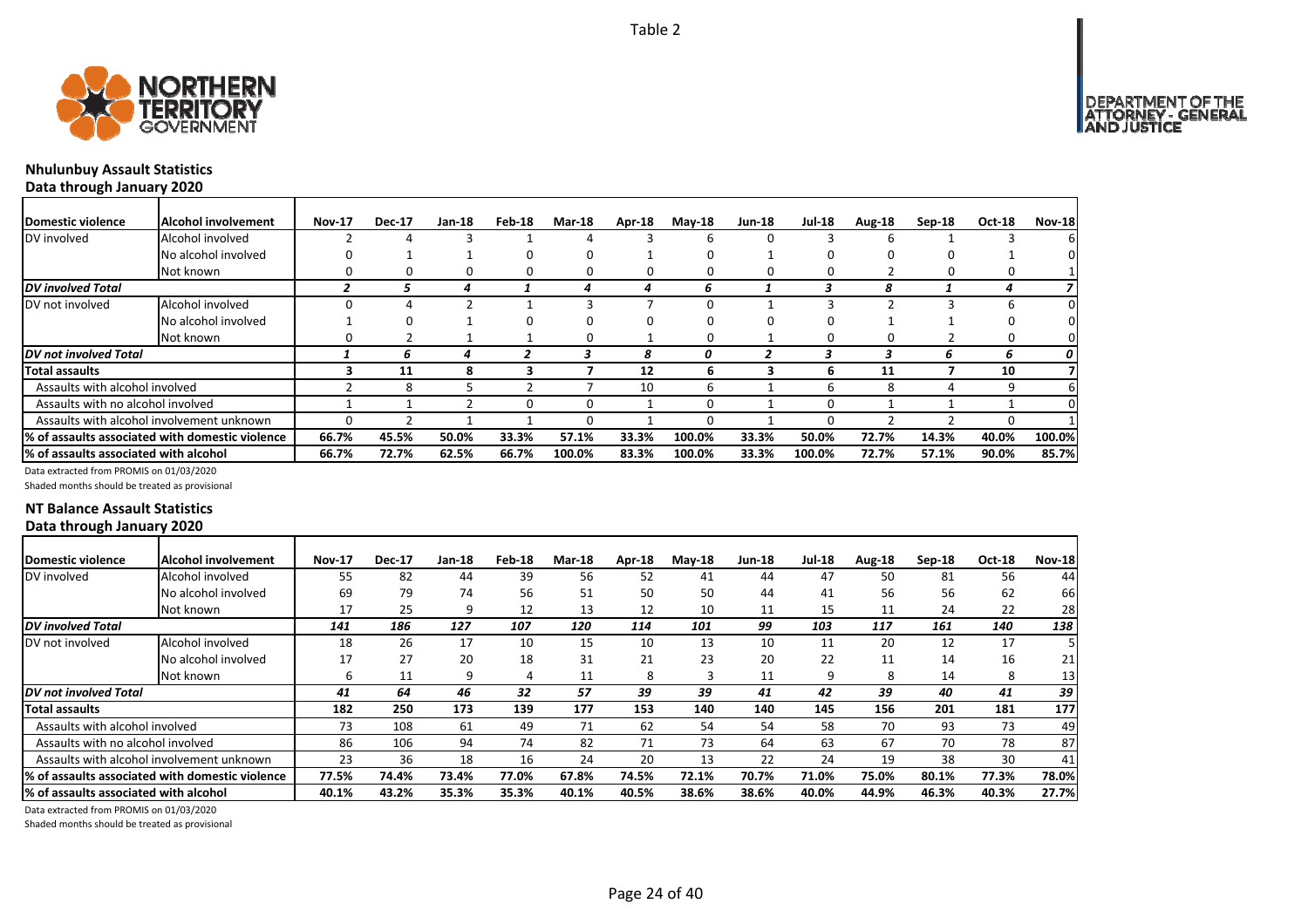Table 2

## Nhulunbuy Assault Statistics

### Data through January 2020

| Domestic violence | Alcohol involvement | Nov-17 | Dec-17 | Jan-18 | Feb-18 | Mar-18 | Apr-18 | May-18 | Jun-18 | Jul-18 | Aug-18 | Sep-18 | Oct-18 | Nov-18 |
|---|---|---|---|---|---|---|---|---|---|---|---|---|---|---|
| DV involved | Alcohol involved | 2 | 4 | 3 | 1 | 4 | 3 | 6 | 0 | 3 | 6 | 1 | 3 | 6 |
| | No alcohol involved | 0 | 1 | 1 | 0 | 0 | 1 | 0 | 1 | 0 | 0 | 0 | 1 | 0 |
| | Not known | 0 | 0 | 0 | 0 | 0 | 0 | 0 | 0 | 0 | 2 | 0 | 0 | 1 |
| *DV involved Total* | | *2* | *5* | *4* | *1* | *4* | *4* | *6* | *1* | *3* | *8* | *1* | *4* | *7* |
| DV not involved | Alcohol involved | 0 | 4 | 2 | 1 | 3 | 7 | 0 | 1 | 3 | 2 | 3 | 6 | 0 |
| | No alcohol involved | 1 | 0 | 1 | 0 | 0 | 0 | 0 | 0 | 0 | 1 | 1 | 0 | 0 |
| | Not known | 0 | 2 | 1 | 1 | 0 | 1 | 0 | 1 | 0 | 0 | 2 | 0 | 0 |
| *DV not involved Total* | | *1* | *6* | *4* | *2* | *3* | *8* | *0* | *2* | *3* | *3* | *6* | *6* | *0* |
| **Total assaults** | | **3** | **11** | **8** | **3** | **7** | **12** | **6** | **3** | **6** | **11** | **7** | **10** | **7** |
| Assaults with alcohol involved | | 2 | 8 | 5 | 2 | 7 | 10 | 6 | 1 | 6 | 8 | 4 | 9 | 6 |
| Assaults with no alcohol involved | | 1 | 1 | 2 | 0 | 0 | 1 | 0 | 1 | 0 | 1 | 1 | 1 | 0 |
| Assaults with alcohol involvement unknown | | 0 | 2 | 1 | 1 | 0 | 1 | 0 | 1 | 0 | 2 | 2 | 0 | 1 |
| **% of assaults associated with domestic violence** | | **66.7%** | **45.5%** | **50.0%** | **33.3%** | **57.1%** | **33.3%** | **100.0%** | **33.3%** | **50.0%** | **72.7%** | **14.3%** | **40.0%** | **100.0%** |
| **% of assaults associated with alcohol** | | **66.7%** | **72.7%** | **62.5%** | **66.7%** | **100.0%** | **83.3%** | **100.0%** | **33.3%** | **100.0%** | **72.7%** | **57.1%** | **90.0%** | **85.7%** |

Data extracted from PROMIS on 01/03/2020

Shaded months should be treated as provisional

## NT Balance Assault Statistics

### Data through January 2020

| Domestic violence | Alcohol involvement | Nov-17 | Dec-17 | Jan-18 | Feb-18 | Mar-18 | Apr-18 | May-18 | Jun-18 | Jul-18 | Aug-18 | Sep-18 | Oct-18 | Nov-18 |
|---|---|---|---|---|---|---|---|---|---|---|---|---|---|---|
| DV involved | Alcohol involved | 55 | 82 | 44 | 39 | 56 | 52 | 41 | 44 | 47 | 50 | 81 | 56 | 44 |
| | No alcohol involved | 69 | 79 | 74 | 56 | 51 | 50 | 50 | 44 | 41 | 56 | 56 | 62 | 66 |
| | Not known | 17 | 25 | 9 | 12 | 13 | 12 | 10 | 11 | 15 | 11 | 24 | 22 | 28 |
| *DV involved Total* | | *141* | *186* | *127* | *107* | *120* | *114* | *101* | *99* | *103* | *117* | *161* | *140* | *138* |
| DV not involved | Alcohol involved | 18 | 26 | 17 | 10 | 15 | 10 | 13 | 10 | 11 | 20 | 12 | 17 | 5 |
| | No alcohol involved | 17 | 27 | 20 | 18 | 31 | 21 | 23 | 20 | 22 | 11 | 14 | 16 | 21 |
| | Not known | 6 | 11 | 9 | 4 | 11 | 8 | 3 | 11 | 9 | 8 | 14 | 8 | 13 |
| *DV not involved Total* | | *41* | *64* | *46* | *32* | *57* | *39* | *39* | *41* | *42* | *39* | *40* | *41* | *39* |
| **Total assaults** | | **182** | **250** | **173** | **139** | **177** | **153** | **140** | **140** | **145** | **156** | **201** | **181** | **177** |
| Assaults with alcohol involved | | 73 | 108 | 61 | 49 | 71 | 62 | 54 | 54 | 58 | 70 | 93 | 73 | 49 |
| Assaults with no alcohol involved | | 86 | 106 | 94 | 74 | 82 | 71 | 73 | 64 | 63 | 67 | 70 | 78 | 87 |
| Assaults with alcohol involvement unknown | | 23 | 36 | 18 | 16 | 24 | 20 | 13 | 22 | 24 | 19 | 38 | 30 | 41 |
| **% of assaults associated with domestic violence** | | **77.5%** | **74.4%** | **73.4%** | **77.0%** | **67.8%** | **74.5%** | **72.1%** | **70.7%** | **71.0%** | **75.0%** | **80.1%** | **77.3%** | **78.0%** |
| **% of assaults associated with alcohol** | | **40.1%** | **43.2%** | **35.3%** | **35.3%** | **40.1%** | **40.5%** | **38.6%** | **38.6%** | **40.0%** | **44.9%** | **46.3%** | **40.3%** | **27.7%** |

Data extracted from PROMIS on 01/03/2020

Shaded months should be treated as provisional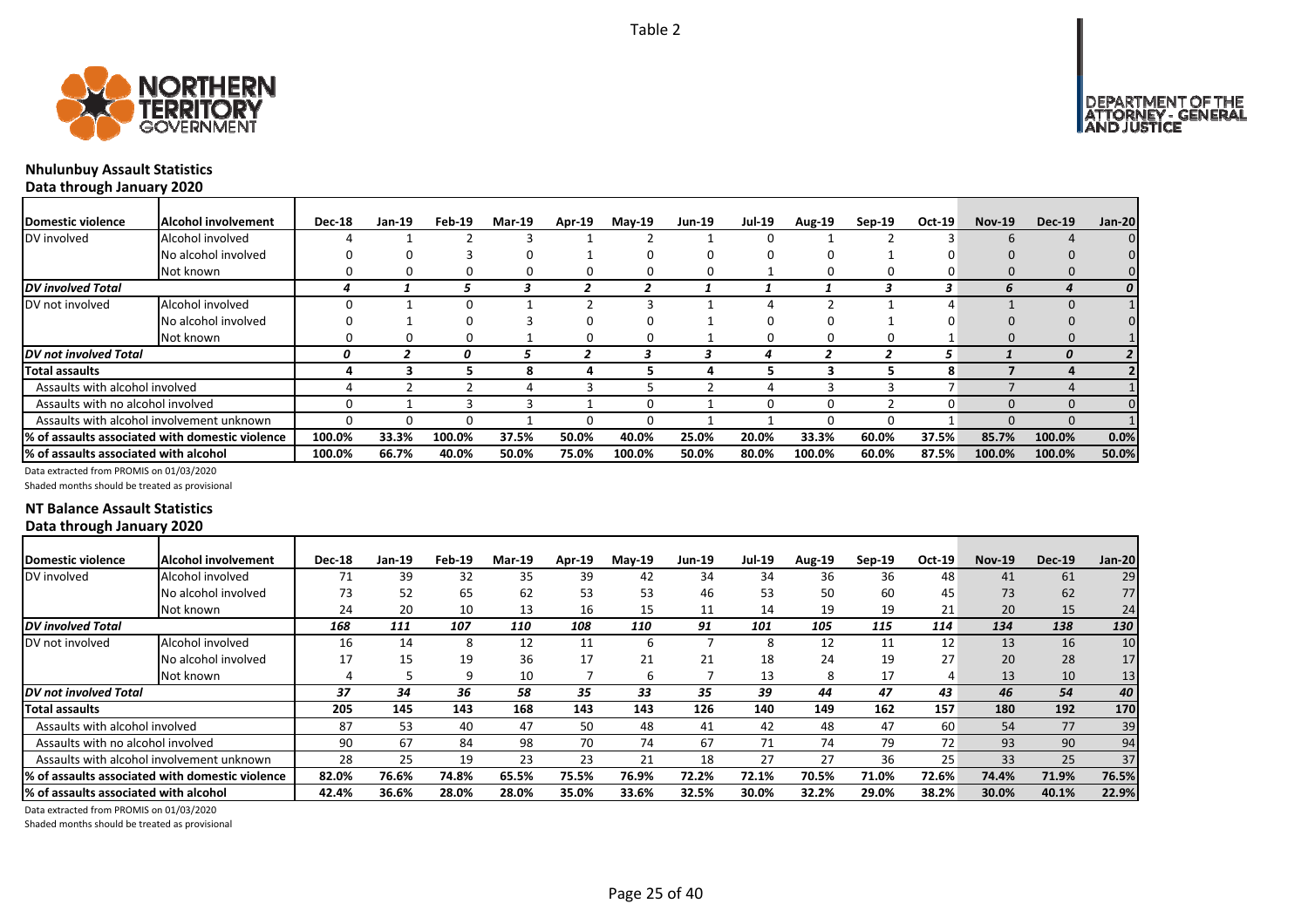Table 2

## Nhulunbuy Assault Statistics

**Data through January 2020**

| Domestic violence | Alcohol involvement | Dec-18 | Jan-19 | Feb-19 | Mar-19 | Apr-19 | May-19 | Jun-19 | Jul-19 | Aug-19 | Sep-19 | Oct-19 | Nov-19 | Dec-19 | Jan-20 |
|---|---|---|---|---|---|---|---|---|---|---|---|---|---|---|---|
| DV involved | Alcohol involved | 4 | 1 | 2 | 3 | 1 | 2 | 1 | 0 | 1 | 2 | 3 | 6 | 4 | 0 |
| | No alcohol involved | 0 | 0 | 3 | 0 | 1 | 0 | 0 | 0 | 0 | 1 | 0 | 0 | 0 | 0 |
| | Not known | 0 | 0 | 0 | 0 | 0 | 0 | 0 | 1 | 0 | 0 | 0 | 0 | 0 | 0 |
| *DV involved Total* | | *4* | *1* | *5* | *3* | *2* | *2* | *1* | *1* | *1* | *3* | *3* | *6* | *4* | *0* |
| DV not involved | Alcohol involved | 0 | 1 | 0 | 1 | 2 | 3 | 1 | 4 | 2 | 1 | 4 | 1 | 0 | 1 |
| | No alcohol involved | 0 | 1 | 0 | 3 | 0 | 0 | 1 | 0 | 0 | 1 | 0 | 0 | 0 | 0 |
| | Not known | 0 | 0 | 0 | 1 | 0 | 0 | 1 | 0 | 0 | 0 | 1 | 0 | 0 | 1 |
| *DV not involved Total* | | *0* | *2* | *0* | *5* | *2* | *3* | *3* | *4* | *2* | *2* | *5* | *1* | *0* | *2* |
| **Total assaults** | | **4** | **3** | **5** | **8** | **4** | **5** | **4** | **5** | **3** | **5** | **8** | **7** | **4** | **2** |
| Assaults with alcohol involved | | 4 | 2 | 2 | 4 | 3 | 5 | 2 | 4 | 3 | 3 | 7 | 7 | 4 | 1 |
| Assaults with no alcohol involved | | 0 | 1 | 3 | 3 | 1 | 0 | 1 | 0 | 0 | 2 | 0 | 0 | 0 | 0 |
| Assaults with alcohol involvement unknown | | 0 | 0 | 0 | 1 | 0 | 0 | 1 | 1 | 0 | 0 | 1 | 0 | 0 | 1 |
| **% of assaults associated with domestic violence** | | **100.0%** | **33.3%** | **100.0%** | **37.5%** | **50.0%** | **40.0%** | **25.0%** | **20.0%** | **33.3%** | **60.0%** | **37.5%** | **85.7%** | **100.0%** | **0.0%** |
| **% of assaults associated with alcohol** | | **100.0%** | **66.7%** | **40.0%** | **50.0%** | **75.0%** | **100.0%** | **50.0%** | **80.0%** | **100.0%** | **60.0%** | **87.5%** | **100.0%** | **100.0%** | **50.0%** |

Data extracted from PROMIS on 01/03/2020

Shaded months should be treated as provisional

## NT Balance Assault Statistics

**Data through January 2020**

| Domestic violence | Alcohol involvement | Dec-18 | Jan-19 | Feb-19 | Mar-19 | Apr-19 | May-19 | Jun-19 | Jul-19 | Aug-19 | Sep-19 | Oct-19 | Nov-19 | Dec-19 | Jan-20 |
|---|---|---|---|---|---|---|---|---|---|---|---|---|---|---|---|
| DV involved | Alcohol involved | 71 | 39 | 32 | 35 | 39 | 42 | 34 | 34 | 36 | 36 | 48 | 41 | 61 | 29 |
| | No alcohol involved | 73 | 52 | 65 | 62 | 53 | 53 | 46 | 53 | 50 | 60 | 45 | 73 | 62 | 77 |
| | Not known | 24 | 20 | 10 | 13 | 16 | 15 | 11 | 14 | 19 | 19 | 21 | 20 | 15 | 24 |
| *DV involved Total* | | *168* | *111* | *107* | *110* | *108* | *110* | *91* | *101* | *105* | *115* | *114* | *134* | *138* | *130* |
| DV not involved | Alcohol involved | 16 | 14 | 8 | 12 | 11 | 6 | 7 | 8 | 12 | 11 | 12 | 13 | 16 | 10 |
| | No alcohol involved | 17 | 15 | 19 | 36 | 17 | 21 | 21 | 18 | 24 | 19 | 27 | 20 | 28 | 17 |
| | Not known | 4 | 5 | 9 | 10 | 7 | 6 | 7 | 13 | 8 | 17 | 4 | 13 | 10 | 13 |
| *DV not involved Total* | | *37* | *34* | *36* | *58* | *35* | *33* | *35* | *39* | *44* | *47* | *43* | *46* | *54* | *40* |
| **Total assaults** | | **205** | **145** | **143** | **168** | **143** | **143** | **126** | **140** | **149** | **162** | **157** | **180** | **192** | **170** |
| Assaults with alcohol involved | | 87 | 53 | 40 | 47 | 50 | 48 | 41 | 42 | 48 | 47 | 60 | 54 | 77 | 39 |
| Assaults with no alcohol involved | | 90 | 67 | 84 | 98 | 70 | 74 | 67 | 71 | 74 | 79 | 72 | 93 | 90 | 94 |
| Assaults with alcohol involvement unknown | | 28 | 25 | 19 | 23 | 23 | 21 | 18 | 27 | 27 | 36 | 25 | 33 | 25 | 37 |
| **% of assaults associated with domestic violence** | | **82.0%** | **76.6%** | **74.8%** | **65.5%** | **75.5%** | **76.9%** | **72.2%** | **72.1%** | **70.5%** | **71.0%** | **72.6%** | **74.4%** | **71.9%** | **76.5%** |
| **% of assaults associated with alcohol** | | **42.4%** | **36.6%** | **28.0%** | **28.0%** | **35.0%** | **33.6%** | **32.5%** | **30.0%** | **32.2%** | **29.0%** | **38.2%** | **30.0%** | **40.1%** | **22.9%** |

Data extracted from PROMIS on 01/03/2020

Shaded months should be treated as provisional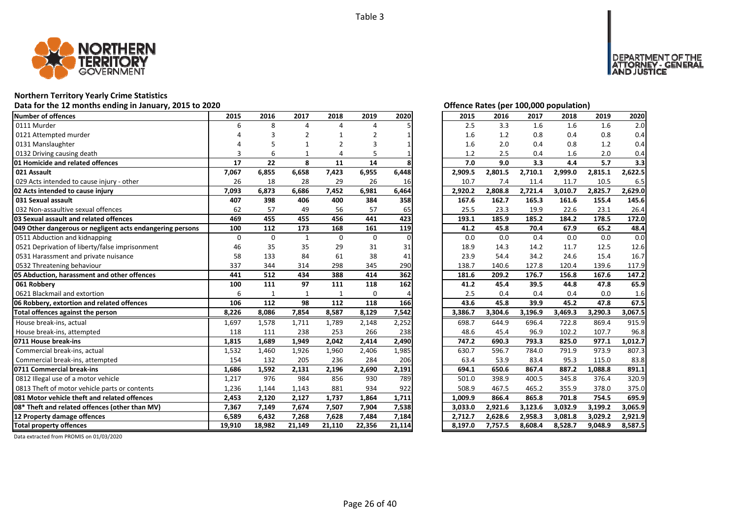Table 3

# Northern Territory Yearly Crime Statistics

## Data for the 12 months ending in January, 2015 to 2020

| Number of offences | 2015 | 2016 | 2017 | 2018 | 2019 | 2020 |
|---|---|---|---|---|---|---|
| 0111 Murder | 6 | 8 | 4 | 4 | 4 | 5 |
| 0121 Attempted murder | 4 | 3 | 2 | 1 | 2 | 1 |
| 0131 Manslaughter | 4 | 5 | 1 | 2 | 3 | 1 |
| 0132 Driving causing death | 3 | 6 | 1 | 4 | 5 | 1 |
| **01 Homicide and related offences** | **17** | **22** | **8** | **11** | **14** | **8** |
| **021 Assault** | **7,067** | **6,855** | **6,658** | **7,423** | **6,955** | **6,448** |
| 029 Acts intended to cause injury - other | 26 | 18 | 28 | 29 | 26 | 16 |
| **02 Acts intended to cause injury** | **7,093** | **6,873** | **6,686** | **7,452** | **6,981** | **6,464** |
| **031 Sexual assault** | **407** | **398** | **406** | **400** | **384** | **358** |
| 032 Non-assaultive sexual offences | 62 | 57 | 49 | 56 | 57 | 65 |
| **03 Sexual assault and related offences** | **469** | **455** | **455** | **456** | **441** | **423** |
| **049 Other dangerous or negligent acts endangering persons** | **100** | **112** | **173** | **168** | **161** | **119** |
| 0511 Abduction and kidnapping | 0 | 0 | 1 | 0 | 0 | 0 |
| 0521 Deprivation of liberty/false imprisonment | 46 | 35 | 35 | 29 | 31 | 31 |
| 0531 Harassment and private nuisance | 58 | 133 | 84 | 61 | 38 | 41 |
| 0532 Threatening behaviour | 337 | 344 | 314 | 298 | 345 | 290 |
| **05 Abduction, harassment and other offences** | **441** | **512** | **434** | **388** | **414** | **362** |
| **061 Robbery** | **100** | **111** | **97** | **111** | **118** | **162** |
| 0621 Blackmail and extortion | 6 | 1 | 1 | 1 | 0 | 4 |
| **06 Robbery, extortion and related offences** | **106** | **112** | **98** | **112** | **118** | **166** |
| **Total offences against the person** | **8,226** | **8,086** | **7,854** | **8,587** | **8,129** | **7,542** |
| House break-ins, actual | 1,697 | 1,578 | 1,711 | 1,789 | 2,148 | 2,252 |
| House break-ins, attempted | 118 | 111 | 238 | 253 | 266 | 238 |
| **0711 House break-ins** | **1,815** | **1,689** | **1,949** | **2,042** | **2,414** | **2,490** |
| Commercial break-ins, actual | 1,532 | 1,460 | 1,926 | 1,960 | 2,406 | 1,985 |
| Commercial break-ins, attempted | 154 | 132 | 205 | 236 | 284 | 206 |
| **0711 Commercial break-ins** | **1,686** | **1,592** | **2,131** | **2,196** | **2,690** | **2,191** |
| 0812 Illegal use of a motor vehicle | 1,217 | 976 | 984 | 856 | 930 | 789 |
| 0813 Theft of motor vehicle parts or contents | 1,236 | 1,144 | 1,143 | 881 | 934 | 922 |
| **081 Motor vehicle theft and related offences** | **2,453** | **2,120** | **2,127** | **1,737** | **1,864** | **1,711** |
| **08* Theft and related offences (other than MV)** | **7,367** | **7,149** | **7,674** | **7,507** | **7,904** | **7,538** |
| **12 Property damage offences** | **6,589** | **6,432** | **7,268** | **7,628** | **7,484** | **7,184** |
| **Total property offences** | **19,910** | **18,982** | **21,149** | **21,110** | **22,356** | **21,114** |

## Offence Rates (per 100,000 population)

| Number of offences | 2015 | 2016 | 2017 | 2018 | 2019 | 2020 |
|---|---|---|---|---|---|---|
| 0111 Murder | 2.5 | 3.3 | 1.6 | 1.6 | 1.6 | 2.0 |
| 0121 Attempted murder | 1.6 | 1.2 | 0.8 | 0.4 | 0.8 | 0.4 |
| 0131 Manslaughter | 1.6 | 2.0 | 0.4 | 0.8 | 1.2 | 0.4 |
| 0132 Driving causing death | 1.2 | 2.5 | 0.4 | 1.6 | 2.0 | 0.4 |
| **01 Homicide and related offences** | **7.0** | **9.0** | **3.3** | **4.4** | **5.7** | **3.3** |
| **021 Assault** | **2,909.5** | **2,801.5** | **2,710.1** | **2,999.0** | **2,815.1** | **2,622.5** |
| 029 Acts intended to cause injury - other | 10.7 | 7.4 | 11.4 | 11.7 | 10.5 | 6.5 |
| **02 Acts intended to cause injury** | **2,920.2** | **2,808.8** | **2,721.4** | **3,010.7** | **2,825.7** | **2,629.0** |
| **031 Sexual assault** | **167.6** | **162.7** | **165.3** | **161.6** | **155.4** | **145.6** |
| 032 Non-assaultive sexual offences | 25.5 | 23.3 | 19.9 | 22.6 | 23.1 | 26.4 |
| **03 Sexual assault and related offences** | **193.1** | **185.9** | **185.2** | **184.2** | **178.5** | **172.0** |
| **049 Other dangerous or negligent acts endangering persons** | **41.2** | **45.8** | **70.4** | **67.9** | **65.2** | **48.4** |
| 0511 Abduction and kidnapping | 0.0 | 0.0 | 0.4 | 0.0 | 0.0 | 0.0 |
| 0521 Deprivation of liberty/false imprisonment | 18.9 | 14.3 | 14.2 | 11.7 | 12.5 | 12.6 |
| 0531 Harassment and private nuisance | 23.9 | 54.4 | 34.2 | 24.6 | 15.4 | 16.7 |
| 0532 Threatening behaviour | 138.7 | 140.6 | 127.8 | 120.4 | 139.6 | 117.9 |
| **05 Abduction, harassment and other offences** | **181.6** | **209.2** | **176.7** | **156.8** | **167.6** | **147.2** |
| **061 Robbery** | **41.2** | **45.4** | **39.5** | **44.8** | **47.8** | **65.9** |
| 0621 Blackmail and extortion | 2.5 | 0.4 | 0.4 | 0.4 | 0.0 | 1.6 |
| **06 Robbery, extortion and related offences** | **43.6** | **45.8** | **39.9** | **45.2** | **47.8** | **67.5** |
| **Total offences against the person** | **3,386.7** | **3,304.6** | **3,196.9** | **3,469.3** | **3,290.3** | **3,067.5** |
| House break-ins, actual | 698.7 | 644.9 | 696.4 | 722.8 | 869.4 | 915.9 |
| House break-ins, attempted | 48.6 | 45.4 | 96.9 | 102.2 | 107.7 | 96.8 |
| **0711 House break-ins** | **747.2** | **690.3** | **793.3** | **825.0** | **977.1** | **1,012.7** |
| Commercial break-ins, actual | 630.7 | 596.7 | 784.0 | 791.9 | 973.9 | 807.3 |
| Commercial break-ins, attempted | 63.4 | 53.9 | 83.4 | 95.3 | 115.0 | 83.8 |
| **0711 Commercial break-ins** | **694.1** | **650.6** | **867.4** | **887.2** | **1,088.8** | **891.1** |
| 0812 Illegal use of a motor vehicle | 501.0 | 398.9 | 400.5 | 345.8 | 376.4 | 320.9 |
| 0813 Theft of motor vehicle parts or contents | 508.9 | 467.5 | 465.2 | 355.9 | 378.0 | 375.0 |
| **081 Motor vehicle theft and related offences** | **1,009.9** | **866.4** | **865.8** | **701.8** | **754.5** | **695.9** |
| **08* Theft and related offences (other than MV)** | **3,033.0** | **2,921.6** | **3,123.6** | **3,032.9** | **3,199.2** | **3,065.9** |
| **12 Property damage offences** | **2,712.7** | **2,628.6** | **2,958.3** | **3,081.8** | **3,029.2** | **2,921.9** |
| **Total property offences** | **8,197.0** | **7,757.5** | **8,608.4** | **8,528.7** | **9,048.9** | **8,587.5** |

Data extracted from PROMIS on 01/03/2020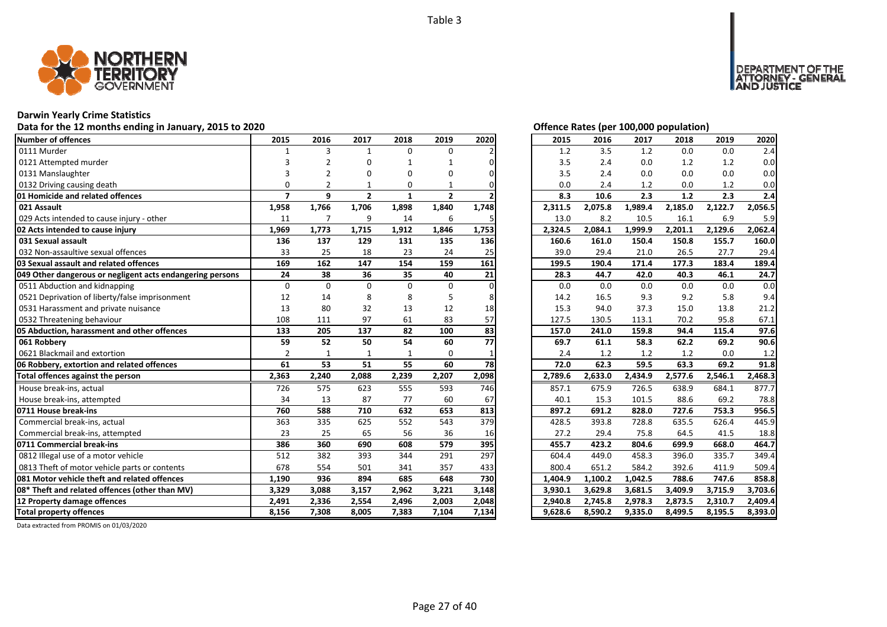Table 3

# Darwin Yearly Crime Statistics

## Data for the 12 months ending in January, 2015 to 2020

**Offence Rates (per 100,000 population)**

| Number of offences | 2015 | 2016 | 2017 | 2018 | 2019 | 2020 | 2015 | 2016 | 2017 | 2018 | 2019 | 2020 |
|---|---|---|---|---|---|---|---|---|---|---|---|---|
| 0111 Murder | 1 | 3 | 1 | 0 | 0 | 2 | 1.2 | 3.5 | 1.2 | 0.0 | 0.0 | 2.4 |
| 0121 Attempted murder | 3 | 2 | 0 | 1 | 1 | 0 | 3.5 | 2.4 | 0.0 | 1.2 | 1.2 | 0.0 |
| 0131 Manslaughter | 3 | 2 | 0 | 0 | 0 | 0 | 3.5 | 2.4 | 0.0 | 0.0 | 0.0 | 0.0 |
| 0132 Driving causing death | 0 | 2 | 1 | 0 | 1 | 0 | 0.0 | 2.4 | 1.2 | 0.0 | 1.2 | 0.0 |
| **01 Homicide and related offences** | **7** | **9** | **2** | **1** | **2** | **2** | **8.3** | **10.6** | **2.3** | **1.2** | **2.3** | **2.4** |
| **021 Assault** | **1,958** | **1,766** | **1,706** | **1,898** | **1,840** | **1,748** | **2,311.5** | **2,075.8** | **1,989.4** | **2,185.0** | **2,122.7** | **2,056.5** |
| 029 Acts intended to cause injury - other | 11 | 7 | 9 | 14 | 6 | 5 | 13.0 | 8.2 | 10.5 | 16.1 | 6.9 | 5.9 |
| **02 Acts intended to cause injury** | **1,969** | **1,773** | **1,715** | **1,912** | **1,846** | **1,753** | **2,324.5** | **2,084.1** | **1,999.9** | **2,201.1** | **2,129.6** | **2,062.4** |
| **031 Sexual assault** | **136** | **137** | **129** | **131** | **135** | **136** | **160.6** | **161.0** | **150.4** | **150.8** | **155.7** | **160.0** |
| 032 Non-assaultive sexual offences | 33 | 25 | 18 | 23 | 24 | 25 | 39.0 | 29.4 | 21.0 | 26.5 | 27.7 | 29.4 |
| **03 Sexual assault and related offences** | **169** | **162** | **147** | **154** | **159** | **161** | **199.5** | **190.4** | **171.4** | **177.3** | **183.4** | **189.4** |
| **049 Other dangerous or negligent acts endangering persons** | **24** | **38** | **36** | **35** | **40** | **21** | **28.3** | **44.7** | **42.0** | **40.3** | **46.1** | **24.7** |
| 0511 Abduction and kidnapping | 0 | 0 | 0 | 0 | 0 | 0 | 0.0 | 0.0 | 0.0 | 0.0 | 0.0 | 0.0 |
| 0521 Deprivation of liberty/false imprisonment | 12 | 14 | 8 | 8 | 5 | 8 | 14.2 | 16.5 | 9.3 | 9.2 | 5.8 | 9.4 |
| 0531 Harassment and private nuisance | 13 | 80 | 32 | 13 | 12 | 18 | 15.3 | 94.0 | 37.3 | 15.0 | 13.8 | 21.2 |
| 0532 Threatening behaviour | 108 | 111 | 97 | 61 | 83 | 57 | 127.5 | 130.5 | 113.1 | 70.2 | 95.8 | 67.1 |
| **05 Abduction, harassment and other offences** | **133** | **205** | **137** | **82** | **100** | **83** | **157.0** | **241.0** | **159.8** | **94.4** | **115.4** | **97.6** |
| **061 Robbery** | **59** | **52** | **50** | **54** | **60** | **77** | **69.7** | **61.1** | **58.3** | **62.2** | **69.2** | **90.6** |
| 0621 Blackmail and extortion | 2 | 1 | 1 | 1 | 0 | 1 | 2.4 | 1.2 | 1.2 | 1.2 | 0.0 | 1.2 |
| **06 Robbery, extortion and related offences** | **61** | **53** | **51** | **55** | **60** | **78** | **72.0** | **62.3** | **59.5** | **63.3** | **69.2** | **91.8** |
| **Total offences against the person** | **2,363** | **2,240** | **2,088** | **2,239** | **2,207** | **2,098** | **2,789.6** | **2,633.0** | **2,434.9** | **2,577.6** | **2,546.1** | **2,468.3** |
| House break-ins, actual | 726 | 575 | 623 | 555 | 593 | 746 | 857.1 | 675.9 | 726.5 | 638.9 | 684.1 | 877.7 |
| House break-ins, attempted | 34 | 13 | 87 | 77 | 60 | 67 | 40.1 | 15.3 | 101.5 | 88.6 | 69.2 | 78.8 |
| **0711 House break-ins** | **760** | **588** | **710** | **632** | **653** | **813** | **897.2** | **691.2** | **828.0** | **727.6** | **753.3** | **956.5** |
| Commercial break-ins, actual | 363 | 335 | 625 | 552 | 543 | 379 | 428.5 | 393.8 | 728.8 | 635.5 | 626.4 | 445.9 |
| Commercial break-ins, attempted | 23 | 25 | 65 | 56 | 36 | 16 | 27.2 | 29.4 | 75.8 | 64.5 | 41.5 | 18.8 |
| **0711 Commercial break-ins** | **386** | **360** | **690** | **608** | **579** | **395** | **455.7** | **423.2** | **804.6** | **699.9** | **668.0** | **464.7** |
| 0812 Illegal use of a motor vehicle | 512 | 382 | 393 | 344 | 291 | 297 | 604.4 | 449.0 | 458.3 | 396.0 | 335.7 | 349.4 |
| 0813 Theft of motor vehicle parts or contents | 678 | 554 | 501 | 341 | 357 | 433 | 800.4 | 651.2 | 584.2 | 392.6 | 411.9 | 509.4 |
| **081 Motor vehicle theft and related offences** | **1,190** | **936** | **894** | **685** | **648** | **730** | **1,404.9** | **1,100.2** | **1,042.5** | **788.6** | **747.6** | **858.8** |
| **08* Theft and related offences (other than MV)** | **3,329** | **3,088** | **3,157** | **2,962** | **3,221** | **3,148** | **3,930.1** | **3,629.8** | **3,681.5** | **3,409.9** | **3,715.9** | **3,703.6** |
| **12 Property damage offences** | **2,491** | **2,336** | **2,554** | **2,496** | **2,003** | **2,048** | **2,940.8** | **2,745.8** | **2,978.3** | **2,873.5** | **2,310.7** | **2,409.4** |
| **Total property offences** | **8,156** | **7,308** | **8,005** | **7,383** | **7,104** | **7,134** | **9,628.6** | **8,590.2** | **9,335.0** | **8,499.5** | **8,195.5** | **8,393.0** |

Data extracted from PROMIS on 01/03/2020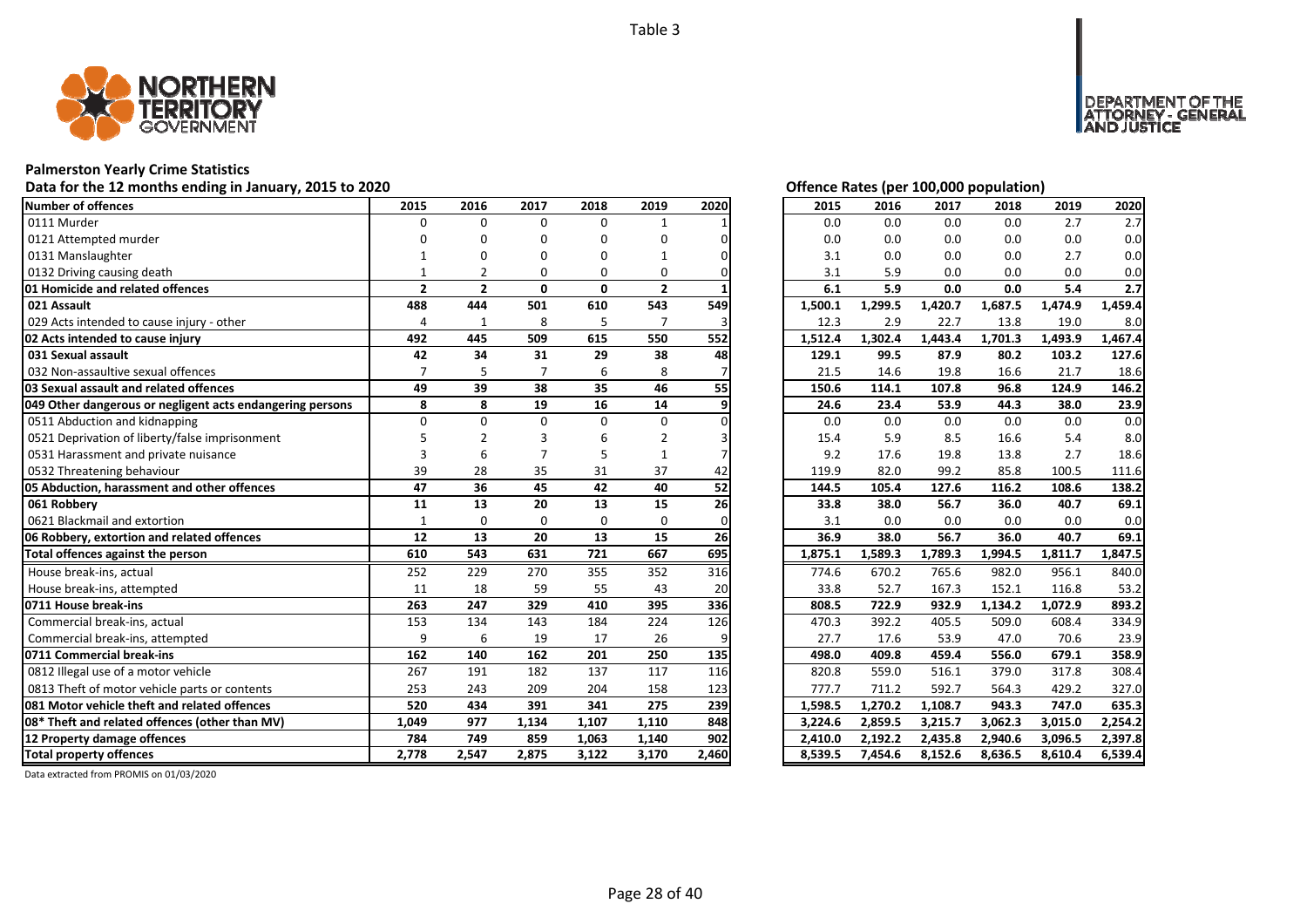Table 3

# Palmerston Yearly Crime Statistics

## Data for the 12 months ending in January, 2015 to 2020

**Offence Rates (per 100,000 population)**

| Number of offences | 2015 | 2016 | 2017 | 2018 | 2019 | 2020 | 2015 | 2016 | 2017 | 2018 | 2019 | 2020 |
|---|---|---|---|---|---|---|---|---|---|---|---|---|
| 0111 Murder | 0 | 0 | 0 | 0 | 1 | 1 | 0.0 | 0.0 | 0.0 | 0.0 | 2.7 | 2.7 |
| 0121 Attempted murder | 0 | 0 | 0 | 0 | 0 | 0 | 0.0 | 0.0 | 0.0 | 0.0 | 0.0 | 0.0 |
| 0131 Manslaughter | 1 | 0 | 0 | 0 | 1 | 0 | 3.1 | 0.0 | 0.0 | 0.0 | 2.7 | 0.0 |
| 0132 Driving causing death | 1 | 2 | 0 | 0 | 0 | 0 | 3.1 | 5.9 | 0.0 | 0.0 | 0.0 | 0.0 |
| **01 Homicide and related offences** | **2** | **2** | **0** | **0** | **2** | **1** | **6.1** | **5.9** | **0.0** | **0.0** | **5.4** | **2.7** |
| **021 Assault** | **488** | **444** | **501** | **610** | **543** | **549** | **1,500.1** | **1,299.5** | **1,420.7** | **1,687.5** | **1,474.9** | **1,459.4** |
| 029 Acts intended to cause injury - other | 4 | 1 | 8 | 5 | 7 | 3 | 12.3 | 2.9 | 22.7 | 13.8 | 19.0 | 8.0 |
| **02 Acts intended to cause injury** | **492** | **445** | **509** | **615** | **550** | **552** | **1,512.4** | **1,302.4** | **1,443.4** | **1,701.3** | **1,493.9** | **1,467.4** |
| **031 Sexual assault** | **42** | **34** | **31** | **29** | **38** | **48** | **129.1** | **99.5** | **87.9** | **80.2** | **103.2** | **127.6** |
| 032 Non-assaultive sexual offences | 7 | 5 | 7 | 6 | 8 | 7 | 21.5 | 14.6 | 19.8 | 16.6 | 21.7 | 18.6 |
| **03 Sexual assault and related offences** | **49** | **39** | **38** | **35** | **46** | **55** | **150.6** | **114.1** | **107.8** | **96.8** | **124.9** | **146.2** |
| **049 Other dangerous or negligent acts endangering persons** | **8** | **8** | **19** | **16** | **14** | **9** | **24.6** | **23.4** | **53.9** | **44.3** | **38.0** | **23.9** |
| 0511 Abduction and kidnapping | 0 | 0 | 0 | 0 | 0 | 0 | 0.0 | 0.0 | 0.0 | 0.0 | 0.0 | 0.0 |
| 0521 Deprivation of liberty/false imprisonment | 5 | 2 | 3 | 6 | 2 | 3 | 15.4 | 5.9 | 8.5 | 16.6 | 5.4 | 8.0 |
| 0531 Harassment and private nuisance | 3 | 6 | 7 | 5 | 1 | 7 | 9.2 | 17.6 | 19.8 | 13.8 | 2.7 | 18.6 |
| 0532 Threatening behaviour | 39 | 28 | 35 | 31 | 37 | 42 | 119.9 | 82.0 | 99.2 | 85.8 | 100.5 | 111.6 |
| **05 Abduction, harassment and other offences** | **47** | **36** | **45** | **42** | **40** | **52** | **144.5** | **105.4** | **127.6** | **116.2** | **108.6** | **138.2** |
| **061 Robbery** | **11** | **13** | **20** | **13** | **15** | **26** | **33.8** | **38.0** | **56.7** | **36.0** | **40.7** | **69.1** |
| 0621 Blackmail and extortion | 1 | 0 | 0 | 0 | 0 | 0 | 3.1 | 0.0 | 0.0 | 0.0 | 0.0 | 0.0 |
| **06 Robbery, extortion and related offences** | **12** | **13** | **20** | **13** | **15** | **26** | **36.9** | **38.0** | **56.7** | **36.0** | **40.7** | **69.1** |
| **Total offences against the person** | **610** | **543** | **631** | **721** | **667** | **695** | **1,875.1** | **1,589.3** | **1,789.3** | **1,994.5** | **1,811.7** | **1,847.5** |
| House break-ins, actual | 252 | 229 | 270 | 355 | 352 | 316 | 774.6 | 670.2 | 765.6 | 982.0 | 956.1 | 840.0 |
| House break-ins, attempted | 11 | 18 | 59 | 55 | 43 | 20 | 33.8 | 52.7 | 167.3 | 152.1 | 116.8 | 53.2 |
| **0711 House break-ins** | **263** | **247** | **329** | **410** | **395** | **336** | **808.5** | **722.9** | **932.9** | **1,134.2** | **1,072.9** | **893.2** |
| Commercial break-ins, actual | 153 | 134 | 143 | 184 | 224 | 126 | 470.3 | 392.2 | 405.5 | 509.0 | 608.4 | 334.9 |
| Commercial break-ins, attempted | 9 | 6 | 19 | 17 | 26 | 9 | 27.7 | 17.6 | 53.9 | 47.0 | 70.6 | 23.9 |
| **0711 Commercial break-ins** | **162** | **140** | **162** | **201** | **250** | **135** | **498.0** | **409.8** | **459.4** | **556.0** | **679.1** | **358.9** |
| 0812 Illegal use of a motor vehicle | 267 | 191 | 182 | 137 | 117 | 116 | 820.8 | 559.0 | 516.1 | 379.0 | 317.8 | 308.4 |
| 0813 Theft of motor vehicle parts or contents | 253 | 243 | 209 | 204 | 158 | 123 | 777.7 | 711.2 | 592.7 | 564.3 | 429.2 | 327.0 |
| **081 Motor vehicle theft and related offences** | **520** | **434** | **391** | **341** | **275** | **239** | **1,598.5** | **1,270.2** | **1,108.7** | **943.3** | **747.0** | **635.3** |
| **08* Theft and related offences (other than MV)** | **1,049** | **977** | **1,134** | **1,107** | **1,110** | **848** | **3,224.6** | **2,859.5** | **3,215.7** | **3,062.3** | **3,015.0** | **2,254.2** |
| **12 Property damage offences** | **784** | **749** | **859** | **1,063** | **1,140** | **902** | **2,410.0** | **2,192.2** | **2,435.8** | **2,940.6** | **3,096.5** | **2,397.8** |
| **Total property offences** | **2,778** | **2,547** | **2,875** | **3,122** | **3,170** | **2,460** | **8,539.5** | **7,454.6** | **8,152.6** | **8,636.5** | **8,610.4** | **6,539.4** |

Data extracted from PROMIS on 01/03/2020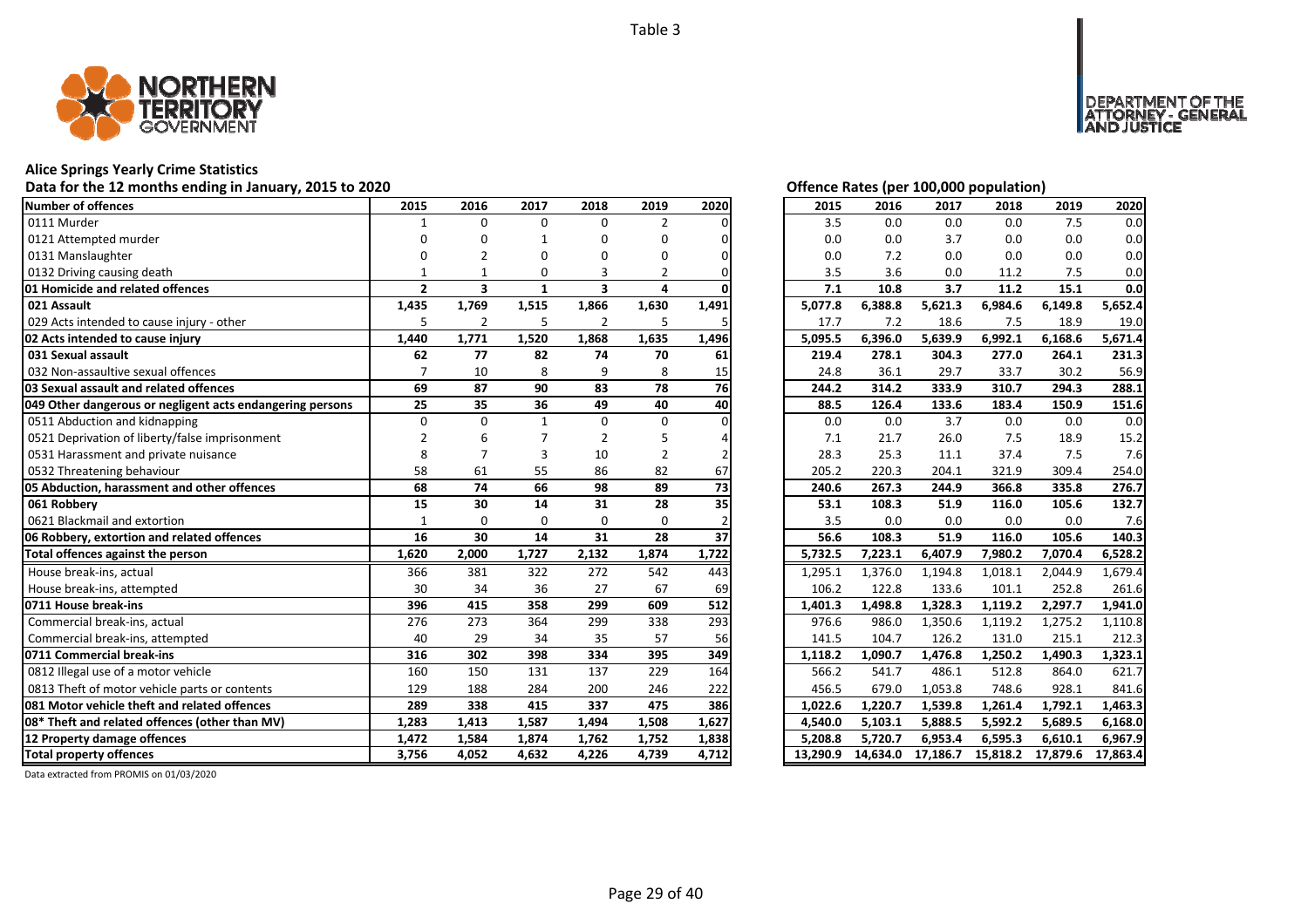Table 3

## Alice Springs Yearly Crime Statistics

**Data for the 12 months ending in January, 2015 to 2020**

**Offence Rates (per 100,000 population)**

| Number of offences | 2015 | 2016 | 2017 | 2018 | 2019 | 2020 | 2015 | 2016 | 2017 | 2018 | 2019 | 2020 |
|---|---|---|---|---|---|---|---|---|---|---|---|---|
| 0111 Murder | 1 | 0 | 0 | 0 | 2 | 0 | 3.5 | 0.0 | 0.0 | 0.0 | 7.5 | 0.0 |
| 0121 Attempted murder | 0 | 0 | 1 | 0 | 0 | 0 | 0.0 | 0.0 | 3.7 | 0.0 | 0.0 | 0.0 |
| 0131 Manslaughter | 0 | 2 | 0 | 0 | 0 | 0 | 0.0 | 7.2 | 0.0 | 0.0 | 0.0 | 0.0 |
| 0132 Driving causing death | 1 | 1 | 0 | 3 | 2 | 0 | 3.5 | 3.6 | 0.0 | 11.2 | 7.5 | 0.0 |
| **01 Homicide and related offences** | **2** | **3** | **1** | **3** | **4** | **0** | **7.1** | **10.8** | **3.7** | **11.2** | **15.1** | **0.0** |
| **021 Assault** | **1,435** | **1,769** | **1,515** | **1,866** | **1,630** | **1,491** | **5,077.8** | **6,388.8** | **5,621.3** | **6,984.6** | **6,149.8** | **5,652.4** |
| 029 Acts intended to cause injury - other | 5 | 2 | 5 | 2 | 5 | 5 | 17.7 | 7.2 | 18.6 | 7.5 | 18.9 | 19.0 |
| **02 Acts intended to cause injury** | **1,440** | **1,771** | **1,520** | **1,868** | **1,635** | **1,496** | **5,095.5** | **6,396.0** | **5,639.9** | **6,992.1** | **6,168.6** | **5,671.4** |
| **031 Sexual assault** | **62** | **77** | **82** | **74** | **70** | **61** | **219.4** | **278.1** | **304.3** | **277.0** | **264.1** | **231.3** |
| 032 Non-assaultive sexual offences | 7 | 10 | 8 | 9 | 8 | 15 | 24.8 | 36.1 | 29.7 | 33.7 | 30.2 | 56.9 |
| **03 Sexual assault and related offences** | **69** | **87** | **90** | **83** | **78** | **76** | **244.2** | **314.2** | **333.9** | **310.7** | **294.3** | **288.1** |
| **049 Other dangerous or negligent acts endangering persons** | **25** | **35** | **36** | **49** | **40** | **40** | **88.5** | **126.4** | **133.6** | **183.4** | **150.9** | **151.6** |
| 0511 Abduction and kidnapping | 0 | 0 | 1 | 0 | 0 | 0 | 0.0 | 0.0 | 3.7 | 0.0 | 0.0 | 0.0 |
| 0521 Deprivation of liberty/false imprisonment | 2 | 6 | 7 | 2 | 5 | 4 | 7.1 | 21.7 | 26.0 | 7.5 | 18.9 | 15.2 |
| 0531 Harassment and private nuisance | 8 | 7 | 3 | 10 | 2 | 2 | 28.3 | 25.3 | 11.1 | 37.4 | 7.5 | 7.6 |
| 0532 Threatening behaviour | 58 | 61 | 55 | 86 | 82 | 67 | 205.2 | 220.3 | 204.1 | 321.9 | 309.4 | 254.0 |
| **05 Abduction, harassment and other offences** | **68** | **74** | **66** | **98** | **89** | **73** | **240.6** | **267.3** | **244.9** | **366.8** | **335.8** | **276.7** |
| **061 Robbery** | **15** | **30** | **14** | **31** | **28** | **35** | **53.1** | **108.3** | **51.9** | **116.0** | **105.6** | **132.7** |
| 0621 Blackmail and extortion | 1 | 0 | 0 | 0 | 0 | 2 | 3.5 | 0.0 | 0.0 | 0.0 | 0.0 | 7.6 |
| **06 Robbery, extortion and related offences** | **16** | **30** | **14** | **31** | **28** | **37** | **56.6** | **108.3** | **51.9** | **116.0** | **105.6** | **140.3** |
| **Total offences against the person** | **1,620** | **2,000** | **1,727** | **2,132** | **1,874** | **1,722** | **5,732.5** | **7,223.1** | **6,407.9** | **7,980.2** | **7,070.4** | **6,528.2** |
| House break-ins, actual | 366 | 381 | 322 | 272 | 542 | 443 | 1,295.1 | 1,376.0 | 1,194.8 | 1,018.1 | 2,044.9 | 1,679.4 |
| House break-ins, attempted | 30 | 34 | 36 | 27 | 67 | 69 | 106.2 | 122.8 | 133.6 | 101.1 | 252.8 | 261.6 |
| **0711 House break-ins** | **396** | **415** | **358** | **299** | **609** | **512** | **1,401.3** | **1,498.8** | **1,328.3** | **1,119.2** | **2,297.7** | **1,941.0** |
| Commercial break-ins, actual | 276 | 273 | 364 | 299 | 338 | 293 | 976.6 | 986.0 | 1,350.6 | 1,119.2 | 1,275.2 | 1,110.8 |
| Commercial break-ins, attempted | 40 | 29 | 34 | 35 | 57 | 56 | 141.5 | 104.7 | 126.2 | 131.0 | 215.1 | 212.3 |
| **0711 Commercial break-ins** | **316** | **302** | **398** | **334** | **395** | **349** | **1,118.2** | **1,090.7** | **1,476.8** | **1,250.2** | **1,490.3** | **1,323.1** |
| 0812 Illegal use of a motor vehicle | 160 | 150 | 131 | 137 | 229 | 164 | 566.2 | 541.7 | 486.1 | 512.8 | 864.0 | 621.7 |
| 0813 Theft of motor vehicle parts or contents | 129 | 188 | 284 | 200 | 246 | 222 | 456.5 | 679.0 | 1,053.8 | 748.6 | 928.1 | 841.6 |
| **081 Motor vehicle theft and related offences** | **289** | **338** | **415** | **337** | **475** | **386** | **1,022.6** | **1,220.7** | **1,539.8** | **1,261.4** | **1,792.1** | **1,463.3** |
| **08* Theft and related offences (other than MV)** | **1,283** | **1,413** | **1,587** | **1,494** | **1,508** | **1,627** | **4,540.0** | **5,103.1** | **5,888.5** | **5,592.2** | **5,689.5** | **6,168.0** |
| **12 Property damage offences** | **1,472** | **1,584** | **1,874** | **1,762** | **1,752** | **1,838** | **5,208.8** | **5,720.7** | **6,953.4** | **6,595.3** | **6,610.1** | **6,967.9** |
| **Total property offences** | **3,756** | **4,052** | **4,632** | **4,226** | **4,739** | **4,712** | **13,290.9** | **14,634.0** | **17,186.7** | **15,818.2** | **17,879.6** | **17,863.4** |

Data extracted from PROMIS on 01/03/2020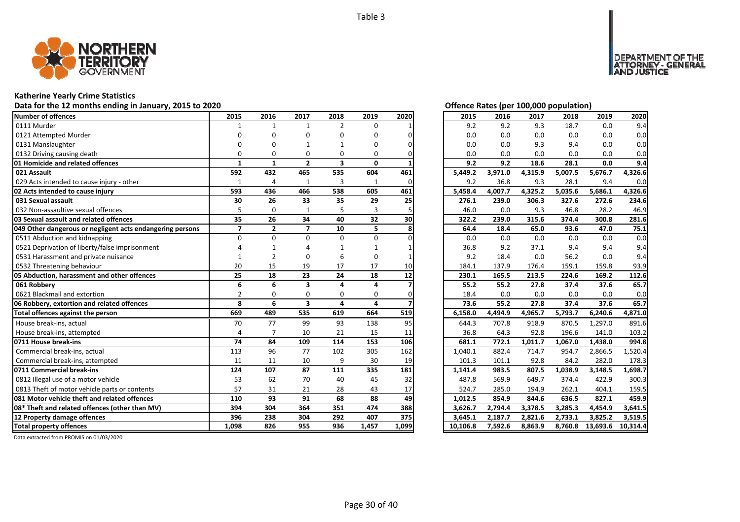Table 3

## Katherine Yearly Crime Statistics

### Data for the 12 months ending in January, 2015 to 2020

| Number of offences | 2015 | 2016 | 2017 | 2018 | 2019 | 2020 |
|---|---|---|---|---|---|---|
| 0111 Murder | 1 | 1 | 1 | 2 | 0 | 1 |
| 0121 Attempted Murder | 0 | 0 | 0 | 0 | 0 | 0 |
| 0131 Manslaughter | 0 | 0 | 1 | 1 | 0 | 0 |
| 0132 Driving causing death | 0 | 0 | 0 | 0 | 0 | 0 |
| **01 Homicide and related offences** | **1** | **1** | **2** | **3** | **0** | **1** |
| **021 Assault** | **592** | **432** | **465** | **535** | **604** | **461** |
| 029 Acts intended to cause injury - other | 1 | 4 | 1 | 3 | 1 | 0 |
| **02 Acts intended to cause injury** | **593** | **436** | **466** | **538** | **605** | **461** |
| **031 Sexual assault** | **30** | **26** | **33** | **35** | **29** | **25** |
| 032 Non-assaultive sexual offences | 5 | 0 | 1 | 5 | 3 | 5 |
| **03 Sexual assault and related offences** | **35** | **26** | **34** | **40** | **32** | **30** |
| **049 Other dangerous or negligent acts endangering persons** | **7** | **2** | **7** | **10** | **5** | **8** |
| 0511 Abduction and kidnapping | 0 | 0 | 0 | 0 | 0 | 0 |
| 0521 Deprivation of liberty/false imprisonment | 4 | 1 | 4 | 1 | 1 | 1 |
| 0531 Harassment and private nuisance | 1 | 2 | 0 | 6 | 0 | 1 |
| 0532 Threatening behaviour | 20 | 15 | 19 | 17 | 17 | 10 |
| **05 Abduction, harassment and other offences** | **25** | **18** | **23** | **24** | **18** | **12** |
| **061 Robbery** | **6** | **6** | **3** | **4** | **4** | **7** |
| 0621 Blackmail and extortion | 2 | 0 | 0 | 0 | 0 | 0 |
| **06 Robbery, extortion and related offences** | **8** | **6** | **3** | **4** | **4** | **7** |
| **Total offences against the person** | **669** | **489** | **535** | **619** | **664** | **519** |
| House break-ins, actual | 70 | 77 | 99 | 93 | 138 | 95 |
| House break-ins, attempted | 4 | 7 | 10 | 21 | 15 | 11 |
| **0711 House break-ins** | **74** | **84** | **109** | **114** | **153** | **106** |
| Commercial break-ins, actual | 113 | 96 | 77 | 102 | 305 | 162 |
| Commercial break-ins, attempted | 11 | 11 | 10 | 9 | 30 | 19 |
| **0711 Commercial break-ins** | **124** | **107** | **87** | **111** | **335** | **181** |
| 0812 Illegal use of a motor vehicle | 53 | 62 | 70 | 40 | 45 | 32 |
| 0813 Theft of motor vehicle parts or contents | 57 | 31 | 21 | 28 | 43 | 17 |
| **081 Motor vehicle theft and related offences** | **110** | **93** | **91** | **68** | **88** | **49** |
| **08* Theft and related offences (other than MV)** | **394** | **304** | **364** | **351** | **474** | **388** |
| **12 Property damage offences** | **396** | **238** | **304** | **292** | **407** | **375** |
| **Total property offences** | **1,098** | **826** | **955** | **936** | **1,457** | **1,099** |

### Offence Rates (per 100,000 population)

| Number of offences | 2015 | 2016 | 2017 | 2018 | 2019 | 2020 |
|---|---|---|---|---|---|---|
| 0111 Murder | 9.2 | 9.2 | 9.3 | 18.7 | 0.0 | 9.4 |
| 0121 Attempted Murder | 0.0 | 0.0 | 0.0 | 0.0 | 0.0 | 0.0 |
| 0131 Manslaughter | 0.0 | 0.0 | 9.3 | 9.4 | 0.0 | 0.0 |
| 0132 Driving causing death | 0.0 | 0.0 | 0.0 | 0.0 | 0.0 | 0.0 |
| **01 Homicide and related offences** | **9.2** | **9.2** | **18.6** | **28.1** | **0.0** | **9.4** |
| **021 Assault** | **5,449.2** | **3,971.0** | **4,315.9** | **5,007.5** | **5,676.7** | **4,326.6** |
| 029 Acts intended to cause injury - other | 9.2 | 36.8 | 9.3 | 28.1 | 9.4 | 0.0 |
| **02 Acts intended to cause injury** | **5,458.4** | **4,007.7** | **4,325.2** | **5,035.6** | **5,686.1** | **4,326.6** |
| **031 Sexual assault** | **276.1** | **239.0** | **306.3** | **327.6** | **272.6** | **234.6** |
| 032 Non-assaultive sexual offences | 46.0 | 0.0 | 9.3 | 46.8 | 28.2 | 46.9 |
| **03 Sexual assault and related offences** | **322.2** | **239.0** | **315.6** | **374.4** | **300.8** | **281.6** |
| **049 Other dangerous or negligent acts endangering persons** | **64.4** | **18.4** | **65.0** | **93.6** | **47.0** | **75.1** |
| 0511 Abduction and kidnapping | 0.0 | 0.0 | 0.0 | 0.0 | 0.0 | 0.0 |
| 0521 Deprivation of liberty/false imprisonment | 36.8 | 9.2 | 37.1 | 9.4 | 9.4 | 9.4 |
| 0531 Harassment and private nuisance | 9.2 | 18.4 | 0.0 | 56.2 | 0.0 | 9.4 |
| 0532 Threatening behaviour | 184.1 | 137.9 | 176.4 | 159.1 | 159.8 | 93.9 |
| **05 Abduction, harassment and other offences** | **230.1** | **165.5** | **213.5** | **224.6** | **169.2** | **112.6** |
| **061 Robbery** | **55.2** | **55.2** | **27.8** | **37.4** | **37.6** | **65.7** |
| 0621 Blackmail and extortion | 18.4 | 0.0 | 0.0 | 0.0 | 0.0 | 0.0 |
| **06 Robbery, extortion and related offences** | **73.6** | **55.2** | **27.8** | **37.4** | **37.6** | **65.7** |
| **Total offences against the person** | **6,158.0** | **4,494.9** | **4,965.7** | **5,793.7** | **6,240.6** | **4,871.0** |
| House break-ins, actual | 644.3 | 707.8 | 918.9 | 870.5 | 1,297.0 | 891.6 |
| House break-ins, attempted | 36.8 | 64.3 | 92.8 | 196.6 | 141.0 | 103.2 |
| **0711 House break-ins** | **681.1** | **772.1** | **1,011.7** | **1,067.0** | **1,438.0** | **994.8** |
| Commercial break-ins, actual | 1,040.1 | 882.4 | 714.7 | 954.7 | 2,866.5 | 1,520.4 |
| Commercial break-ins, attempted | 101.3 | 101.1 | 92.8 | 84.2 | 282.0 | 178.3 |
| **0711 Commercial break-ins** | **1,141.4** | **983.5** | **807.5** | **1,038.9** | **3,148.5** | **1,698.7** |
| 0812 Illegal use of a motor vehicle | 487.8 | 569.9 | 649.7 | 374.4 | 422.9 | 300.3 |
| 0813 Theft of motor vehicle parts or contents | 524.7 | 285.0 | 194.9 | 262.1 | 404.1 | 159.5 |
| **081 Motor vehicle theft and related offences** | **1,012.5** | **854.9** | **844.6** | **636.5** | **827.1** | **459.9** |
| **08* Theft and related offences (other than MV)** | **3,626.7** | **2,794.4** | **3,378.5** | **3,285.3** | **4,454.9** | **3,641.5** |
| **12 Property damage offences** | **3,645.1** | **2,187.7** | **2,821.6** | **2,733.1** | **3,825.2** | **3,519.5** |
| **Total property offences** | **10,106.8** | **7,592.6** | **8,863.9** | **8,760.8** | **13,693.6** | **10,314.4** |

Data extracted from PROMIS on 01/03/2020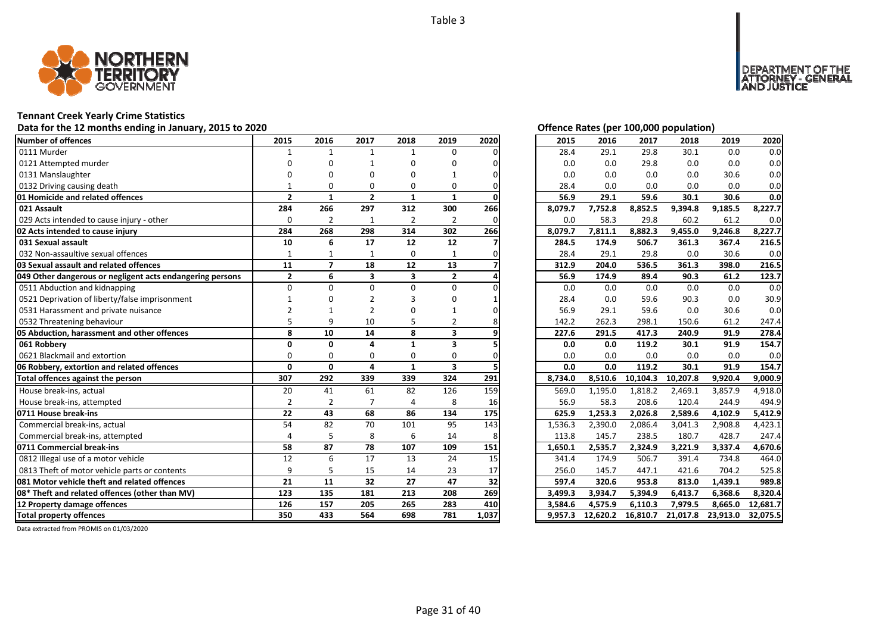Table 3

# Tennant Creek Yearly Crime Statistics

## Data for the 12 months ending in January, 2015 to 2020

| Number of offences | 2015 | 2016 | 2017 | 2018 | 2019 | 2020 |
|---|---|---|---|---|---|---|
| 0111 Murder | 1 | 1 | 1 | 1 | 0 | 0 |
| 0121 Attempted murder | 0 | 0 | 1 | 0 | 0 | 0 |
| 0131 Manslaughter | 0 | 0 | 0 | 0 | 1 | 0 |
| 0132 Driving causing death | 1 | 0 | 0 | 0 | 0 | 0 |
| **01 Homicide and related offences** | **2** | **1** | **2** | **1** | **1** | **0** |
| **021 Assault** | **284** | **266** | **297** | **312** | **300** | **266** |
| 029 Acts intended to cause injury - other | 0 | 2 | 1 | 2 | 2 | 0 |
| **02 Acts intended to cause injury** | **284** | **268** | **298** | **314** | **302** | **266** |
| **031 Sexual assault** | **10** | **6** | **17** | **12** | **12** | **7** |
| 032 Non-assaultive sexual offences | 1 | 1 | 1 | 0 | 1 | 0 |
| **03 Sexual assault and related offences** | **11** | **7** | **18** | **12** | **13** | **7** |
| **049 Other dangerous or negligent acts endangering persons** | **2** | **6** | **3** | **3** | **2** | **4** |
| 0511 Abduction and kidnapping | 0 | 0 | 0 | 0 | 0 | 0 |
| 0521 Deprivation of liberty/false imprisonment | 1 | 0 | 2 | 3 | 0 | 1 |
| 0531 Harassment and private nuisance | 2 | 1 | 2 | 0 | 1 | 0 |
| 0532 Threatening behaviour | 5 | 9 | 10 | 5 | 2 | 8 |
| **05 Abduction, harassment and other offences** | **8** | **10** | **14** | **8** | **3** | **9** |
| **061 Robbery** | **0** | **0** | **4** | **1** | **3** | **5** |
| 0621 Blackmail and extortion | 0 | 0 | 0 | 0 | 0 | 0 |
| **06 Robbery, extortion and related offences** | **0** | **0** | **4** | **1** | **3** | **5** |
| **Total offences against the person** | **307** | **292** | **339** | **339** | **324** | **291** |
| House break-ins, actual | 20 | 41 | 61 | 82 | 126 | 159 |
| House break-ins, attempted | 2 | 2 | 7 | 4 | 8 | 16 |
| **0711 House break-ins** | **22** | **43** | **68** | **86** | **134** | **175** |
| Commercial break-ins, actual | 54 | 82 | 70 | 101 | 95 | 143 |
| Commercial break-ins, attempted | 4 | 5 | 8 | 6 | 14 | 8 |
| **0711 Commercial break-ins** | **58** | **87** | **78** | **107** | **109** | **151** |
| 0812 Illegal use of a motor vehicle | 12 | 6 | 17 | 13 | 24 | 15 |
| 0813 Theft of motor vehicle parts or contents | 9 | 5 | 15 | 14 | 23 | 17 |
| **081 Motor vehicle theft and related offences** | **21** | **11** | **32** | **27** | **47** | **32** |
| **08* Theft and related offences (other than MV)** | **123** | **135** | **181** | **213** | **208** | **269** |
| **12 Property damage offences** | **126** | **157** | **205** | **265** | **283** | **410** |
| **Total property offences** | **350** | **433** | **564** | **698** | **781** | **1,037** |

## Offence Rates (per 100,000 population)

| Number of offences | 2015 | 2016 | 2017 | 2018 | 2019 | 2020 |
|---|---|---|---|---|---|---|
| 0111 Murder | 28.4 | 29.1 | 29.8 | 30.1 | 0.0 | 0.0 |
| 0121 Attempted murder | 0.0 | 0.0 | 29.8 | 0.0 | 0.0 | 0.0 |
| 0131 Manslaughter | 0.0 | 0.0 | 0.0 | 0.0 | 30.6 | 0.0 |
| 0132 Driving causing death | 28.4 | 0.0 | 0.0 | 0.0 | 0.0 | 0.0 |
| **01 Homicide and related offences** | **56.9** | **29.1** | **59.6** | **30.1** | **30.6** | **0.0** |
| **021 Assault** | **8,079.7** | **7,752.8** | **8,852.5** | **9,394.8** | **9,185.5** | **8,227.7** |
| 029 Acts intended to cause injury - other | 0.0 | 58.3 | 29.8 | 60.2 | 61.2 | 0.0 |
| **02 Acts intended to cause injury** | **8,079.7** | **7,811.1** | **8,882.3** | **9,455.0** | **9,246.8** | **8,227.7** |
| **031 Sexual assault** | **284.5** | **174.9** | **506.7** | **361.3** | **367.4** | **216.5** |
| 032 Non-assaultive sexual offences | 28.4 | 29.1 | 29.8 | 0.0 | 30.6 | 0.0 |
| **03 Sexual assault and related offences** | **312.9** | **204.0** | **536.5** | **361.3** | **398.0** | **216.5** |
| **049 Other dangerous or negligent acts endangering persons** | **56.9** | **174.9** | **89.4** | **90.3** | **61.2** | **123.7** |
| 0511 Abduction and kidnapping | 0.0 | 0.0 | 0.0 | 0.0 | 0.0 | 0.0 |
| 0521 Deprivation of liberty/false imprisonment | 28.4 | 0.0 | 59.6 | 90.3 | 0.0 | 30.9 |
| 0531 Harassment and private nuisance | 56.9 | 29.1 | 59.6 | 0.0 | 30.6 | 0.0 |
| 0532 Threatening behaviour | 142.2 | 262.3 | 298.1 | 150.6 | 61.2 | 247.4 |
| **05 Abduction, harassment and other offences** | **227.6** | **291.5** | **417.3** | **240.9** | **91.9** | **278.4** |
| **061 Robbery** | **0.0** | **0.0** | **119.2** | **30.1** | **91.9** | **154.7** |
| 0621 Blackmail and extortion | 0.0 | 0.0 | 0.0 | 0.0 | 0.0 | 0.0 |
| **06 Robbery, extortion and related offences** | **0.0** | **0.0** | **119.2** | **30.1** | **91.9** | **154.7** |
| **Total offences against the person** | **8,734.0** | **8,510.6** | **10,104.3** | **10,207.8** | **9,920.4** | **9,000.9** |
| House break-ins, actual | 569.0 | 1,195.0 | 1,818.2 | 2,469.1 | 3,857.9 | 4,918.0 |
| House break-ins, attempted | 56.9 | 58.3 | 208.6 | 120.4 | 244.9 | 494.9 |
| **0711 House break-ins** | **625.9** | **1,253.3** | **2,026.8** | **2,589.6** | **4,102.9** | **5,412.9** |
| Commercial break-ins, actual | 1,536.3 | 2,390.0 | 2,086.4 | 3,041.3 | 2,908.8 | 4,423.1 |
| Commercial break-ins, attempted | 113.8 | 145.7 | 238.5 | 180.7 | 428.7 | 247.4 |
| **0711 Commercial break-ins** | **1,650.1** | **2,535.7** | **2,324.9** | **3,221.9** | **3,337.4** | **4,670.6** |
| 0812 Illegal use of a motor vehicle | 341.4 | 174.9 | 506.7 | 391.4 | 734.8 | 464.0 |
| 0813 Theft of motor vehicle parts or contents | 256.0 | 145.7 | 447.1 | 421.6 | 704.2 | 525.8 |
| **081 Motor vehicle theft and related offences** | **597.4** | **320.6** | **953.8** | **813.0** | **1,439.1** | **989.8** |
| **08* Theft and related offences (other than MV)** | **3,499.3** | **3,934.7** | **5,394.9** | **6,413.7** | **6,368.6** | **8,320.4** |
| **12 Property damage offences** | **3,584.6** | **4,575.9** | **6,110.3** | **7,979.5** | **8,665.0** | **12,681.7** |
| **Total property offences** | **9,957.3** | **12,620.2** | **16,810.7** | **21,017.8** | **23,913.0** | **32,075.5** |

Data extracted from PROMIS on 01/03/2020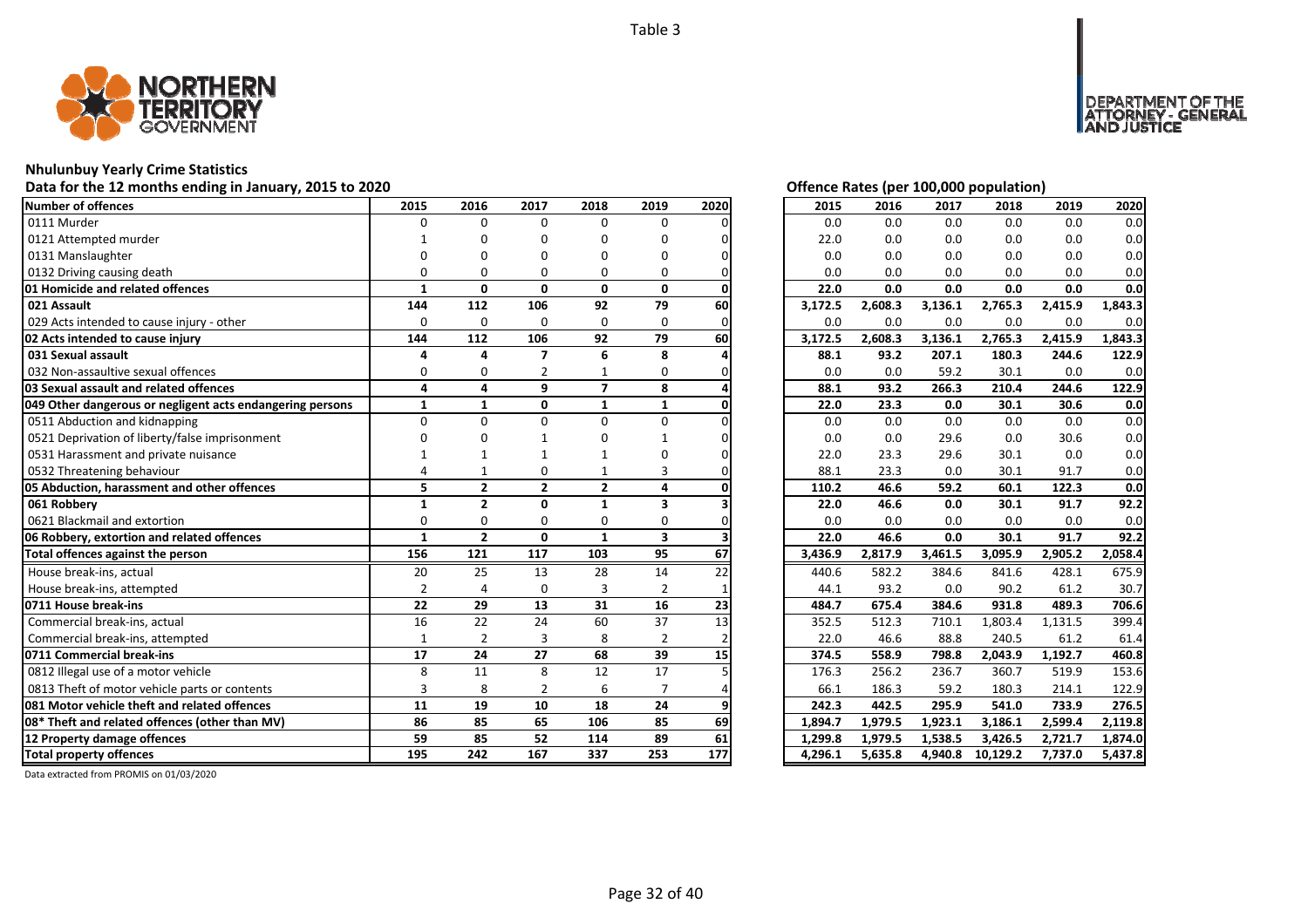Table 3

## Nhulunbuy Yearly Crime Statistics

Data for the 12 months ending in January, 2015 to 2020

| Number of offences | 2015 | 2016 | 2017 | 2018 | 2019 | 2020 |
|---|---|---|---|---|---|---|
| 0111 Murder | 0 | 0 | 0 | 0 | 0 | 0 |
| 0121 Attempted murder | 1 | 0 | 0 | 0 | 0 | 0 |
| 0131 Manslaughter | 0 | 0 | 0 | 0 | 0 | 0 |
| 0132 Driving causing death | 0 | 0 | 0 | 0 | 0 | 0 |
| **01 Homicide and related offences** | **1** | **0** | **0** | **0** | **0** | **0** |
| **021 Assault** | **144** | **112** | **106** | **92** | **79** | **60** |
| 029 Acts intended to cause injury - other | 0 | 0 | 0 | 0 | 0 | 0 |
| **02 Acts intended to cause injury** | **144** | **112** | **106** | **92** | **79** | **60** |
| **031 Sexual assault** | **4** | **4** | **7** | **6** | **8** | **4** |
| 032 Non-assaultive sexual offences | 0 | 0 | 2 | 1 | 0 | 0 |
| **03 Sexual assault and related offences** | **4** | **4** | **9** | **7** | **8** | **4** |
| **049 Other dangerous or negligent acts endangering persons** | **1** | **1** | **0** | **1** | **1** | **0** |
| 0511 Abduction and kidnapping | 0 | 0 | 0 | 0 | 0 | 0 |
| 0521 Deprivation of liberty/false imprisonment | 0 | 0 | 1 | 0 | 1 | 0 |
| 0531 Harassment and private nuisance | 1 | 1 | 1 | 1 | 0 | 0 |
| 0532 Threatening behaviour | 4 | 1 | 0 | 1 | 3 | 0 |
| **05 Abduction, harassment and other offences** | **5** | **2** | **2** | **2** | **4** | **0** |
| **061 Robbery** | **1** | **2** | **0** | **1** | **3** | **3** |
| 0621 Blackmail and extortion | 0 | 0 | 0 | 0 | 0 | 0 |
| **06 Robbery, extortion and related offences** | **1** | **2** | **0** | **1** | **3** | **3** |
| **Total offences against the person** | **156** | **121** | **117** | **103** | **95** | **67** |
| House break-ins, actual | 20 | 25 | 13 | 28 | 14 | 22 |
| House break-ins, attempted | 2 | 4 | 0 | 3 | 2 | 1 |
| **0711 House break-ins** | **22** | **29** | **13** | **31** | **16** | **23** |
| Commercial break-ins, actual | 16 | 22 | 24 | 60 | 37 | 13 |
| Commercial break-ins, attempted | 1 | 2 | 3 | 8 | 2 | 2 |
| **0711 Commercial break-ins** | **17** | **24** | **27** | **68** | **39** | **15** |
| 0812 Illegal use of a motor vehicle | 8 | 11 | 8 | 12 | 17 | 5 |
| 0813 Theft of motor vehicle parts or contents | 3 | 8 | 2 | 6 | 7 | 4 |
| **081 Motor vehicle theft and related offences** | **11** | **19** | **10** | **18** | **24** | **9** |
| **08* Theft and related offences (other than MV)** | **86** | **85** | **65** | **106** | **85** | **69** |
| **12 Property damage offences** | **59** | **85** | **52** | **114** | **89** | **61** |
| **Total property offences** | **195** | **242** | **167** | **337** | **253** | **177** |

### Offence Rates (per 100,000 population)

| Number of offences | 2015 | 2016 | 2017 | 2018 | 2019 | 2020 |
|---|---|---|---|---|---|---|
| 0111 Murder | 0.0 | 0.0 | 0.0 | 0.0 | 0.0 | 0.0 |
| 0121 Attempted murder | 22.0 | 0.0 | 0.0 | 0.0 | 0.0 | 0.0 |
| 0131 Manslaughter | 0.0 | 0.0 | 0.0 | 0.0 | 0.0 | 0.0 |
| 0132 Driving causing death | 0.0 | 0.0 | 0.0 | 0.0 | 0.0 | 0.0 |
| **01 Homicide and related offences** | **22.0** | **0.0** | **0.0** | **0.0** | **0.0** | **0.0** |
| **021 Assault** | **3,172.5** | **2,608.3** | **3,136.1** | **2,765.3** | **2,415.9** | **1,843.3** |
| 029 Acts intended to cause injury - other | 0.0 | 0.0 | 0.0 | 0.0 | 0.0 | 0.0 |
| **02 Acts intended to cause injury** | **3,172.5** | **2,608.3** | **3,136.1** | **2,765.3** | **2,415.9** | **1,843.3** |
| **031 Sexual assault** | **88.1** | **93.2** | **207.1** | **180.3** | **244.6** | **122.9** |
| 032 Non-assaultive sexual offences | 0.0 | 0.0 | 59.2 | 30.1 | 0.0 | 0.0 |
| **03 Sexual assault and related offences** | **88.1** | **93.2** | **266.3** | **210.4** | **244.6** | **122.9** |
| **049 Other dangerous or negligent acts endangering persons** | **22.0** | **23.3** | **0.0** | **30.1** | **30.6** | **0.0** |
| 0511 Abduction and kidnapping | 0.0 | 0.0 | 0.0 | 0.0 | 0.0 | 0.0 |
| 0521 Deprivation of liberty/false imprisonment | 0.0 | 0.0 | 29.6 | 0.0 | 30.6 | 0.0 |
| 0531 Harassment and private nuisance | 22.0 | 23.3 | 29.6 | 30.1 | 0.0 | 0.0 |
| 0532 Threatening behaviour | 88.1 | 23.3 | 0.0 | 30.1 | 91.7 | 0.0 |
| **05 Abduction, harassment and other offences** | **110.2** | **46.6** | **59.2** | **60.1** | **122.3** | **0.0** |
| **061 Robbery** | **22.0** | **46.6** | **0.0** | **30.1** | **91.7** | **92.2** |
| 0621 Blackmail and extortion | 0.0 | 0.0 | 0.0 | 0.0 | 0.0 | 0.0 |
| **06 Robbery, extortion and related offences** | **22.0** | **46.6** | **0.0** | **30.1** | **91.7** | **92.2** |
| **Total offences against the person** | **3,436.9** | **2,817.9** | **3,461.5** | **3,095.9** | **2,905.2** | **2,058.4** |
| House break-ins, actual | 440.6 | 582.2 | 384.6 | 841.6 | 428.1 | 675.9 |
| House break-ins, attempted | 44.1 | 93.2 | 0.0 | 90.2 | 61.2 | 30.7 |
| **0711 House break-ins** | **484.7** | **675.4** | **384.6** | **931.8** | **489.3** | **706.6** |
| Commercial break-ins, actual | 352.5 | 512.3 | 710.1 | 1,803.4 | 1,131.5 | 399.4 |
| Commercial break-ins, attempted | 22.0 | 46.6 | 88.8 | 240.5 | 61.2 | 61.4 |
| **0711 Commercial break-ins** | **374.5** | **558.9** | **798.8** | **2,043.9** | **1,192.7** | **460.8** |
| 0812 Illegal use of a motor vehicle | 176.3 | 256.2 | 236.7 | 360.7 | 519.9 | 153.6 |
| 0813 Theft of motor vehicle parts or contents | 66.1 | 186.3 | 59.2 | 180.3 | 214.1 | 122.9 |
| **081 Motor vehicle theft and related offences** | **242.3** | **442.5** | **295.9** | **541.0** | **733.9** | **276.5** |
| **08* Theft and related offences (other than MV)** | **1,894.7** | **1,979.5** | **1,923.1** | **3,186.1** | **2,599.4** | **2,119.8** |
| **12 Property damage offences** | **1,299.8** | **1,979.5** | **1,538.5** | **3,426.5** | **2,721.7** | **1,874.0** |
| **Total property offences** | **4,296.1** | **5,635.8** | **4,940.8** | **10,129.2** | **7,737.0** | **5,437.8** |

Data extracted from PROMIS on 01/03/2020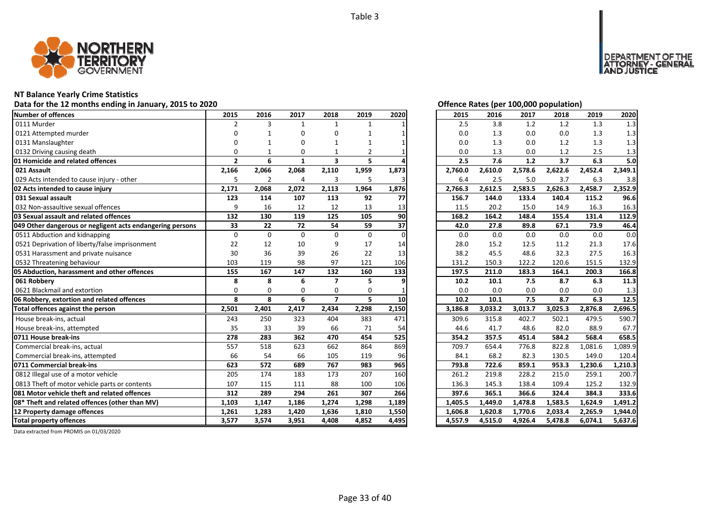Table 3

## NT Balance Yearly Crime Statistics

**Data for the 12 months ending in January, 2015 to 2020**

| Number of offences | 2015 | 2016 | 2017 | 2018 | 2019 | 2020 |
|---|---|---|---|---|---|---|
| 0111 Murder | 2 | 3 | 1 | 1 | 1 | 1 |
| 0121 Attempted murder | 0 | 1 | 0 | 0 | 1 | 1 |
| 0131 Manslaughter | 0 | 1 | 0 | 1 | 1 | 1 |
| 0132 Driving causing death | 0 | 1 | 0 | 1 | 2 | 1 |
| **01 Homicide and related offences** | **2** | **6** | **1** | **3** | **5** | **4** |
| **021 Assault** | **2,166** | **2,066** | **2,068** | **2,110** | **1,959** | **1,873** |
| 029 Acts intended to cause injury - other | 5 | 2 | 4 | 3 | 5 | 3 |
| **02 Acts intended to cause injury** | **2,171** | **2,068** | **2,072** | **2,113** | **1,964** | **1,876** |
| **031 Sexual assault** | **123** | **114** | **107** | **113** | **92** | **77** |
| 032 Non-assaultive sexual offences | 9 | 16 | 12 | 12 | 13 | 13 |
| **03 Sexual assault and related offences** | **132** | **130** | **119** | **125** | **105** | **90** |
| **049 Other dangerous or negligent acts endangering persons** | **33** | **22** | **72** | **54** | **59** | **37** |
| 0511 Abduction and kidnapping | 0 | 0 | 0 | 0 | 0 | 0 |
| 0521 Deprivation of liberty/false imprisonment | 22 | 12 | 10 | 9 | 17 | 14 |
| 0531 Harassment and private nuisance | 30 | 36 | 39 | 26 | 22 | 13 |
| 0532 Threatening behaviour | 103 | 119 | 98 | 97 | 121 | 106 |
| **05 Abduction, harassment and other offences** | **155** | **167** | **147** | **132** | **160** | **133** |
| **061 Robbery** | **8** | **8** | **6** | **7** | **5** | **9** |
| 0621 Blackmail and extortion | 0 | 0 | 0 | 0 | 0 | 1 |
| **06 Robbery, extortion and related offences** | **8** | **8** | **6** | **7** | **5** | **10** |
| **Total offences against the person** | **2,501** | **2,401** | **2,417** | **2,434** | **2,298** | **2,150** |
| House break-ins, actual | 243 | 250 | 323 | 404 | 383 | 471 |
| House break-ins, attempted | 35 | 33 | 39 | 66 | 71 | 54 |
| **0711 House break-ins** | **278** | **283** | **362** | **470** | **454** | **525** |
| Commercial break-ins, actual | 557 | 518 | 623 | 662 | 864 | 869 |
| Commercial break-ins, attempted | 66 | 54 | 66 | 105 | 119 | 96 |
| **0711 Commercial break-ins** | **623** | **572** | **689** | **767** | **983** | **965** |
| 0812 Illegal use of a motor vehicle | 205 | 174 | 183 | 173 | 207 | 160 |
| 0813 Theft of motor vehicle parts or contents | 107 | 115 | 111 | 88 | 100 | 106 |
| **081 Motor vehicle theft and related offences** | **312** | **289** | **294** | **261** | **307** | **266** |
| **08* Theft and related offences (other than MV)** | **1,103** | **1,147** | **1,186** | **1,274** | **1,298** | **1,189** |
| **12 Property damage offences** | **1,261** | **1,283** | **1,420** | **1,636** | **1,810** | **1,550** |
| **Total property offences** | **3,577** | **3,574** | **3,951** | **4,408** | **4,852** | **4,495** |

**Offence Rates (per 100,000 population)**

| Number of offences | 2015 | 2016 | 2017 | 2018 | 2019 | 2020 |
|---|---|---|---|---|---|---|
| 0111 Murder | 2.5 | 3.8 | 1.2 | 1.2 | 1.3 | 1.3 |
| 0121 Attempted murder | 0.0 | 1.3 | 0.0 | 0.0 | 1.3 | 1.3 |
| 0131 Manslaughter | 0.0 | 1.3 | 0.0 | 1.2 | 1.3 | 1.3 |
| 0132 Driving causing death | 0.0 | 1.3 | 0.0 | 1.2 | 2.5 | 1.3 |
| **01 Homicide and related offences** | **2.5** | **7.6** | **1.2** | **3.7** | **6.3** | **5.0** |
| **021 Assault** | **2,760.0** | **2,610.0** | **2,578.6** | **2,622.6** | **2,452.4** | **2,349.1** |
| 029 Acts intended to cause injury - other | 6.4 | 2.5 | 5.0 | 3.7 | 6.3 | 3.8 |
| **02 Acts intended to cause injury** | **2,766.3** | **2,612.5** | **2,583.5** | **2,626.3** | **2,458.7** | **2,352.9** |
| **031 Sexual assault** | **156.7** | **144.0** | **133.4** | **140.4** | **115.2** | **96.6** |
| 032 Non-assaultive sexual offences | 11.5 | 20.2 | 15.0 | 14.9 | 16.3 | 16.3 |
| **03 Sexual assault and related offences** | **168.2** | **164.2** | **148.4** | **155.4** | **131.4** | **112.9** |
| **049 Other dangerous or negligent acts endangering persons** | **42.0** | **27.8** | **89.8** | **67.1** | **73.9** | **46.4** |
| 0511 Abduction and kidnapping | 0.0 | 0.0 | 0.0 | 0.0 | 0.0 | 0.0 |
| 0521 Deprivation of liberty/false imprisonment | 28.0 | 15.2 | 12.5 | 11.2 | 21.3 | 17.6 |
| 0531 Harassment and private nuisance | 38.2 | 45.5 | 48.6 | 32.3 | 27.5 | 16.3 |
| 0532 Threatening behaviour | 131.2 | 150.3 | 122.2 | 120.6 | 151.5 | 132.9 |
| **05 Abduction, harassment and other offences** | **197.5** | **211.0** | **183.3** | **164.1** | **200.3** | **166.8** |
| **061 Robbery** | **10.2** | **10.1** | **7.5** | **8.7** | **6.3** | **11.3** |
| 0621 Blackmail and extortion | 0.0 | 0.0 | 0.0 | 0.0 | 0.0 | 1.3 |
| **06 Robbery, extortion and related offences** | **10.2** | **10.1** | **7.5** | **8.7** | **6.3** | **12.5** |
| **Total offences against the person** | **3,186.8** | **3,033.2** | **3,013.7** | **3,025.3** | **2,876.8** | **2,696.5** |
| House break-ins, actual | 309.6 | 315.8 | 402.7 | 502.1 | 479.5 | 590.7 |
| House break-ins, attempted | 44.6 | 41.7 | 48.6 | 82.0 | 88.9 | 67.7 |
| **0711 House break-ins** | **354.2** | **357.5** | **451.4** | **584.2** | **568.4** | **658.5** |
| Commercial break-ins, actual | 709.7 | 654.4 | 776.8 | 822.8 | 1,081.6 | 1,089.9 |
| Commercial break-ins, attempted | 84.1 | 68.2 | 82.3 | 130.5 | 149.0 | 120.4 |
| **0711 Commercial break-ins** | **793.8** | **722.6** | **859.1** | **953.3** | **1,230.6** | **1,210.3** |
| 0812 Illegal use of a motor vehicle | 261.2 | 219.8 | 228.2 | 215.0 | 259.1 | 200.7 |
| 0813 Theft of motor vehicle parts or contents | 136.3 | 145.3 | 138.4 | 109.4 | 125.2 | 132.9 |
| **081 Motor vehicle theft and related offences** | **397.6** | **365.1** | **366.6** | **324.4** | **384.3** | **333.6** |
| **08* Theft and related offences (other than MV)** | **1,405.5** | **1,449.0** | **1,478.8** | **1,583.5** | **1,624.9** | **1,491.2** |
| **12 Property damage offences** | **1,606.8** | **1,620.8** | **1,770.6** | **2,033.4** | **2,265.9** | **1,944.0** |
| **Total property offences** | **4,557.9** | **4,515.0** | **4,926.4** | **5,478.8** | **6,074.1** | **5,637.6** |

Data extracted from PROMIS on 01/03/2020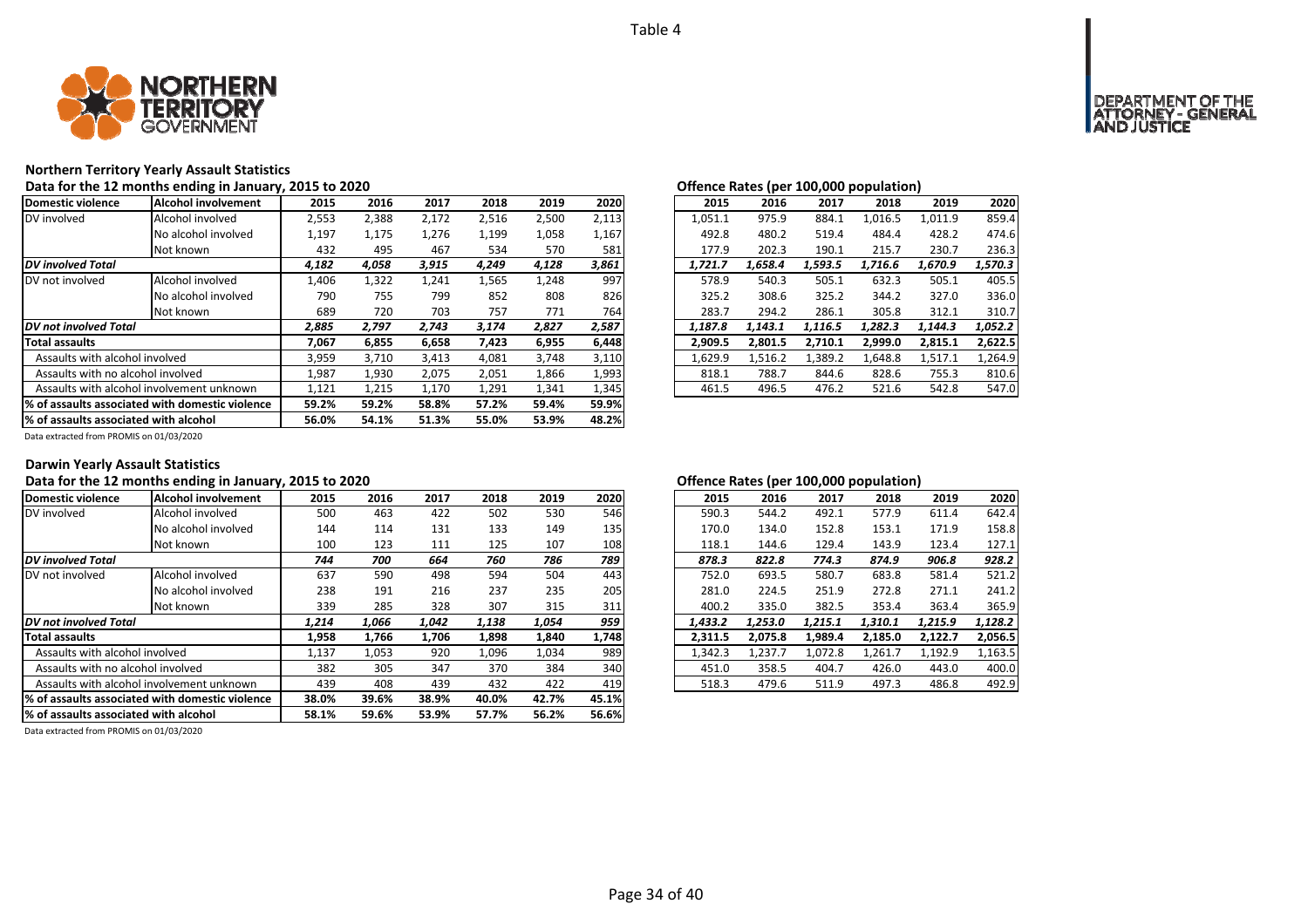Table 4

## Northern Territory Yearly Assault Statistics

**Data for the 12 months ending in January, 2015 to 2020**

| Domestic violence | Alcohol involvement | 2015 | 2016 | 2017 | 2018 | 2019 | 2020 |
|---|---|---|---|---|---|---|---|
| DV involved | Alcohol involved | 2,553 | 2,388 | 2,172 | 2,516 | 2,500 | 2,113 |
| | No alcohol involved | 1,197 | 1,175 | 1,276 | 1,199 | 1,058 | 1,167 |
| | Not known | 432 | 495 | 467 | 534 | 570 | 581 |
| ***DV involved Total*** | | *4,182* | *4,058* | *3,915* | *4,249* | *4,128* | *3,861* |
| DV not involved | Alcohol involved | 1,406 | 1,322 | 1,241 | 1,565 | 1,248 | 997 |
| | No alcohol involved | 790 | 755 | 799 | 852 | 808 | 826 |
| | Not known | 689 | 720 | 703 | 757 | 771 | 764 |
| ***DV not involved Total*** | | *2,885* | *2,797* | *2,743* | *3,174* | *2,827* | *2,587* |
| **Total assaults** | | **7,067** | **6,855** | **6,658** | **7,423** | **6,955** | **6,448** |
| Assaults with alcohol involved | | 3,959 | 3,710 | 3,413 | 4,081 | 3,748 | 3,110 |
| Assaults with no alcohol involved | | 1,987 | 1,930 | 2,075 | 2,051 | 1,866 | 1,993 |
| Assaults with alcohol involvement unknown | | 1,121 | 1,215 | 1,170 | 1,291 | 1,341 | 1,345 |
| **% of assaults associated with domestic violence** | | **59.2%** | **59.2%** | **58.8%** | **57.2%** | **59.4%** | **59.9%** |
| **% of assaults associated with alcohol** | | **56.0%** | **54.1%** | **51.3%** | **55.0%** | **53.9%** | **48.2%** |

Data extracted from PROMIS on 01/03/2020

**Offence Rates (per 100,000 population)**

| Domestic violence | Alcohol involvement | 2015 | 2016 | 2017 | 2018 | 2019 | 2020 |
|---|---|---|---|---|---|---|---|
| DV involved | Alcohol involved | 1,051.1 | 975.9 | 884.1 | 1,016.5 | 1,011.9 | 859.4 |
| | No alcohol involved | 492.8 | 480.2 | 519.4 | 484.4 | 428.2 | 474.6 |
| | Not known | 177.9 | 202.3 | 190.1 | 215.7 | 230.7 | 236.3 |
| ***DV involved Total*** | | *1,721.7* | *1,658.4* | *1,593.5* | *1,716.6* | *1,670.9* | *1,570.3* |
| DV not involved | Alcohol involved | 578.9 | 540.3 | 505.1 | 632.3 | 505.1 | 405.5 |
| | No alcohol involved | 325.2 | 308.6 | 325.2 | 344.2 | 327.0 | 336.0 |
| | Not known | 283.7 | 294.2 | 286.1 | 305.8 | 312.1 | 310.7 |
| ***DV not involved Total*** | | *1,187.8* | *1,143.1* | *1,116.5* | *1,282.3* | *1,144.3* | *1,052.2* |
| **Total assaults** | | **2,909.5** | **2,801.5** | **2,710.1** | **2,999.0** | **2,815.1** | **2,622.5** |
| Assaults with alcohol involved | | 1,629.9 | 1,516.2 | 1,389.2 | 1,648.8 | 1,517.1 | 1,264.9 |
| Assaults with no alcohol involved | | 818.1 | 788.7 | 844.6 | 828.6 | 755.3 | 810.6 |
| Assaults with alcohol involvement unknown | | 461.5 | 496.5 | 476.2 | 521.6 | 542.8 | 547.0 |

## Darwin Yearly Assault Statistics

**Data for the 12 months ending in January, 2015 to 2020**

| Domestic violence | Alcohol involvement | 2015 | 2016 | 2017 | 2018 | 2019 | 2020 |
|---|---|---|---|---|---|---|---|
| DV involved | Alcohol involved | 500 | 463 | 422 | 502 | 530 | 546 |
| | No alcohol involved | 144 | 114 | 131 | 133 | 149 | 135 |
| | Not known | 100 | 123 | 111 | 125 | 107 | 108 |
| ***DV involved Total*** | | *744* | *700* | *664* | *760* | *786* | *789* |
| DV not involved | Alcohol involved | 637 | 590 | 498 | 594 | 504 | 443 |
| | No alcohol involved | 238 | 191 | 216 | 237 | 235 | 205 |
| | Not known | 339 | 285 | 328 | 307 | 315 | 311 |
| ***DV not involved Total*** | | *1,214* | *1,066* | *1,042* | *1,138* | *1,054* | *959* |
| **Total assaults** | | **1,958** | **1,766** | **1,706** | **1,898** | **1,840** | **1,748** |
| Assaults with alcohol involved | | 1,137 | 1,053 | 920 | 1,096 | 1,034 | 989 |
| Assaults with no alcohol involved | | 382 | 305 | 347 | 370 | 384 | 340 |
| Assaults with alcohol involvement unknown | | 439 | 408 | 439 | 432 | 422 | 419 |
| **% of assaults associated with domestic violence** | | **38.0%** | **39.6%** | **38.9%** | **40.0%** | **42.7%** | **45.1%** |
| **% of assaults associated with alcohol** | | **58.1%** | **59.6%** | **53.9%** | **57.7%** | **56.2%** | **56.6%** |

Data extracted from PROMIS on 01/03/2020

**Offence Rates (per 100,000 population)**

| Domestic violence | Alcohol involvement | 2015 | 2016 | 2017 | 2018 | 2019 | 2020 |
|---|---|---|---|---|---|---|---|
| DV involved | Alcohol involved | 590.3 | 544.2 | 492.1 | 577.9 | 611.4 | 642.4 |
| | No alcohol involved | 170.0 | 134.0 | 152.8 | 153.1 | 171.9 | 158.8 |
| | Not known | 118.1 | 144.6 | 129.4 | 143.9 | 123.4 | 127.1 |
| ***DV involved Total*** | | *878.3* | *822.8* | *774.3* | *874.9* | *906.8* | *928.2* |
| DV not involved | Alcohol involved | 752.0 | 693.5 | 580.7 | 683.8 | 581.4 | 521.2 |
| | No alcohol involved | 281.0 | 224.5 | 251.9 | 272.8 | 271.1 | 241.2 |
| | Not known | 400.2 | 335.0 | 382.5 | 353.4 | 363.4 | 365.9 |
| ***DV not involved Total*** | | *1,433.2* | *1,253.0* | *1,215.1* | *1,310.1* | *1,215.9* | *1,128.2* |
| **Total assaults** | | **2,311.5** | **2,075.8** | **1,989.4** | **2,185.0** | **2,122.7** | **2,056.5** |
| Assaults with alcohol involved | | 1,342.3 | 1,237.7 | 1,072.8 | 1,261.7 | 1,192.9 | 1,163.5 |
| Assaults with no alcohol involved | | 451.0 | 358.5 | 404.7 | 426.0 | 443.0 | 400.0 |
| Assaults with alcohol involvement unknown | | 518.3 | 479.6 | 511.9 | 497.3 | 486.8 | 492.9 |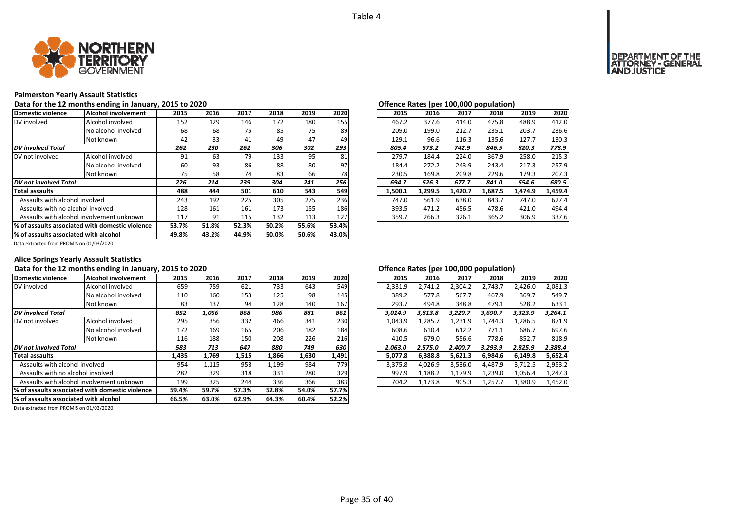Table 4

## Palmerston Yearly Assault Statistics

Data for the 12 months ending in January, 2015 to 2020

| Domestic violence | Alcohol involvement | 2015 | 2016 | 2017 | 2018 | 2019 | 2020 |
|---|---|---|---|---|---|---|---|
| DV involved | Alcohol involved | 152 | 129 | 146 | 172 | 180 | 155 |
| | No alcohol involved | 68 | 68 | 75 | 85 | 75 | 89 |
| | Not known | 42 | 33 | 41 | 49 | 47 | 49 |
| *DV involved Total* | | *262* | *230* | *262* | *306* | *302* | *293* |
| DV not involved | Alcohol involved | 91 | 63 | 79 | 133 | 95 | 81 |
| | No alcohol involved | 60 | 93 | 86 | 88 | 80 | 97 |
| | Not known | 75 | 58 | 74 | 83 | 66 | 78 |
| *DV not involved Total* | | *226* | *214* | *239* | *304* | *241* | *256* |
| **Total assaults** | | 488 | 444 | 501 | 610 | 543 | 549 |
| Assaults with alcohol involved | | 243 | 192 | 225 | 305 | 275 | 236 |
| Assaults with no alcohol involved | | 128 | 161 | 161 | 173 | 155 | 186 |
| Assaults with alcohol involvement unknown | | 117 | 91 | 115 | 132 | 113 | 127 |
| **% of assaults associated with domestic violence** | | 53.7% | 51.8% | 52.3% | 50.2% | 55.6% | 53.4% |
| **% of assaults associated with alcohol** | | 49.8% | 43.2% | 44.9% | 50.0% | 50.6% | 43.0% |

Data extracted from PROMIS on 01/03/2020

Offence Rates (per 100,000 population)

| 2015 | 2016 | 2017 | 2018 | 2019 | 2020 |
|---|---|---|---|---|---|
| 467.2 | 377.6 | 414.0 | 475.8 | 488.9 | 412.0 |
| 209.0 | 199.0 | 212.7 | 235.1 | 203.7 | 236.6 |
| 129.1 | 96.6 | 116.3 | 135.6 | 127.7 | 130.3 |
| *805.4* | *673.2* | *742.9* | *846.5* | *820.3* | *778.9* |
| 279.7 | 184.4 | 224.0 | 367.9 | 258.0 | 215.3 |
| 184.4 | 272.2 | 243.9 | 243.4 | 217.3 | 257.9 |
| 230.5 | 169.8 | 209.8 | 229.6 | 179.3 | 207.3 |
| *694.7* | *626.3* | *677.7* | *841.0* | *654.6* | *680.5* |
| 1,500.1 | 1,299.5 | 1,420.7 | 1,687.5 | 1,474.9 | 1,459.4 |
| 747.0 | 561.9 | 638.0 | 843.7 | 747.0 | 627.4 |
| 393.5 | 471.2 | 456.5 | 478.6 | 421.0 | 494.4 |
| 359.7 | 266.3 | 326.1 | 365.2 | 306.9 | 337.6 |

## Alice Springs Yearly Assault Statistics

Data for the 12 months ending in January, 2015 to 2020

| Domestic violence | Alcohol involvement | 2015 | 2016 | 2017 | 2018 | 2019 | 2020 |
|---|---|---|---|---|---|---|---|
| DV involved | Alcohol involved | 659 | 759 | 621 | 733 | 643 | 549 |
| | No alcohol involved | 110 | 160 | 153 | 125 | 98 | 145 |
| | Not known | 83 | 137 | 94 | 128 | 140 | 167 |
| *DV involved Total* | | *852* | *1,056* | *868* | *986* | *881* | *861* |
| DV not involved | Alcohol involved | 295 | 356 | 332 | 466 | 341 | 230 |
| | No alcohol involved | 172 | 169 | 165 | 206 | 182 | 184 |
| | Not known | 116 | 188 | 150 | 208 | 226 | 216 |
| *DV not involved Total* | | *583* | *713* | *647* | *880* | *749* | *630* |
| **Total assaults** | | 1,435 | 1,769 | 1,515 | 1,866 | 1,630 | 1,491 |
| Assaults with alcohol involved | | 954 | 1,115 | 953 | 1,199 | 984 | 779 |
| Assaults with no alcohol involved | | 282 | 329 | 318 | 331 | 280 | 329 |
| Assaults with alcohol involvement unknown | | 199 | 325 | 244 | 336 | 366 | 383 |
| **% of assaults associated with domestic violence** | | 59.4% | 59.7% | 57.3% | 52.8% | 54.0% | 57.7% |
| **% of assaults associated with alcohol** | | 66.5% | 63.0% | 62.9% | 64.3% | 60.4% | 52.2% |

Data extracted from PROMIS on 01/03/2020

Offence Rates (per 100,000 population)

| 2015 | 2016 | 2017 | 2018 | 2019 | 2020 |
|---|---|---|---|---|---|
| 2,331.9 | 2,741.2 | 2,304.2 | 2,743.7 | 2,426.0 | 2,081.3 |
| 389.2 | 577.8 | 567.7 | 467.9 | 369.7 | 549.7 |
| 293.7 | 494.8 | 348.8 | 479.1 | 528.2 | 633.1 |
| *3,014.9* | *3,813.8* | *3,220.7* | *3,690.7* | *3,323.9* | *3,264.1* |
| 1,043.9 | 1,285.7 | 1,231.9 | 1,744.3 | 1,286.5 | 871.9 |
| 608.6 | 610.4 | 612.2 | 771.1 | 686.7 | 697.6 |
| 410.5 | 679.0 | 556.6 | 778.6 | 852.7 | 818.9 |
| *2,063.0* | *2,575.0* | *2,400.7* | *3,293.9* | *2,825.9* | *2,388.4* |
| 5,077.8 | 6,388.8 | 5,621.3 | 6,984.6 | 6,149.8 | 5,652.4 |
| 3,375.8 | 4,026.9 | 3,536.0 | 4,487.9 | 3,712.5 | 2,953.2 |
| 997.9 | 1,188.2 | 1,179.9 | 1,239.0 | 1,056.4 | 1,247.3 |
| 704.2 | 1,173.8 | 905.3 | 1,257.7 | 1,380.9 | 1,452.0 |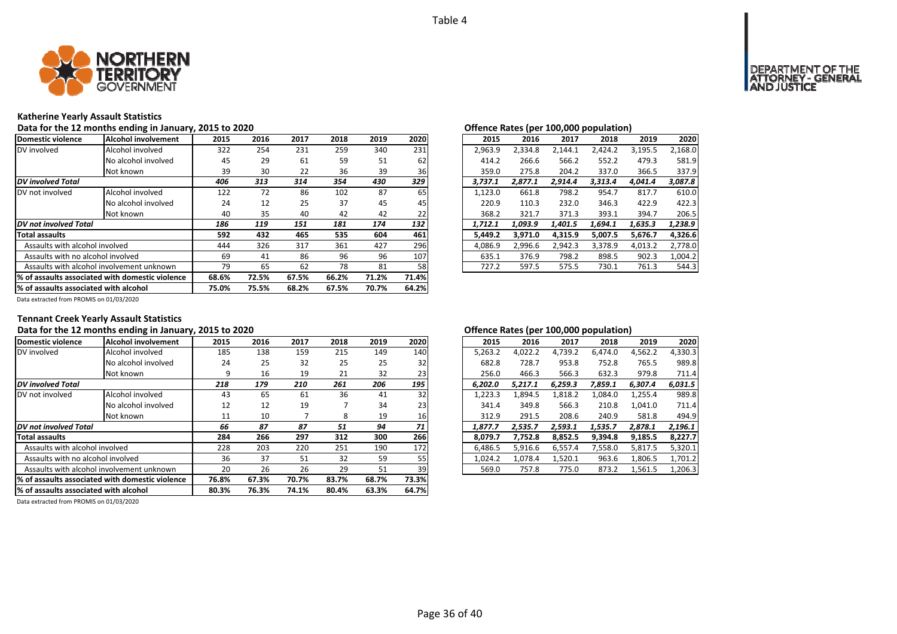Table 4

### Katherine Yearly Assault Statistics

Data for the 12 months ending in January, 2015 to 2020

| Domestic violence | Alcohol involvement | 2015 | 2016 | 2017 | 2018 | 2019 | 2020 |
|---|---|---|---|---|---|---|---|
| DV involved | Alcohol involved | 322 | 254 | 231 | 259 | 340 | 231 |
| | No alcohol involved | 45 | 29 | 61 | 59 | 51 | 62 |
| | Not known | 39 | 30 | 22 | 36 | 39 | 36 |
| *DV involved Total* | | *406* | *313* | *314* | *354* | *430* | *329* |
| DV not involved | Alcohol involved | 122 | 72 | 86 | 102 | 87 | 65 |
| | No alcohol involved | 24 | 12 | 25 | 37 | 45 | 45 |
| | Not known | 40 | 35 | 40 | 42 | 42 | 22 |
| *DV not involved Total* | | *186* | *119* | *151* | *181* | *174* | *132* |
| **Total assaults** | | **592** | **432** | **465** | **535** | **604** | **461** |
| Assaults with alcohol involved | | 444 | 326 | 317 | 361 | 427 | 296 |
| Assaults with no alcohol involved | | 69 | 41 | 86 | 96 | 96 | 107 |
| Assaults with alcohol involvement unknown | | 79 | 65 | 62 | 78 | 81 | 58 |
| **% of assaults associated with domestic violence** | | **68.6%** | **72.5%** | **67.5%** | **66.2%** | **71.2%** | **71.4%** |
| **% of assaults associated with alcohol** | | **75.0%** | **75.5%** | **68.2%** | **67.5%** | **70.7%** | **64.2%** |

Data extracted from PROMIS on 01/03/2020

Offence Rates (per 100,000 population)

| Domestic violence | Alcohol involvement | 2015 | 2016 | 2017 | 2018 | 2019 | 2020 |
|---|---|---|---|---|---|---|---|
| DV involved | Alcohol involved | 2,963.9 | 2,334.8 | 2,144.1 | 2,424.2 | 3,195.5 | 2,168.0 |
| | No alcohol involved | 414.2 | 266.6 | 566.2 | 552.2 | 479.3 | 581.9 |
| | Not known | 359.0 | 275.8 | 204.2 | 337.0 | 366.5 | 337.9 |
| *DV involved Total* | | *3,737.1* | *2,877.1* | *2,914.4* | *3,313.4* | *4,041.4* | *3,087.8* |
| DV not involved | Alcohol involved | 1,123.0 | 661.8 | 798.2 | 954.7 | 817.7 | 610.0 |
| | No alcohol involved | 220.9 | 110.3 | 232.0 | 346.3 | 422.9 | 422.3 |
| | Not known | 368.2 | 321.7 | 371.3 | 393.1 | 394.7 | 206.5 |
| *DV not involved Total* | | *1,712.1* | *1,093.9* | *1,401.5* | *1,694.1* | *1,635.3* | *1,238.9* |
| **Total assaults** | | **5,449.2** | **3,971.0** | **4,315.9** | **5,007.5** | **5,676.7** | **4,326.6** |
| Assaults with alcohol involved | | 4,086.9 | 2,996.6 | 2,942.3 | 3,378.9 | 4,013.2 | 2,778.0 |
| Assaults with no alcohol involved | | 635.1 | 376.9 | 798.2 | 898.5 | 902.3 | 1,004.2 |
| Assaults with alcohol involvement unknown | | 727.2 | 597.5 | 575.5 | 730.1 | 761.3 | 544.3 |

### Tennant Creek Yearly Assault Statistics

Data for the 12 months ending in January, 2015 to 2020

| Domestic violence | Alcohol involvement | 2015 | 2016 | 2017 | 2018 | 2019 | 2020 |
|---|---|---|---|---|---|---|---|
| DV involved | Alcohol involved | 185 | 138 | 159 | 215 | 149 | 140 |
| | No alcohol involved | 24 | 25 | 32 | 25 | 25 | 32 |
| | Not known | 9 | 16 | 19 | 21 | 32 | 23 |
| *DV involved Total* | | *218* | *179* | *210* | *261* | *206* | *195* |
| DV not involved | Alcohol involved | 43 | 65 | 61 | 36 | 41 | 32 |
| | No alcohol involved | 12 | 12 | 19 | 7 | 34 | 23 |
| | Not known | 11 | 10 | 7 | 8 | 19 | 16 |
| *DV not involved Total* | | *66* | *87* | *87* | *51* | *94* | *71* |
| **Total assaults** | | **284** | **266** | **297** | **312** | **300** | **266** |
| Assaults with alcohol involved | | 228 | 203 | 220 | 251 | 190 | 172 |
| Assaults with no alcohol involved | | 36 | 37 | 51 | 32 | 59 | 55 |
| Assaults with alcohol involvement unknown | | 20 | 26 | 26 | 29 | 51 | 39 |
| **% of assaults associated with domestic violence** | | **76.8%** | **67.3%** | **70.7%** | **83.7%** | **68.7%** | **73.3%** |
| **% of assaults associated with alcohol** | | **80.3%** | **76.3%** | **74.1%** | **80.4%** | **63.3%** | **64.7%** |

Data extracted from PROMIS on 01/03/2020

Offence Rates (per 100,000 population)

| Domestic violence | Alcohol involvement | 2015 | 2016 | 2017 | 2018 | 2019 | 2020 |
|---|---|---|---|---|---|---|---|
| DV involved | Alcohol involved | 5,263.2 | 4,022.2 | 4,739.2 | 6,474.0 | 4,562.2 | 4,330.3 |
| | No alcohol involved | 682.8 | 728.7 | 953.8 | 752.8 | 765.5 | 989.8 |
| | Not known | 256.0 | 466.3 | 566.3 | 632.3 | 979.8 | 711.4 |
| *DV involved Total* | | *6,202.0* | *5,217.1* | *6,259.3* | *7,859.1* | *6,307.4* | *6,031.5* |
| DV not involved | Alcohol involved | 1,223.3 | 1,894.5 | 1,818.2 | 1,084.0 | 1,255.4 | 989.8 |
| | No alcohol involved | 341.4 | 349.8 | 566.3 | 210.8 | 1,041.0 | 711.4 |
| | Not known | 312.9 | 291.5 | 208.6 | 240.9 | 581.8 | 494.9 |
| *DV not involved Total* | | *1,877.7* | *2,535.7* | *2,593.1* | *1,535.7* | *2,878.1* | *2,196.1* |
| **Total assaults** | | **8,079.7** | **7,752.8** | **8,852.5** | **9,394.8** | **9,185.5** | **8,227.7** |
| Assaults with alcohol involved | | 6,486.5 | 5,916.6 | 6,557.4 | 7,558.0 | 5,817.5 | 5,320.1 |
| Assaults with no alcohol involved | | 1,024.2 | 1,078.4 | 1,520.1 | 963.6 | 1,806.5 | 1,701.2 |
| Assaults with alcohol involvement unknown | | 569.0 | 757.8 | 775.0 | 873.2 | 1,561.5 | 1,206.3 |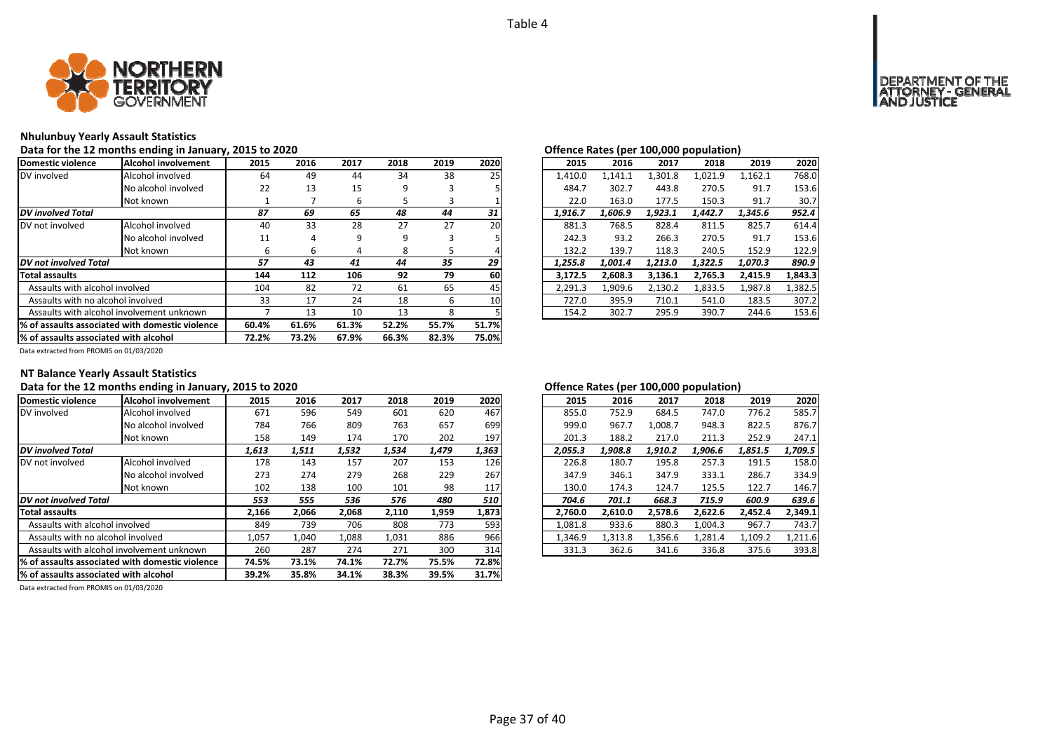Table 4

## Nhulunbuy Yearly Assault Statistics

Data for the 12 months ending in January, 2015 to 2020

| Domestic violence | Alcohol involvement | 2015 | 2016 | 2017 | 2018 | 2019 | 2020 |
|---|---|---|---|---|---|---|---|
| DV involved | Alcohol involved | 64 | 49 | 44 | 34 | 38 | 25 |
| | No alcohol involved | 22 | 13 | 15 | 9 | 3 | 5 |
| | Not known | 1 | 7 | 6 | 5 | 3 | 1 |
| *DV involved Total* | | *87* | *69* | *65* | *48* | *44* | *31* |
| DV not involved | Alcohol involved | 40 | 33 | 28 | 27 | 27 | 20 |
| | No alcohol involved | 11 | 4 | 9 | 9 | 3 | 5 |
| | Not known | 6 | 6 | 4 | 8 | 5 | 4 |
| *DV not involved Total* | | *57* | *43* | *41* | *44* | *35* | *29* |
| **Total assaults** | | **144** | **112** | **106** | **92** | **79** | **60** |
| Assaults with alcohol involved | | 104 | 82 | 72 | 61 | 65 | 45 |
| Assaults with no alcohol involved | | 33 | 17 | 24 | 18 | 6 | 10 |
| Assaults with alcohol involvement unknown | | 7 | 13 | 10 | 13 | 8 | 5 |
| **% of assaults associated with domestic violence** | | **60.4%** | **61.6%** | **61.3%** | **52.2%** | **55.7%** | **51.7%** |
| **% of assaults associated with alcohol** | | **72.2%** | **73.2%** | **67.9%** | **66.3%** | **82.3%** | **75.0%** |

Data extracted from PROMIS on 01/03/2020

Offence Rates (per 100,000 population)

| 2015 | 2016 | 2017 | 2018 | 2019 | 2020 |
|---|---|---|---|---|---|
| 1,410.0 | 1,141.1 | 1,301.8 | 1,021.9 | 1,162.1 | 768.0 |
| 484.7 | 302.7 | 443.8 | 270.5 | 91.7 | 153.6 |
| 22.0 | 163.0 | 177.5 | 150.3 | 91.7 | 30.7 |
| *1,916.7* | *1,606.9* | *1,923.1* | *1,442.7* | *1,345.6* | *952.4* |
| 881.3 | 768.5 | 828.4 | 811.5 | 825.7 | 614.4 |
| 242.3 | 93.2 | 266.3 | 270.5 | 91.7 | 153.6 |
| 132.2 | 139.7 | 118.3 | 240.5 | 152.9 | 122.9 |
| *1,255.8* | *1,001.4* | *1,213.0* | *1,322.5* | *1,070.3* | *890.9* |
| **3,172.5** | **2,608.3** | **3,136.1** | **2,765.3** | **2,415.9** | **1,843.3** |
| 2,291.3 | 1,909.6 | 2,130.2 | 1,833.5 | 1,987.8 | 1,382.5 |
| 727.0 | 395.9 | 710.1 | 541.0 | 183.5 | 307.2 |
| 154.2 | 302.7 | 295.9 | 390.7 | 244.6 | 153.6 |

## NT Balance Yearly Assault Statistics

Data for the 12 months ending in January, 2015 to 2020

| Domestic violence | Alcohol involvement | 2015 | 2016 | 2017 | 2018 | 2019 | 2020 |
|---|---|---|---|---|---|---|---|
| DV involved | Alcohol involved | 671 | 596 | 549 | 601 | 620 | 467 |
| | No alcohol involved | 784 | 766 | 809 | 763 | 657 | 699 |
| | Not known | 158 | 149 | 174 | 170 | 202 | 197 |
| *DV involved Total* | | *1,613* | *1,511* | *1,532* | *1,534* | *1,479* | *1,363* |
| DV not involved | Alcohol involved | 178 | 143 | 157 | 207 | 153 | 126 |
| | No alcohol involved | 273 | 274 | 279 | 268 | 229 | 267 |
| | Not known | 102 | 138 | 100 | 101 | 98 | 117 |
| *DV not involved Total* | | *553* | *555* | *536* | *576* | *480* | *510* |
| **Total assaults** | | **2,166** | **2,066** | **2,068** | **2,110** | **1,959** | **1,873** |
| Assaults with alcohol involved | | 849 | 739 | 706 | 808 | 773 | 593 |
| Assaults with no alcohol involved | | 1,057 | 1,040 | 1,088 | 1,031 | 886 | 966 |
| Assaults with alcohol involvement unknown | | 260 | 287 | 274 | 271 | 300 | 314 |
| **% of assaults associated with domestic violence** | | **74.5%** | **73.1%** | **74.1%** | **72.7%** | **75.5%** | **72.8%** |
| **% of assaults associated with alcohol** | | **39.2%** | **35.8%** | **34.1%** | **38.3%** | **39.5%** | **31.7%** |

Data extracted from PROMIS on 01/03/2020

Offence Rates (per 100,000 population)

| 2015 | 2016 | 2017 | 2018 | 2019 | 2020 |
|---|---|---|---|---|---|
| 855.0 | 752.9 | 684.5 | 747.0 | 776.2 | 585.7 |
| 999.0 | 967.7 | 1,008.7 | 948.3 | 822.5 | 876.7 |
| 201.3 | 188.2 | 217.0 | 211.3 | 252.9 | 247.1 |
| *2,055.3* | *1,908.8* | *1,910.2* | *1,906.6* | *1,851.5* | *1,709.5* |
| 226.8 | 180.7 | 195.8 | 257.3 | 191.5 | 158.0 |
| 347.9 | 346.1 | 347.9 | 333.1 | 286.7 | 334.9 |
| 130.0 | 174.3 | 124.7 | 125.5 | 122.7 | 146.7 |
| *704.6* | *701.1* | *668.3* | *715.9* | *600.9* | *639.6* |
| **2,760.0** | **2,610.0** | **2,578.6** | **2,622.6** | **2,452.4** | **2,349.1** |
| 1,081.8 | 933.6 | 880.3 | 1,004.3 | 967.7 | 743.7 |
| 1,346.9 | 1,313.8 | 1,356.6 | 1,281.4 | 1,109.2 | 1,211.6 |
| 331.3 | 362.6 | 341.6 | 336.8 | 375.6 | 393.8 |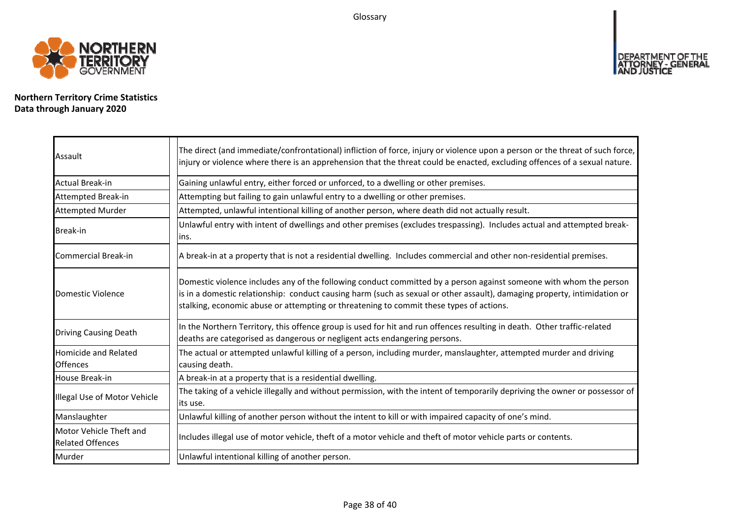# Glossary

**Northern Territory Crime Statistics**
**Data through January 2020**

| Term | Definition |
|---|---|
| Assault | The direct (and immediate/confrontational) infliction of force, injury or violence upon a person or the threat of such force, injury or violence where there is an apprehension that the threat could be enacted, excluding offences of a sexual nature. |
| Actual Break-in | Gaining unlawful entry, either forced or unforced, to a dwelling or other premises. |
| Attempted Break-in | Attempting but failing to gain unlawful entry to a dwelling or other premises. |
| Attempted Murder | Attempted, unlawful intentional killing of another person, where death did not actually result. |
| Break-in | Unlawful entry with intent of dwellings and other premises (excludes trespassing). Includes actual and attempted break-ins. |
| Commercial Break-in | A break-in at a property that is not a residential dwelling. Includes commercial and other non-residential premises. |
| Domestic Violence | Domestic violence includes any of the following conduct committed by a person against someone with whom the person is in a domestic relationship: conduct causing harm (such as sexual or other assault), damaging property, intimidation or stalking, economic abuse or attempting or threatening to commit these types of actions. |
| Driving Causing Death | In the Northern Territory, this offence group is used for hit and run offences resulting in death. Other traffic-related deaths are categorised as dangerous or negligent acts endangering persons. |
| Homicide and Related Offences | The actual or attempted unlawful killing of a person, including murder, manslaughter, attempted murder and driving causing death. |
| House Break-in | A break-in at a property that is a residential dwelling. |
| Illegal Use of Motor Vehicle | The taking of a vehicle illegally and without permission, with the intent of temporarily depriving the owner or possessor of its use. |
| Manslaughter | Unlawful killing of another person without the intent to kill or with impaired capacity of one's mind. |
| Motor Vehicle Theft and Related Offences | Includes illegal use of motor vehicle, theft of a motor vehicle and theft of motor vehicle parts or contents. |
| Murder | Unlawful intentional killing of another person. |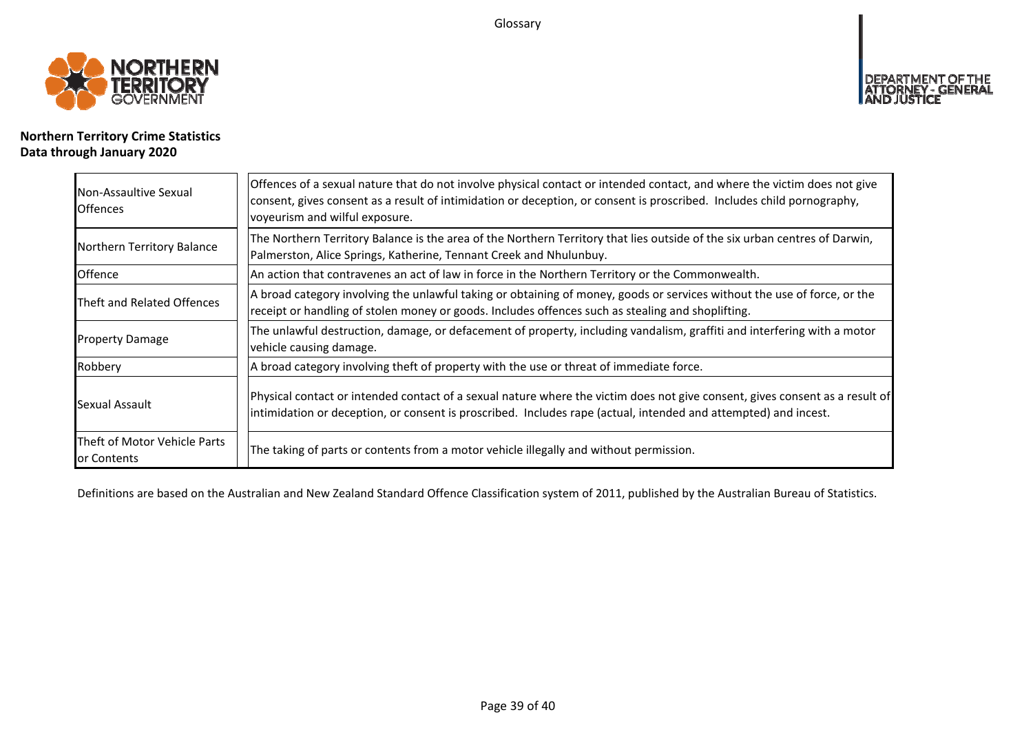**Northern Territory Crime Statistics**
**Data through January 2020**

| | |
|---|---|
| Non-Assaultive Sexual Offences | Offences of a sexual nature that do not involve physical contact or intended contact, and where the victim does not give consent, gives consent as a result of intimidation or deception, or consent is proscribed. Includes child pornography, voyeurism and wilful exposure. |
| Northern Territory Balance | The Northern Territory Balance is the area of the Northern Territory that lies outside of the six urban centres of Darwin, Palmerston, Alice Springs, Katherine, Tennant Creek and Nhulunbuy. |
| Offence | An action that contravenes an act of law in force in the Northern Territory or the Commonwealth. |
| Theft and Related Offences | A broad category involving the unlawful taking or obtaining of money, goods or services without the use of force, or the receipt or handling of stolen money or goods. Includes offences such as stealing and shoplifting. |
| Property Damage | The unlawful destruction, damage, or defacement of property, including vandalism, graffiti and interfering with a motor vehicle causing damage. |
| Robbery | A broad category involving theft of property with the use or threat of immediate force. |
| Sexual Assault | Physical contact or intended contact of a sexual nature where the victim does not give consent, gives consent as a result of intimidation or deception, or consent is proscribed. Includes rape (actual, intended and attempted) and incest. |
| Theft of Motor Vehicle Parts or Contents | The taking of parts or contents from a motor vehicle illegally and without permission. |

Definitions are based on the Australian and New Zealand Standard Offence Classification system of 2011, published by the Australian Bureau of Statistics.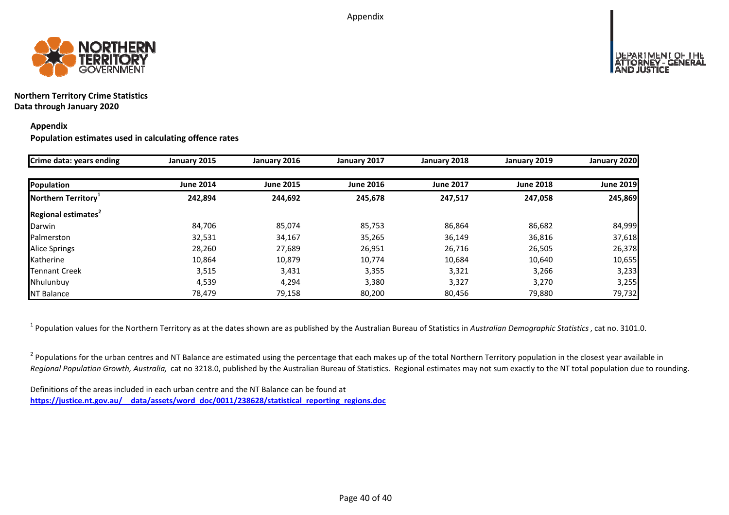**Northern Territory Crime Statistics**
**Data through January 2020**

### Appendix

**Population estimates used in calculating offence rates**

| Crime data: years ending | January 2015 | January 2016 | January 2017 | January 2018 | January 2019 | January 2020 |
|---|---|---|---|---|---|---|
| **Population** | **June 2014** | **June 2015** | **June 2016** | **June 2017** | **June 2018** | **June 2019** |
| **Northern Territory[1]** | **242,894** | **244,692** | **245,678** | **247,517** | **247,058** | **245,869** |
| **Regional estimates[2]** | | | | | | |
| Darwin | 84,706 | 85,074 | 85,753 | 86,864 | 86,682 | 84,999 |
| Palmerston | 32,531 | 34,167 | 35,265 | 36,149 | 36,816 | 37,618 |
| Alice Springs | 28,260 | 27,689 | 26,951 | 26,716 | 26,505 | 26,378 |
| Katherine | 10,864 | 10,879 | 10,774 | 10,684 | 10,640 | 10,655 |
| Tennant Creek | 3,515 | 3,431 | 3,355 | 3,321 | 3,266 | 3,233 |
| Nhulunbuy | 4,539 | 4,294 | 3,380 | 3,327 | 3,270 | 3,255 |
| NT Balance | 78,479 | 79,158 | 80,200 | 80,456 | 79,880 | 79,732 |

[1] Population values for the Northern Territory as at the dates shown are as published by the Australian Bureau of Statistics in *Australian Demographic Statistics* , cat no. 3101.0.

[2] Populations for the urban centres and NT Balance are estimated using the percentage that each makes up of the total Northern Territory population in the closest year available in *Regional Population Growth, Australia,* cat no 3218.0, published by the Australian Bureau of Statistics. Regional estimates may not sum exactly to the NT total population due to rounding.

Definitions of the areas included in each urban centre and the NT Balance can be found at
**https://justice.nt.gov.au/__data/assets/word_doc/0011/238628/statistical_reporting_regions.doc**